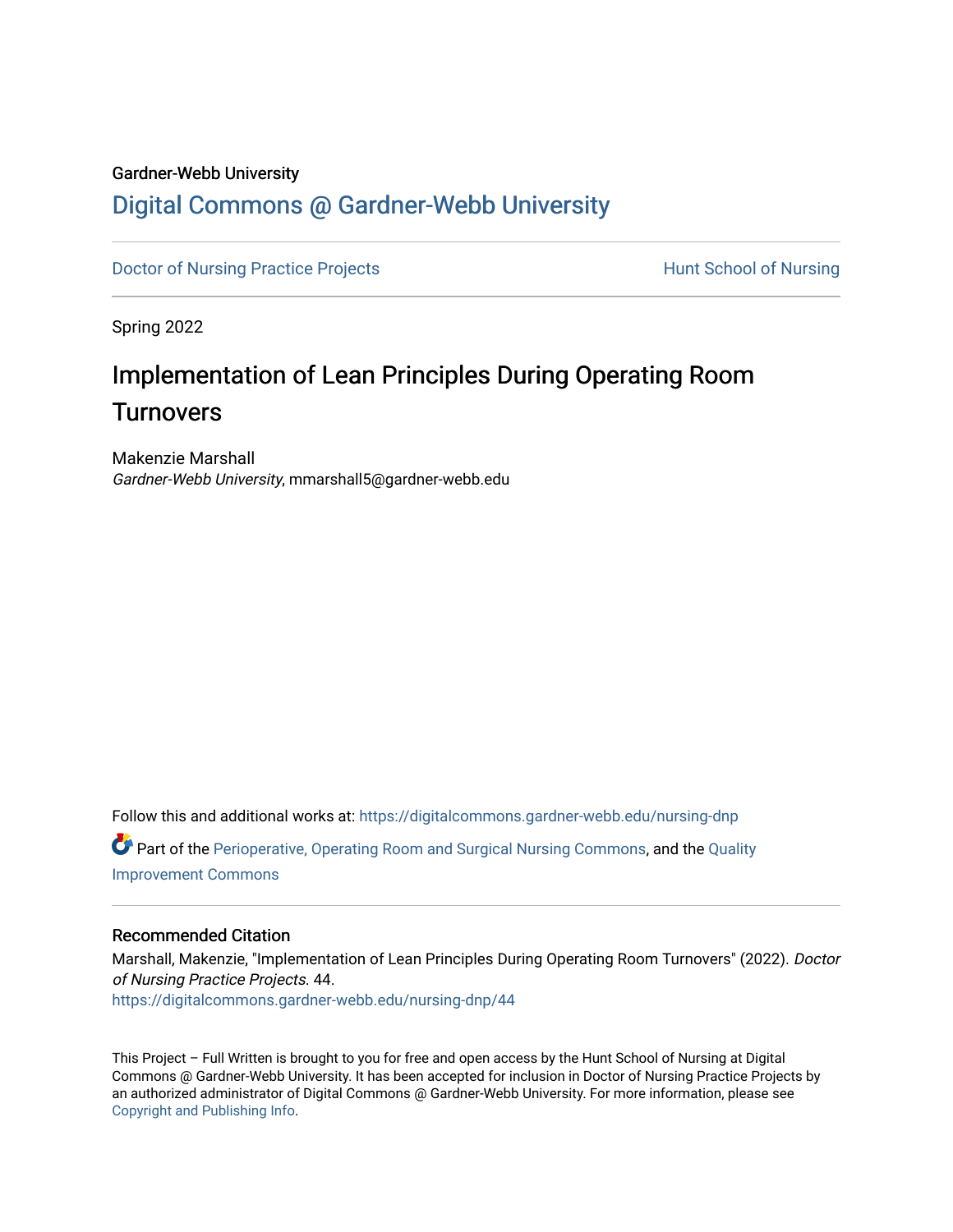Gardner-Webb University

# Digital Commons @ Gardner-Webb University

Doctor of Nursing Practice Projects | Hunt School of Nursing

Spring 2022

## Implementation of Lean Principles During Operating Room Turnovers

Makenzie Marshall
*Gardner-Webb University*, mmarshall5@gardner-webb.edu

Follow this and additional works at: https://digitalcommons.gardner-webb.edu/nursing-dnp

Part of the Perioperative, Operating Room and Surgical Nursing Commons, and the Quality Improvement Commons

### Recommended Citation

Marshall, Makenzie, "Implementation of Lean Principles During Operating Room Turnovers" (2022). *Doctor of Nursing Practice Projects*. 44.
https://digitalcommons.gardner-webb.edu/nursing-dnp/44

This Project – Full Written is brought to you for free and open access by the Hunt School of Nursing at Digital Commons @ Gardner-Webb University. It has been accepted for inclusion in Doctor of Nursing Practice Projects by an authorized administrator of Digital Commons @ Gardner-Webb University. For more information, please see Copyright and Publishing Info.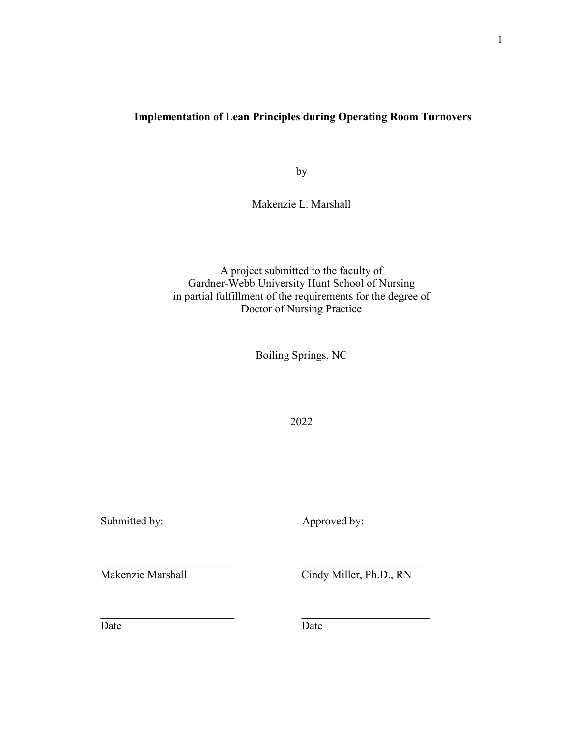# Implementation of Lean Principles during Operating Room Turnovers

by

Makenzie L. Marshall

A project submitted to the faculty of
Gardner-Webb University Hunt School of Nursing
in partial fulfillment of the requirements for the degree of
Doctor of Nursing Practice

Boiling Springs, NC

2022

| Submitted by: | Approved by: |
|---|---|
| ______________________ | ______________________ |
| Makenzie Marshall | Cindy Miller, Ph.D., RN |
| ______________________ | ______________________ |
| Date | Date |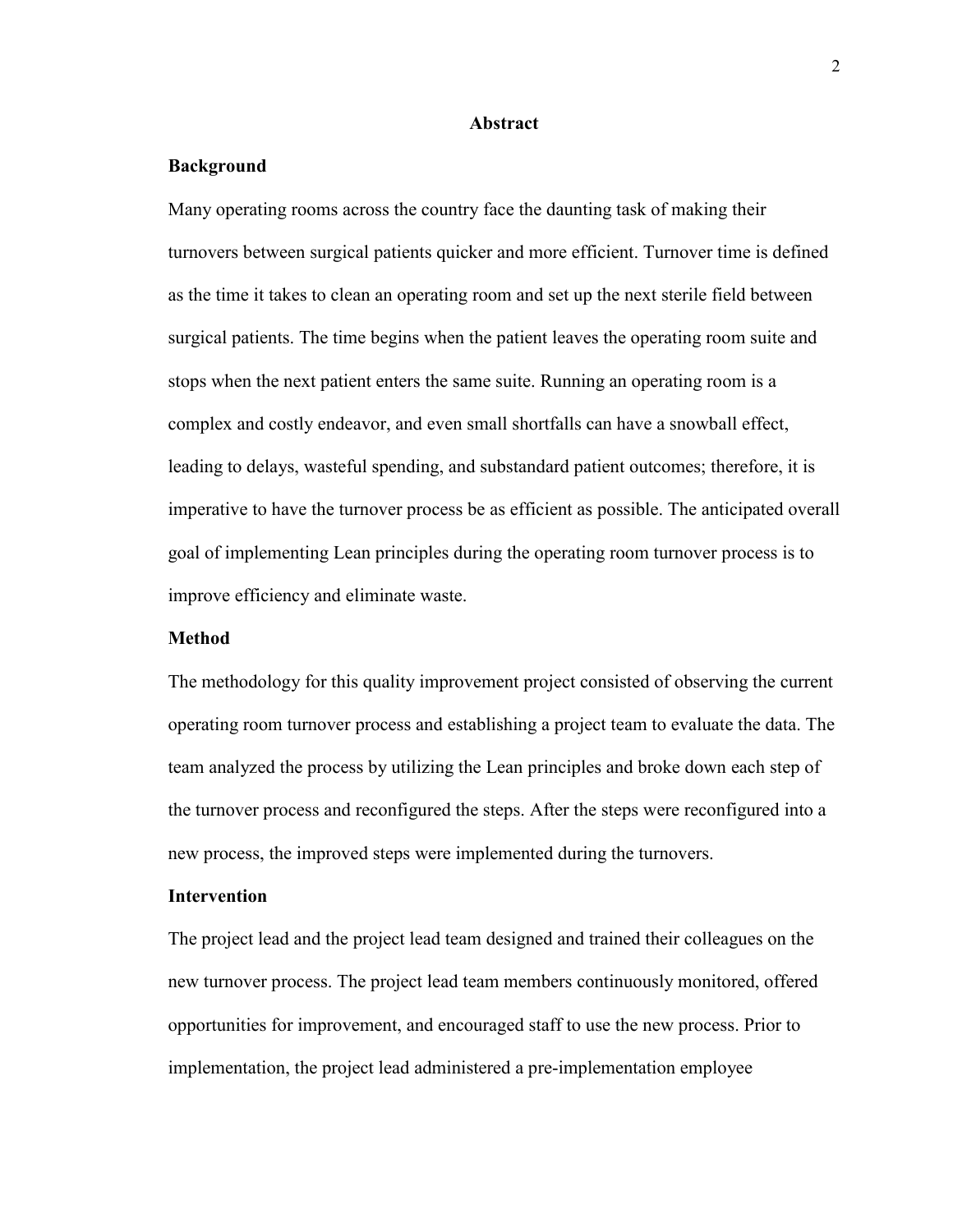## Abstract

### Background

Many operating rooms across the country face the daunting task of making their turnovers between surgical patients quicker and more efficient. Turnover time is defined as the time it takes to clean an operating room and set up the next sterile field between surgical patients. The time begins when the patient leaves the operating room suite and stops when the next patient enters the same suite. Running an operating room is a complex and costly endeavor, and even small shortfalls can have a snowball effect, leading to delays, wasteful spending, and substandard patient outcomes; therefore, it is imperative to have the turnover process be as efficient as possible. The anticipated overall goal of implementing Lean principles during the operating room turnover process is to improve efficiency and eliminate waste.

### Method

The methodology for this quality improvement project consisted of observing the current operating room turnover process and establishing a project team to evaluate the data. The team analyzed the process by utilizing the Lean principles and broke down each step of the turnover process and reconfigured the steps. After the steps were reconfigured into a new process, the improved steps were implemented during the turnovers.

### Intervention

The project lead and the project lead team designed and trained their colleagues on the new turnover process. The project lead team members continuously monitored, offered opportunities for improvement, and encouraged staff to use the new process. Prior to implementation, the project lead administered a pre-implementation employee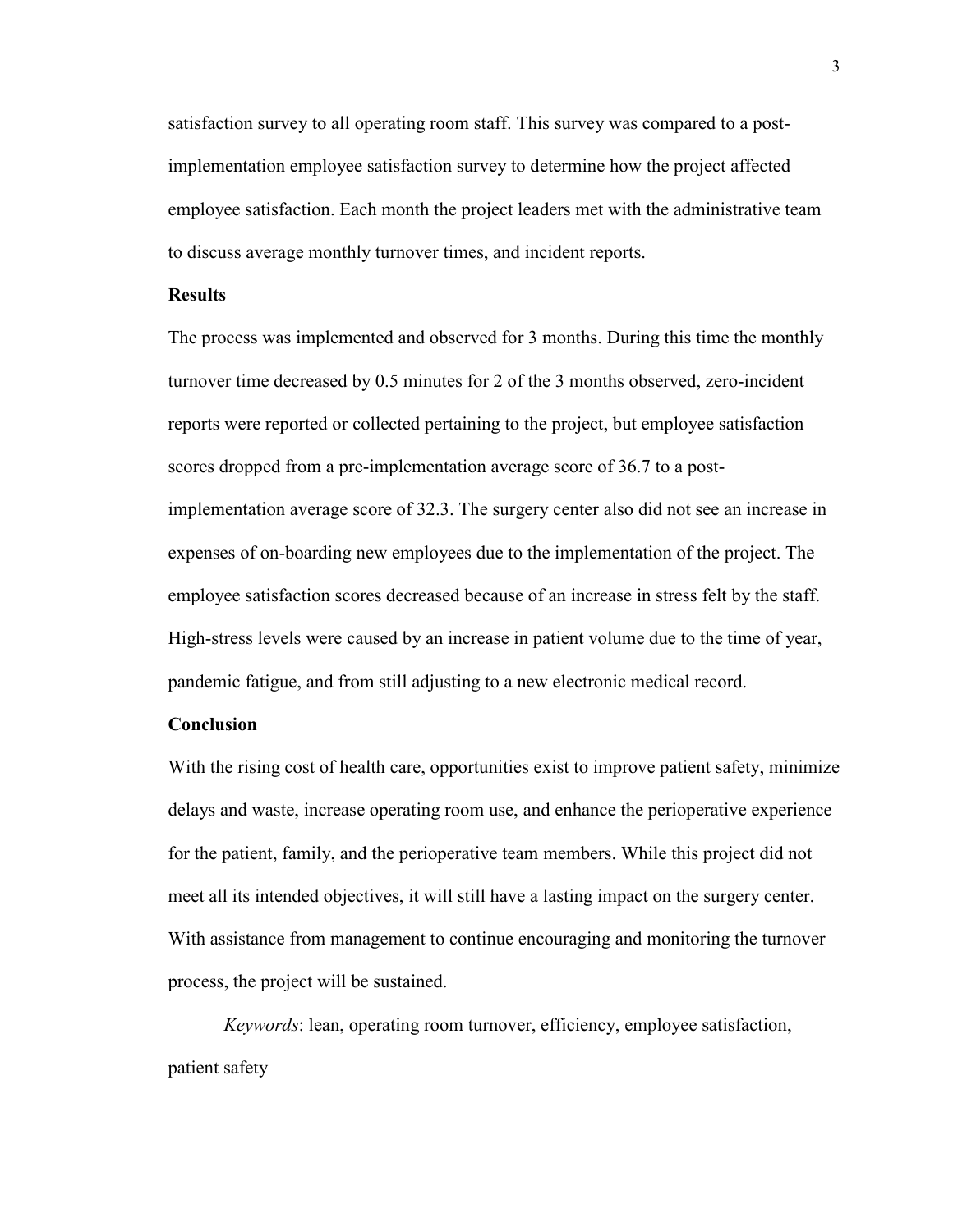satisfaction survey to all operating room staff. This survey was compared to a post-implementation employee satisfaction survey to determine how the project affected employee satisfaction. Each month the project leaders met with the administrative team to discuss average monthly turnover times, and incident reports.

**Results**

The process was implemented and observed for 3 months. During this time the monthly turnover time decreased by 0.5 minutes for 2 of the 3 months observed, zero-incident reports were reported or collected pertaining to the project, but employee satisfaction scores dropped from a pre-implementation average score of 36.7 to a post-implementation average score of 32.3. The surgery center also did not see an increase in expenses of on-boarding new employees due to the implementation of the project. The employee satisfaction scores decreased because of an increase in stress felt by the staff. High-stress levels were caused by an increase in patient volume due to the time of year, pandemic fatigue, and from still adjusting to a new electronic medical record.

**Conclusion**

With the rising cost of health care, opportunities exist to improve patient safety, minimize delays and waste, increase operating room use, and enhance the perioperative experience for the patient, family, and the perioperative team members. While this project did not meet all its intended objectives, it will still have a lasting impact on the surgery center. With assistance from management to continue encouraging and monitoring the turnover process, the project will be sustained.

*Keywords*: lean, operating room turnover, efficiency, employee satisfaction, patient safety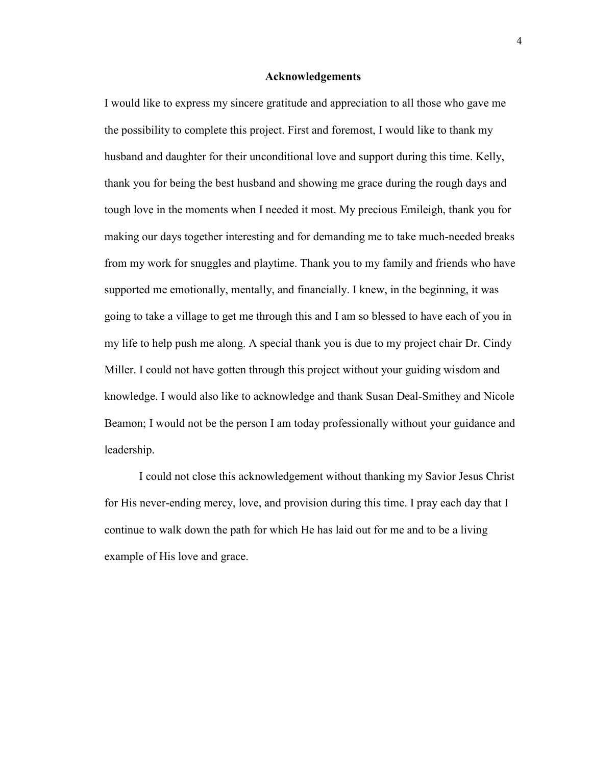# Acknowledgements

I would like to express my sincere gratitude and appreciation to all those who gave me the possibility to complete this project. First and foremost, I would like to thank my husband and daughter for their unconditional love and support during this time. Kelly, thank you for being the best husband and showing me grace during the rough days and tough love in the moments when I needed it most. My precious Emileigh, thank you for making our days together interesting and for demanding me to take much-needed breaks from my work for snuggles and playtime. Thank you to my family and friends who have supported me emotionally, mentally, and financially. I knew, in the beginning, it was going to take a village to get me through this and I am so blessed to have each of you in my life to help push me along. A special thank you is due to my project chair Dr. Cindy Miller. I could not have gotten through this project without your guiding wisdom and knowledge. I would also like to acknowledge and thank Susan Deal-Smithey and Nicole Beamon; I would not be the person I am today professionally without your guidance and leadership.

I could not close this acknowledgement without thanking my Savior Jesus Christ for His never-ending mercy, love, and provision during this time. I pray each day that I continue to walk down the path for which He has laid out for me and to be a living example of His love and grace.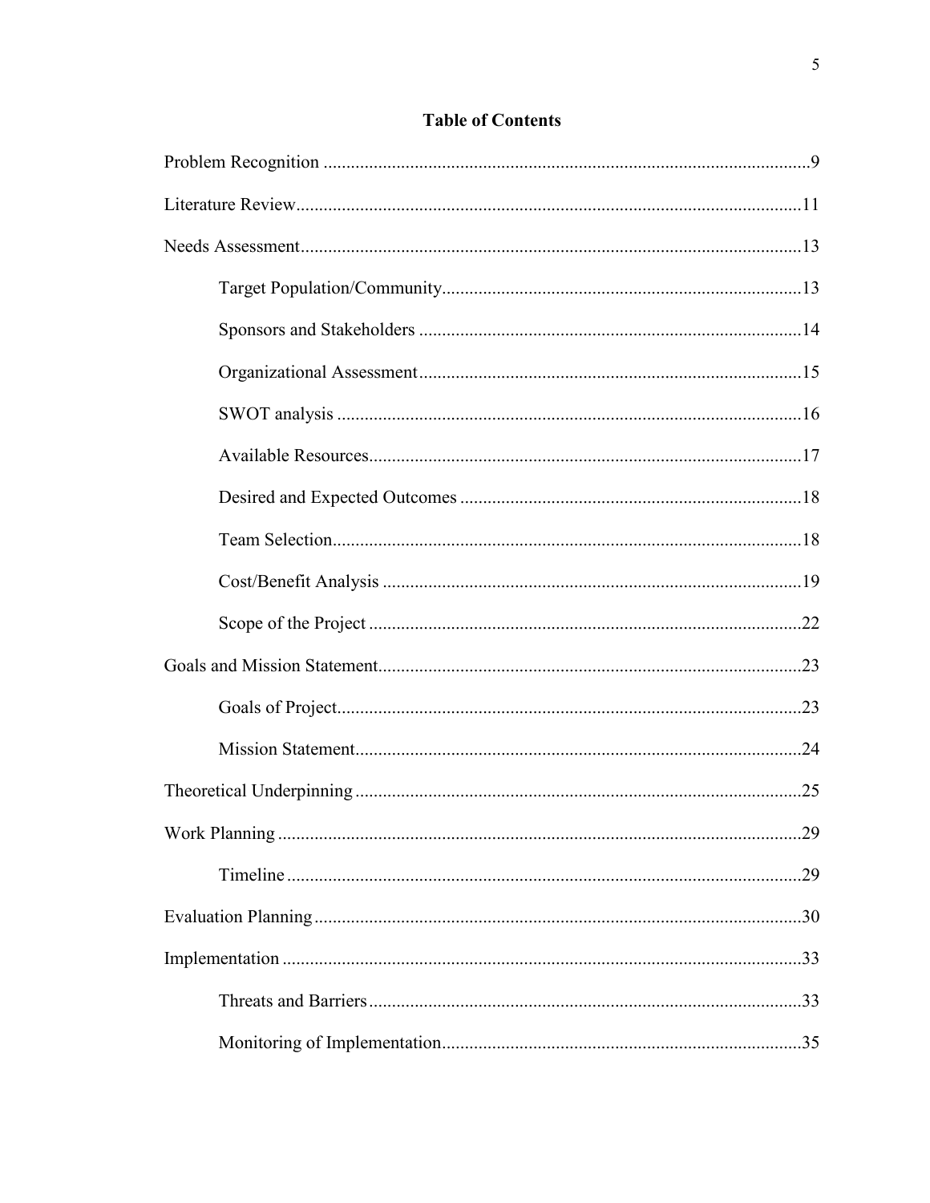# Table of Contents

Problem Recognition ....................................................................................................9

Literature Review........................................................................................................11

Needs Assessment.......................................................................................................13

- Target Population/Community..............................................................................13
- Sponsors and Stakeholders ...................................................................................14
- Organizational Assessment...................................................................................15
- SWOT analysis .....................................................................................................16
- Available Resources..............................................................................................17
- Desired and Expected Outcomes ..........................................................................18
- Team Selection......................................................................................................18
- Cost/Benefit Analysis ...........................................................................................19
- Scope of the Project ..............................................................................................22

Goals and Mission Statement.....................................................................................23

- Goals of Project.....................................................................................................23
- Mission Statement.................................................................................................24

Theoretical Underpinning ..........................................................................................25

Work Planning ...........................................................................................................29

- Timeline ................................................................................................................29

Evaluation Planning...................................................................................................30

Implementation ..........................................................................................................33

- Threats and Barriers..............................................................................................33
- Monitoring of Implementation..............................................................................35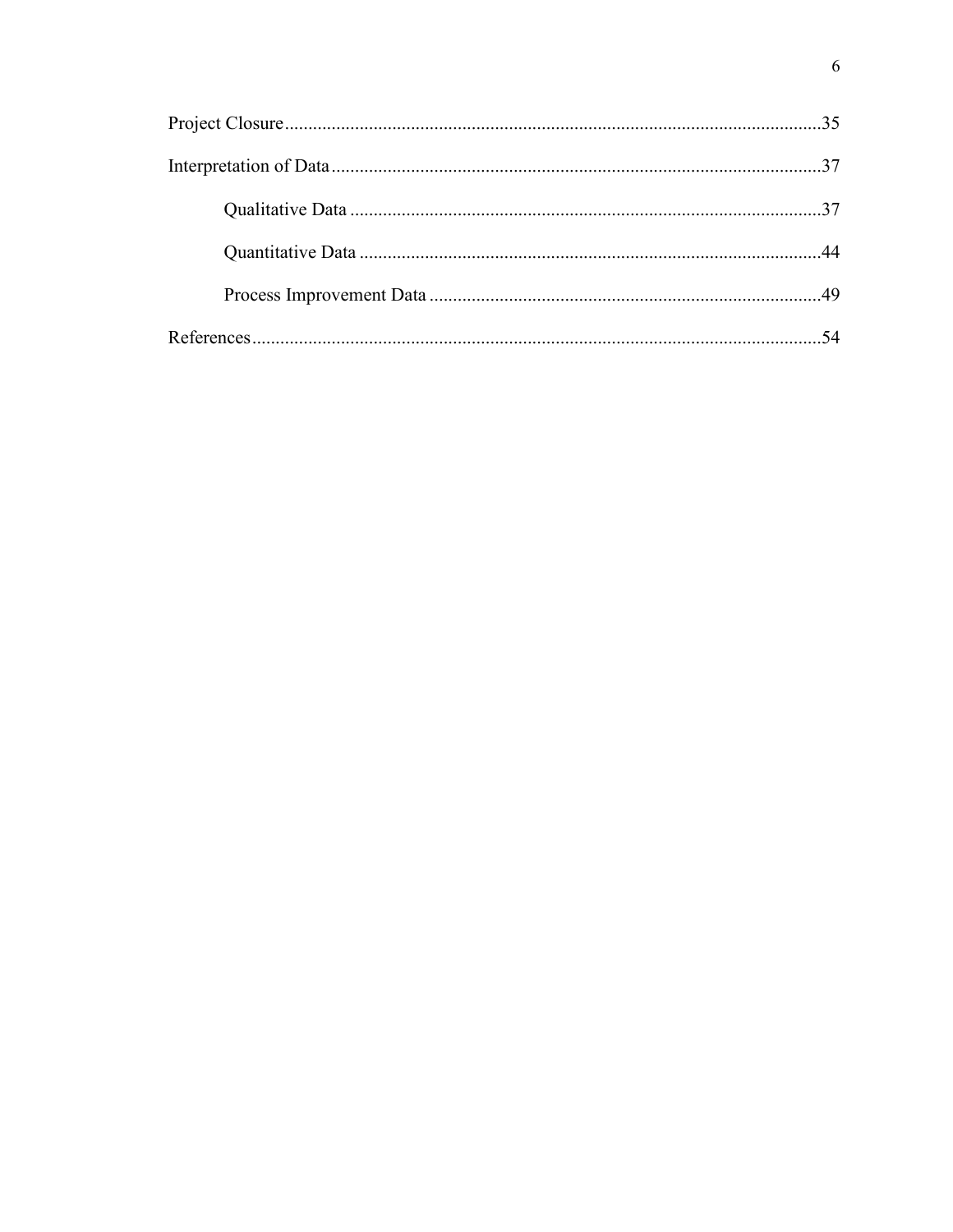Project Closure....................................................................................................................35

Interpretation of Data.........................................................................................................37

    Qualitative Data .....................................................................................................37

    Quantitative Data ...................................................................................................44

    Process Improvement Data ....................................................................................49

References..........................................................................................................................54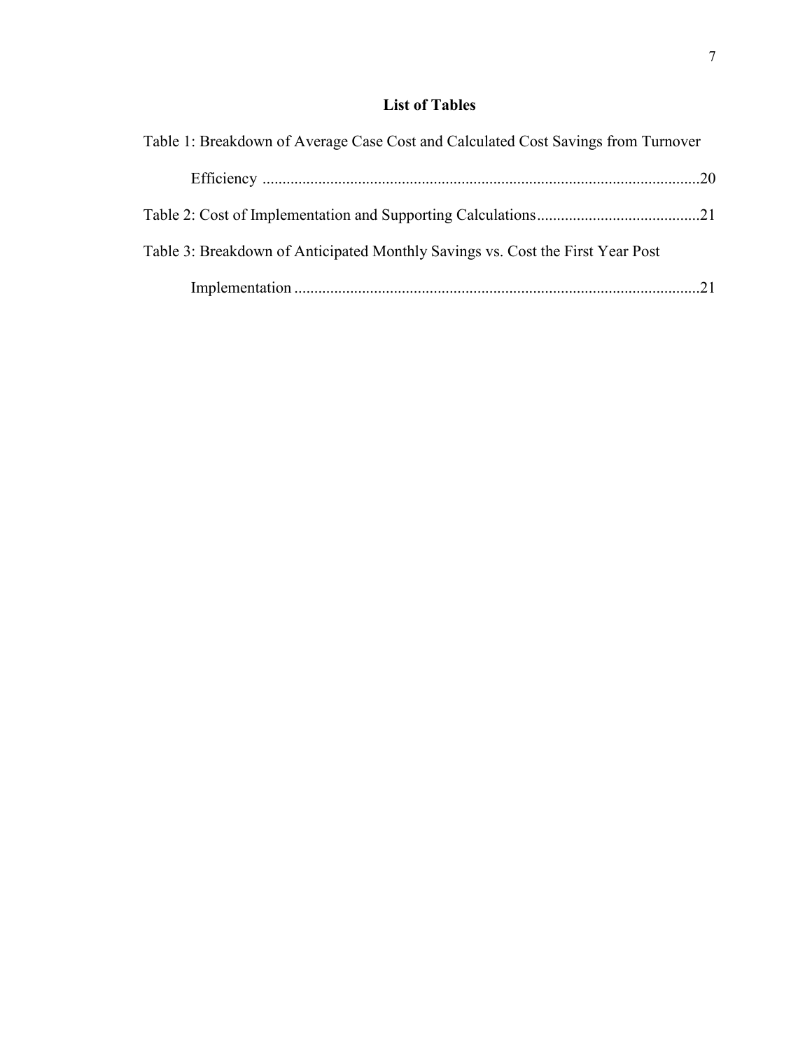## List of Tables

Table 1: Breakdown of Average Case Cost and Calculated Cost Savings from Turnover Efficiency ....................20

Table 2: Cost of Implementation and Supporting Calculations....................21

Table 3: Breakdown of Anticipated Monthly Savings vs. Cost the First Year Post Implementation....................21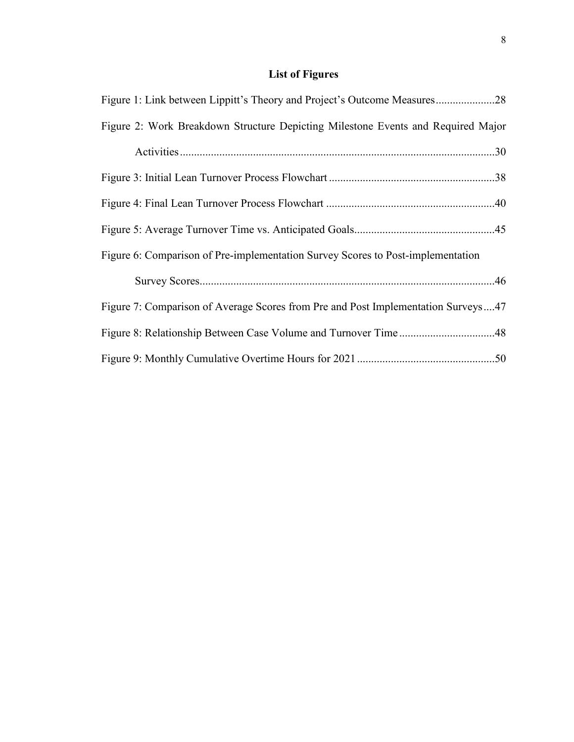## List of Figures

Figure 1: Link between Lippitt's Theory and Project's Outcome Measures....................28

Figure 2: Work Breakdown Structure Depicting Milestone Events and Required Major Activities...............................................................................................................30

Figure 3: Initial Lean Turnover Process Flowchart...........................................................38

Figure 4: Final Lean Turnover Process Flowchart ...........................................................40

Figure 5: Average Turnover Time vs. Anticipated Goals.................................................45

Figure 6: Comparison of Pre-implementation Survey Scores to Post-implementation Survey Scores.........................................................................................................46

Figure 7: Comparison of Average Scores from Pre and Post Implementation Surveys....47

Figure 8: Relationship Between Case Volume and Turnover Time.................................48

Figure 9: Monthly Cumulative Overtime Hours for 2021................................................50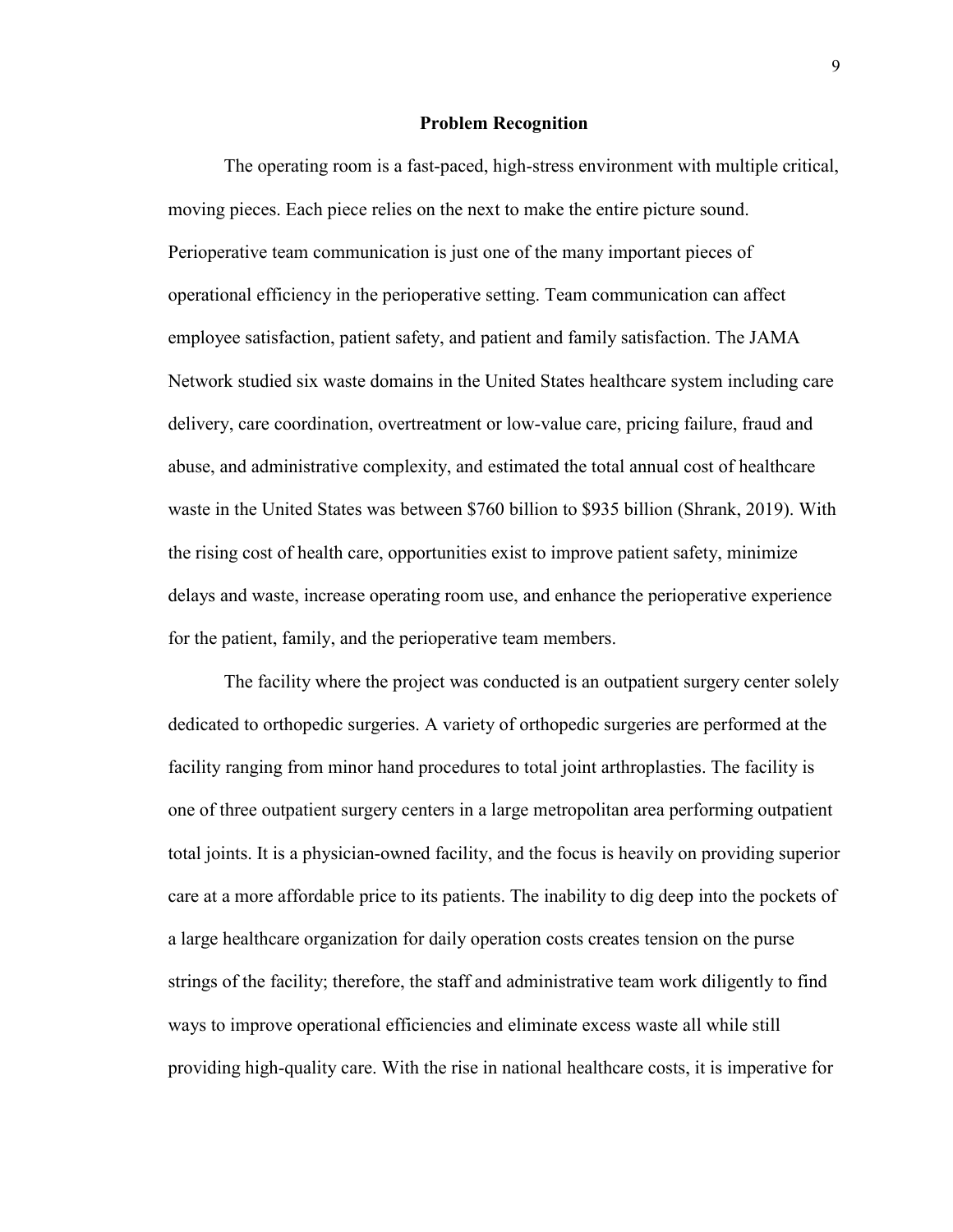## Problem Recognition

The operating room is a fast-paced, high-stress environment with multiple critical, moving pieces. Each piece relies on the next to make the entire picture sound. Perioperative team communication is just one of the many important pieces of operational efficiency in the perioperative setting. Team communication can affect employee satisfaction, patient safety, and patient and family satisfaction. The JAMA Network studied six waste domains in the United States healthcare system including care delivery, care coordination, overtreatment or low-value care, pricing failure, fraud and abuse, and administrative complexity, and estimated the total annual cost of healthcare waste in the United States was between $760 billion to $935 billion (Shrank, 2019). With the rising cost of health care, opportunities exist to improve patient safety, minimize delays and waste, increase operating room use, and enhance the perioperative experience for the patient, family, and the perioperative team members.

The facility where the project was conducted is an outpatient surgery center solely dedicated to orthopedic surgeries. A variety of orthopedic surgeries are performed at the facility ranging from minor hand procedures to total joint arthroplasties. The facility is one of three outpatient surgery centers in a large metropolitan area performing outpatient total joints. It is a physician-owned facility, and the focus is heavily on providing superior care at a more affordable price to its patients. The inability to dig deep into the pockets of a large healthcare organization for daily operation costs creates tension on the purse strings of the facility; therefore, the staff and administrative team work diligently to find ways to improve operational efficiencies and eliminate excess waste all while still providing high-quality care. With the rise in national healthcare costs, it is imperative for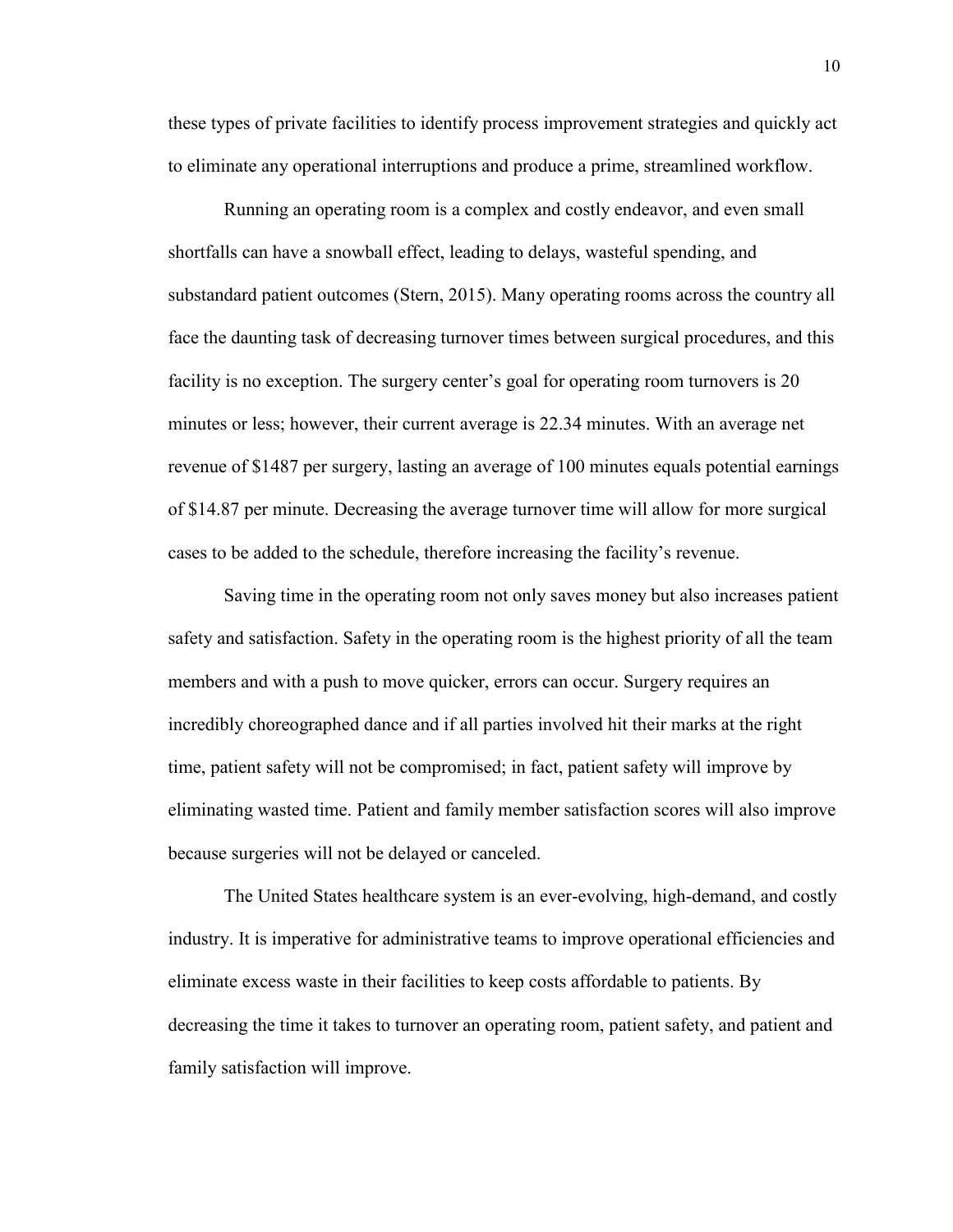these types of private facilities to identify process improvement strategies and quickly act to eliminate any operational interruptions and produce a prime, streamlined workflow.

Running an operating room is a complex and costly endeavor, and even small shortfalls can have a snowball effect, leading to delays, wasteful spending, and substandard patient outcomes (Stern, 2015). Many operating rooms across the country all face the daunting task of decreasing turnover times between surgical procedures, and this facility is no exception. The surgery center's goal for operating room turnovers is 20 minutes or less; however, their current average is 22.34 minutes. With an average net revenue of $1487 per surgery, lasting an average of 100 minutes equals potential earnings of $14.87 per minute. Decreasing the average turnover time will allow for more surgical cases to be added to the schedule, therefore increasing the facility's revenue.

Saving time in the operating room not only saves money but also increases patient safety and satisfaction. Safety in the operating room is the highest priority of all the team members and with a push to move quicker, errors can occur. Surgery requires an incredibly choreographed dance and if all parties involved hit their marks at the right time, patient safety will not be compromised; in fact, patient safety will improve by eliminating wasted time. Patient and family member satisfaction scores will also improve because surgeries will not be delayed or canceled.

The United States healthcare system is an ever-evolving, high-demand, and costly industry. It is imperative for administrative teams to improve operational efficiencies and eliminate excess waste in their facilities to keep costs affordable to patients. By decreasing the time it takes to turnover an operating room, patient safety, and patient and family satisfaction will improve.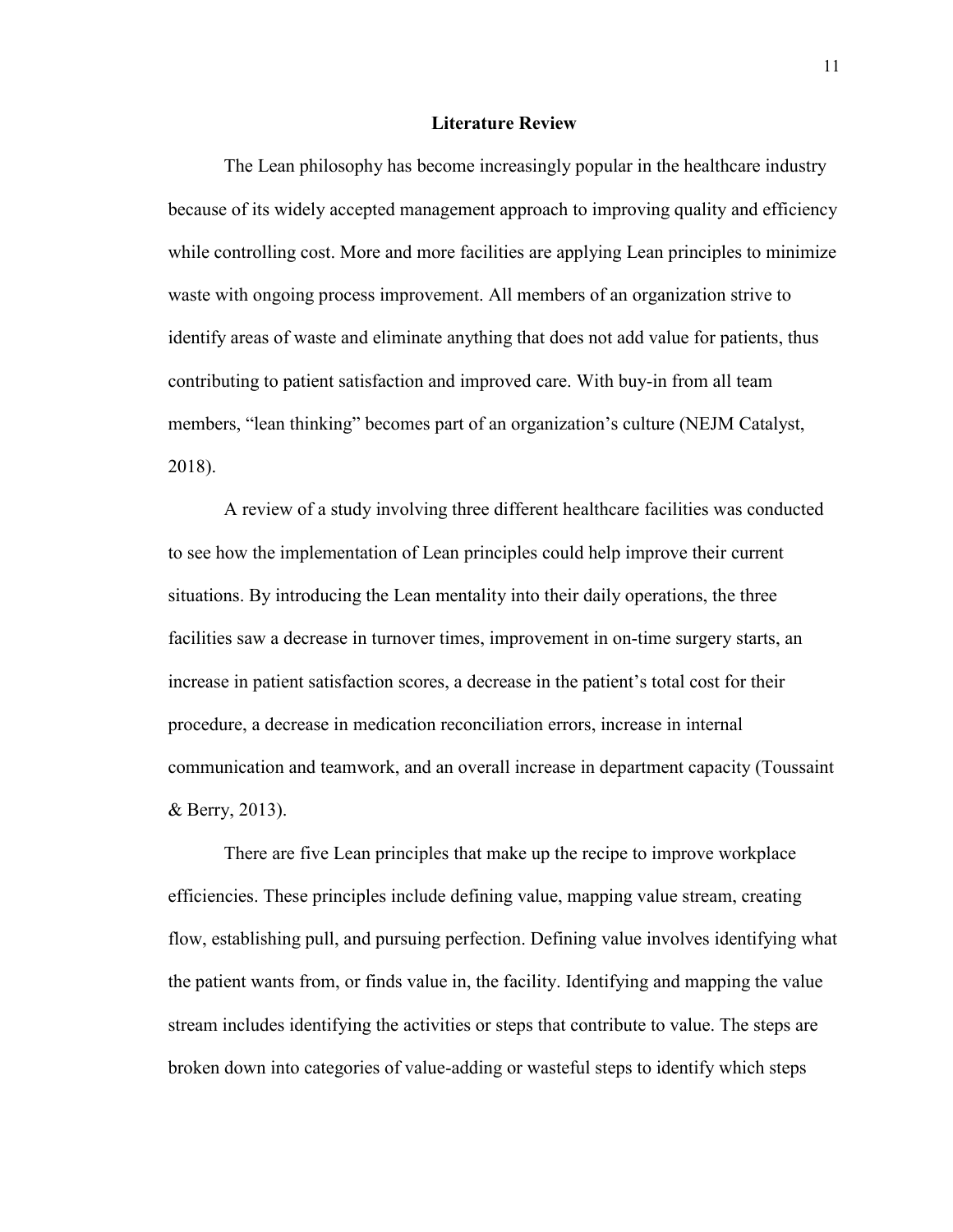## Literature Review

The Lean philosophy has become increasingly popular in the healthcare industry because of its widely accepted management approach to improving quality and efficiency while controlling cost. More and more facilities are applying Lean principles to minimize waste with ongoing process improvement. All members of an organization strive to identify areas of waste and eliminate anything that does not add value for patients, thus contributing to patient satisfaction and improved care. With buy-in from all team members, "lean thinking" becomes part of an organization's culture (NEJM Catalyst, 2018).

A review of a study involving three different healthcare facilities was conducted to see how the implementation of Lean principles could help improve their current situations. By introducing the Lean mentality into their daily operations, the three facilities saw a decrease in turnover times, improvement in on-time surgery starts, an increase in patient satisfaction scores, a decrease in the patient's total cost for their procedure, a decrease in medication reconciliation errors, increase in internal communication and teamwork, and an overall increase in department capacity (Toussaint & Berry, 2013).

There are five Lean principles that make up the recipe to improve workplace efficiencies. These principles include defining value, mapping value stream, creating flow, establishing pull, and pursuing perfection. Defining value involves identifying what the patient wants from, or finds value in, the facility. Identifying and mapping the value stream includes identifying the activities or steps that contribute to value. The steps are broken down into categories of value-adding or wasteful steps to identify which steps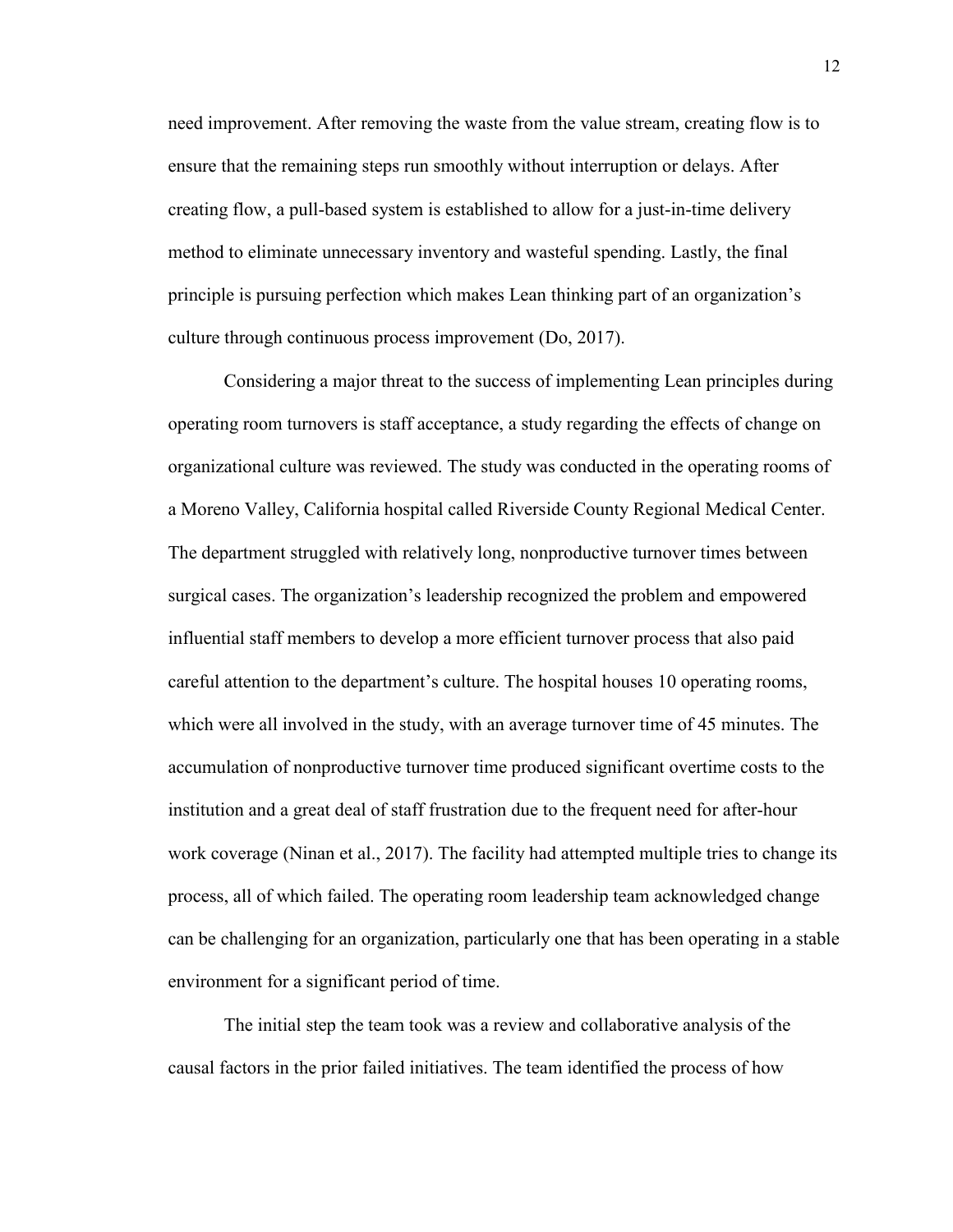need improvement. After removing the waste from the value stream, creating flow is to ensure that the remaining steps run smoothly without interruption or delays. After creating flow, a pull-based system is established to allow for a just-in-time delivery method to eliminate unnecessary inventory and wasteful spending. Lastly, the final principle is pursuing perfection which makes Lean thinking part of an organization's culture through continuous process improvement (Do, 2017).

Considering a major threat to the success of implementing Lean principles during operating room turnovers is staff acceptance, a study regarding the effects of change on organizational culture was reviewed. The study was conducted in the operating rooms of a Moreno Valley, California hospital called Riverside County Regional Medical Center. The department struggled with relatively long, nonproductive turnover times between surgical cases. The organization's leadership recognized the problem and empowered influential staff members to develop a more efficient turnover process that also paid careful attention to the department's culture. The hospital houses 10 operating rooms, which were all involved in the study, with an average turnover time of 45 minutes. The accumulation of nonproductive turnover time produced significant overtime costs to the institution and a great deal of staff frustration due to the frequent need for after-hour work coverage (Ninan et al., 2017). The facility had attempted multiple tries to change its process, all of which failed. The operating room leadership team acknowledged change can be challenging for an organization, particularly one that has been operating in a stable environment for a significant period of time.

The initial step the team took was a review and collaborative analysis of the causal factors in the prior failed initiatives. The team identified the process of how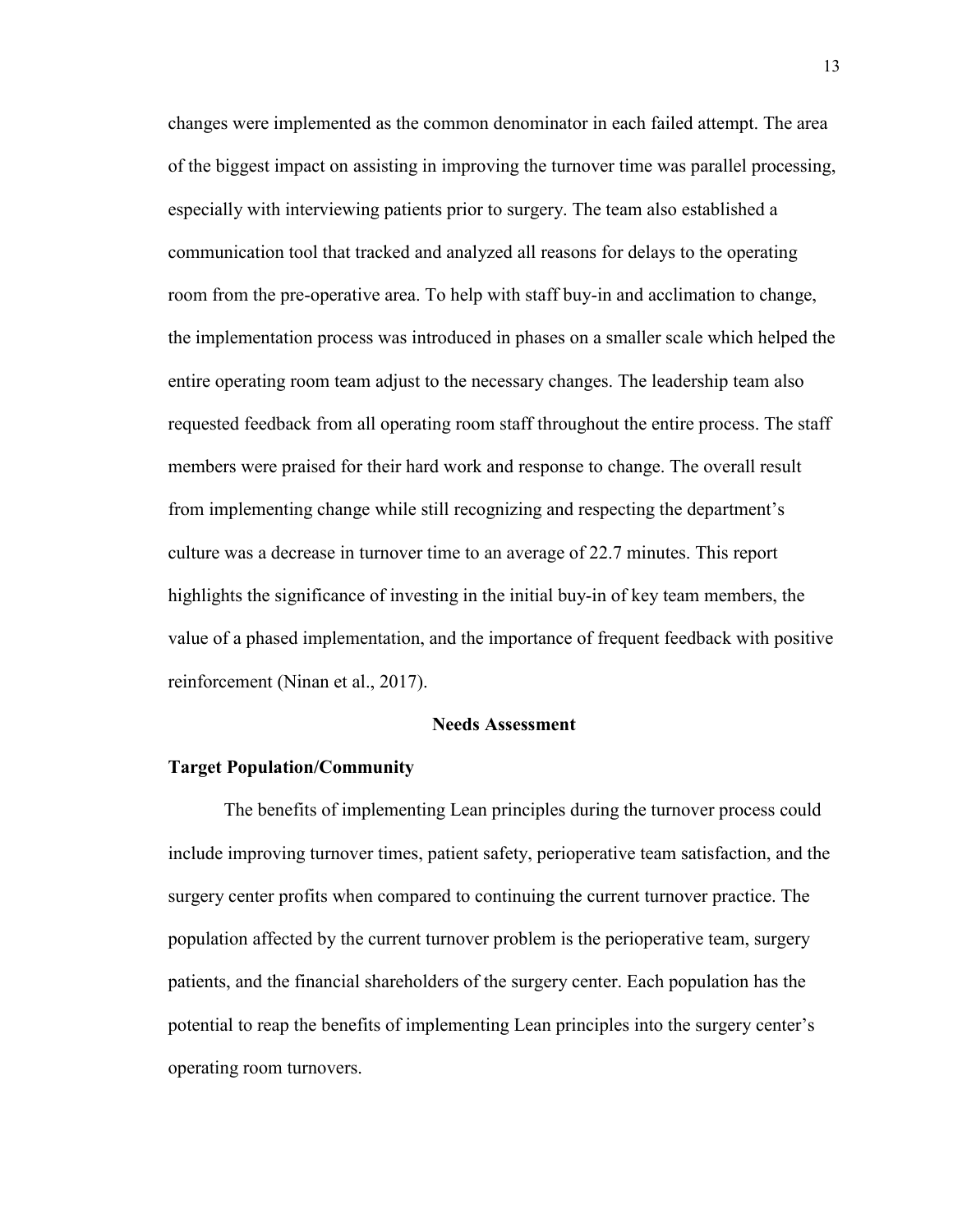changes were implemented as the common denominator in each failed attempt. The area of the biggest impact on assisting in improving the turnover time was parallel processing, especially with interviewing patients prior to surgery. The team also established a communication tool that tracked and analyzed all reasons for delays to the operating room from the pre-operative area. To help with staff buy-in and acclimation to change, the implementation process was introduced in phases on a smaller scale which helped the entire operating room team adjust to the necessary changes. The leadership team also requested feedback from all operating room staff throughout the entire process. The staff members were praised for their hard work and response to change. The overall result from implementing change while still recognizing and respecting the department's culture was a decrease in turnover time to an average of 22.7 minutes. This report highlights the significance of investing in the initial buy-in of key team members, the value of a phased implementation, and the importance of frequent feedback with positive reinforcement (Ninan et al., 2017).

## Needs Assessment

### Target Population/Community

The benefits of implementing Lean principles during the turnover process could include improving turnover times, patient safety, perioperative team satisfaction, and the surgery center profits when compared to continuing the current turnover practice. The population affected by the current turnover problem is the perioperative team, surgery patients, and the financial shareholders of the surgery center. Each population has the potential to reap the benefits of implementing Lean principles into the surgery center's operating room turnovers.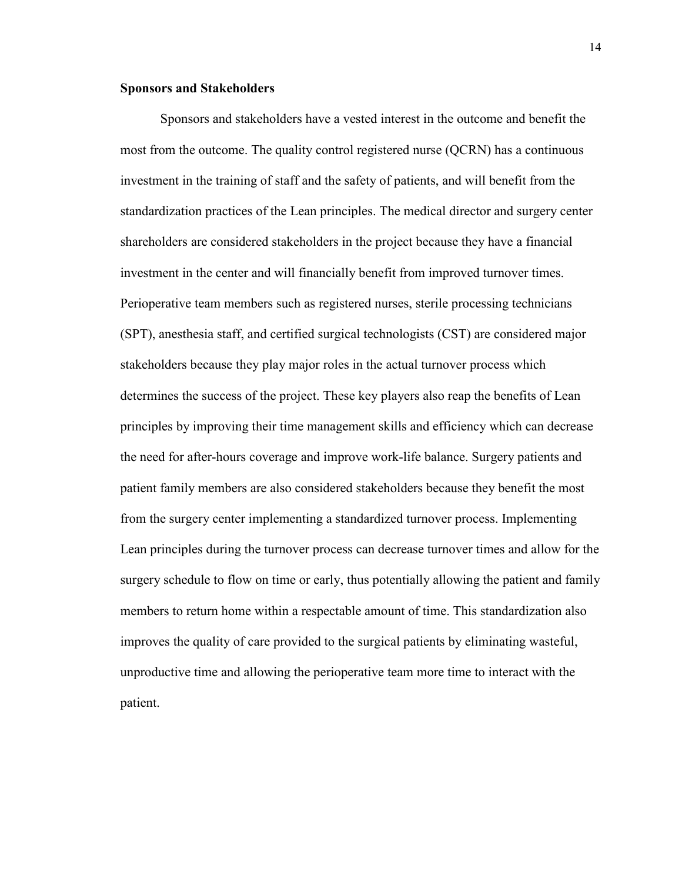**Sponsors and Stakeholders**

Sponsors and stakeholders have a vested interest in the outcome and benefit the most from the outcome. The quality control registered nurse (QCRN) has a continuous investment in the training of staff and the safety of patients, and will benefit from the standardization practices of the Lean principles. The medical director and surgery center shareholders are considered stakeholders in the project because they have a financial investment in the center and will financially benefit from improved turnover times. Perioperative team members such as registered nurses, sterile processing technicians (SPT), anesthesia staff, and certified surgical technologists (CST) are considered major stakeholders because they play major roles in the actual turnover process which determines the success of the project. These key players also reap the benefits of Lean principles by improving their time management skills and efficiency which can decrease the need for after-hours coverage and improve work-life balance. Surgery patients and patient family members are also considered stakeholders because they benefit the most from the surgery center implementing a standardized turnover process. Implementing Lean principles during the turnover process can decrease turnover times and allow for the surgery schedule to flow on time or early, thus potentially allowing the patient and family members to return home within a respectable amount of time. This standardization also improves the quality of care provided to the surgical patients by eliminating wasteful, unproductive time and allowing the perioperative team more time to interact with the patient.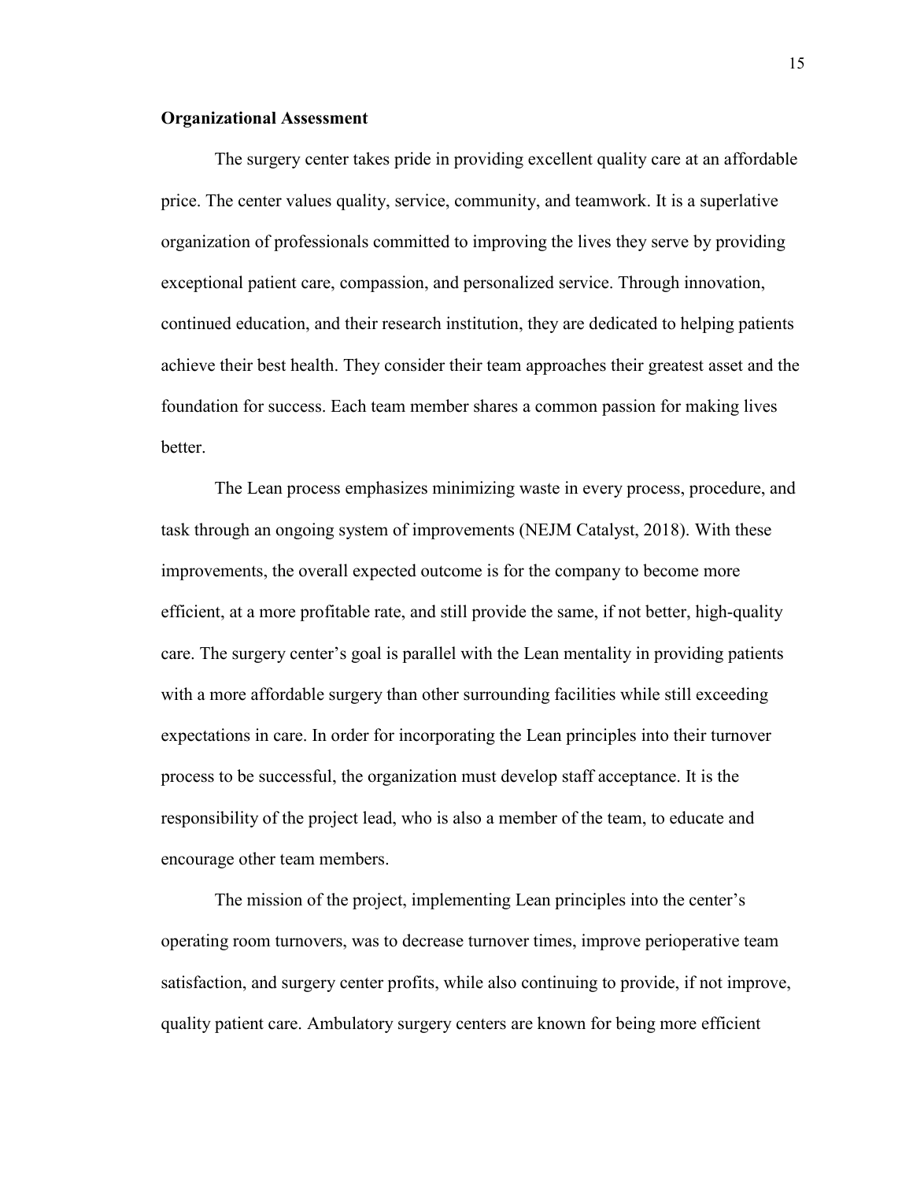**Organizational Assessment**

The surgery center takes pride in providing excellent quality care at an affordable price. The center values quality, service, community, and teamwork. It is a superlative organization of professionals committed to improving the lives they serve by providing exceptional patient care, compassion, and personalized service. Through innovation, continued education, and their research institution, they are dedicated to helping patients achieve their best health. They consider their team approaches their greatest asset and the foundation for success. Each team member shares a common passion for making lives better.

The Lean process emphasizes minimizing waste in every process, procedure, and task through an ongoing system of improvements (NEJM Catalyst, 2018). With these improvements, the overall expected outcome is for the company to become more efficient, at a more profitable rate, and still provide the same, if not better, high-quality care. The surgery center's goal is parallel with the Lean mentality in providing patients with a more affordable surgery than other surrounding facilities while still exceeding expectations in care. In order for incorporating the Lean principles into their turnover process to be successful, the organization must develop staff acceptance. It is the responsibility of the project lead, who is also a member of the team, to educate and encourage other team members.

The mission of the project, implementing Lean principles into the center's operating room turnovers, was to decrease turnover times, improve perioperative team satisfaction, and surgery center profits, while also continuing to provide, if not improve, quality patient care. Ambulatory surgery centers are known for being more efficient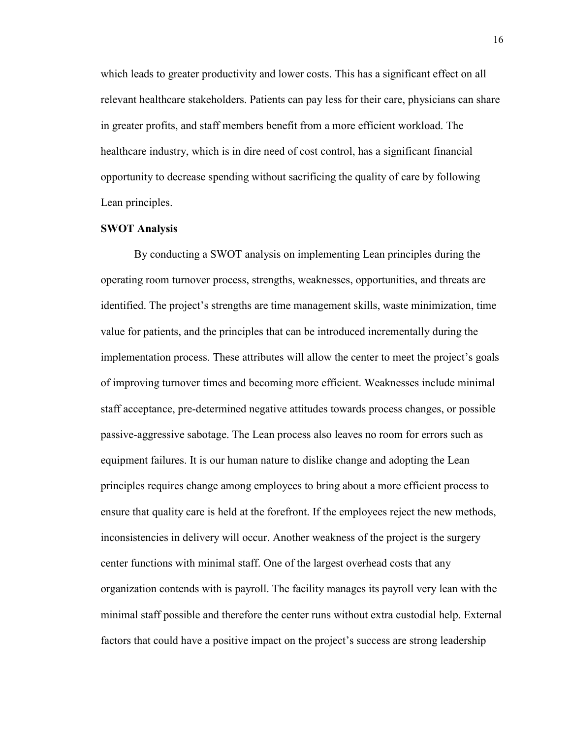which leads to greater productivity and lower costs. This has a significant effect on all relevant healthcare stakeholders. Patients can pay less for their care, physicians can share in greater profits, and staff members benefit from a more efficient workload. The healthcare industry, which is in dire need of cost control, has a significant financial opportunity to decrease spending without sacrificing the quality of care by following Lean principles.

**SWOT Analysis**

By conducting a SWOT analysis on implementing Lean principles during the operating room turnover process, strengths, weaknesses, opportunities, and threats are identified. The project's strengths are time management skills, waste minimization, time value for patients, and the principles that can be introduced incrementally during the implementation process. These attributes will allow the center to meet the project's goals of improving turnover times and becoming more efficient. Weaknesses include minimal staff acceptance, pre-determined negative attitudes towards process changes, or possible passive-aggressive sabotage. The Lean process also leaves no room for errors such as equipment failures. It is our human nature to dislike change and adopting the Lean principles requires change among employees to bring about a more efficient process to ensure that quality care is held at the forefront. If the employees reject the new methods, inconsistencies in delivery will occur. Another weakness of the project is the surgery center functions with minimal staff. One of the largest overhead costs that any organization contends with is payroll. The facility manages its payroll very lean with the minimal staff possible and therefore the center runs without extra custodial help. External factors that could have a positive impact on the project's success are strong leadership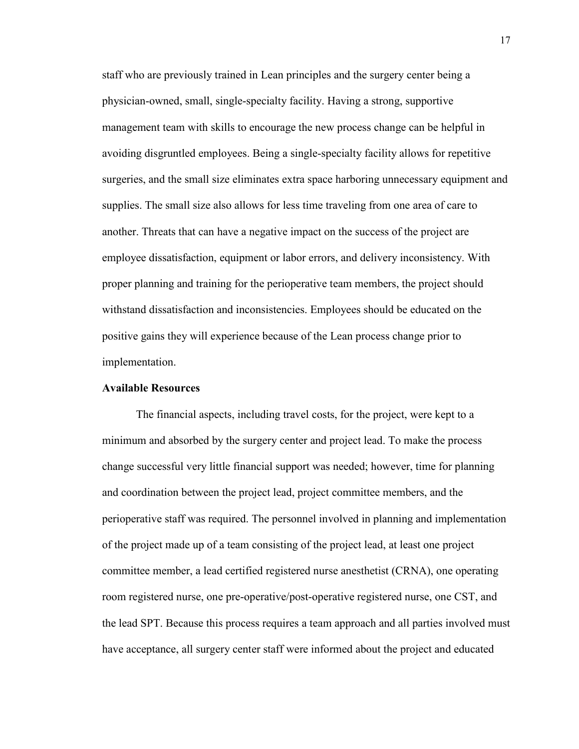staff who are previously trained in Lean principles and the surgery center being a physician-owned, small, single-specialty facility. Having a strong, supportive management team with skills to encourage the new process change can be helpful in avoiding disgruntled employees. Being a single-specialty facility allows for repetitive surgeries, and the small size eliminates extra space harboring unnecessary equipment and supplies. The small size also allows for less time traveling from one area of care to another. Threats that can have a negative impact on the success of the project are employee dissatisfaction, equipment or labor errors, and delivery inconsistency. With proper planning and training for the perioperative team members, the project should withstand dissatisfaction and inconsistencies. Employees should be educated on the positive gains they will experience because of the Lean process change prior to implementation.

**Available Resources**

The financial aspects, including travel costs, for the project, were kept to a minimum and absorbed by the surgery center and project lead. To make the process change successful very little financial support was needed; however, time for planning and coordination between the project lead, project committee members, and the perioperative staff was required. The personnel involved in planning and implementation of the project made up of a team consisting of the project lead, at least one project committee member, a lead certified registered nurse anesthetist (CRNA), one operating room registered nurse, one pre-operative/post-operative registered nurse, one CST, and the lead SPT. Because this process requires a team approach and all parties involved must have acceptance, all surgery center staff were informed about the project and educated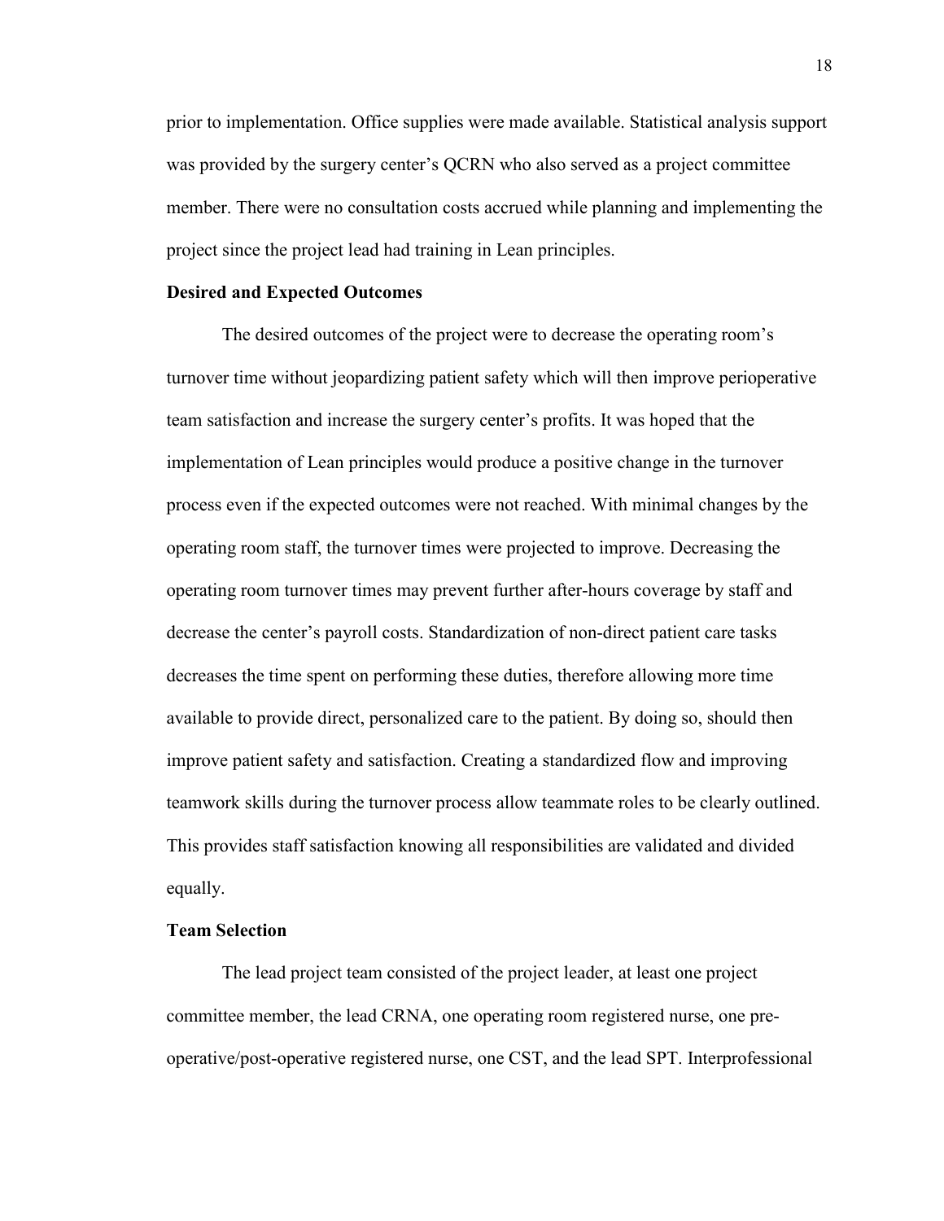prior to implementation. Office supplies were made available. Statistical analysis support was provided by the surgery center's QCRN who also served as a project committee member. There were no consultation costs accrued while planning and implementing the project since the project lead had training in Lean principles.

## Desired and Expected Outcomes

The desired outcomes of the project were to decrease the operating room's turnover time without jeopardizing patient safety which will then improve perioperative team satisfaction and increase the surgery center's profits. It was hoped that the implementation of Lean principles would produce a positive change in the turnover process even if the expected outcomes were not reached. With minimal changes by the operating room staff, the turnover times were projected to improve. Decreasing the operating room turnover times may prevent further after-hours coverage by staff and decrease the center's payroll costs. Standardization of non-direct patient care tasks decreases the time spent on performing these duties, therefore allowing more time available to provide direct, personalized care to the patient. By doing so, should then improve patient safety and satisfaction. Creating a standardized flow and improving teamwork skills during the turnover process allow teammate roles to be clearly outlined. This provides staff satisfaction knowing all responsibilities are validated and divided equally.

## Team Selection

The lead project team consisted of the project leader, at least one project committee member, the lead CRNA, one operating room registered nurse, one pre-operative/post-operative registered nurse, one CST, and the lead SPT. Interprofessional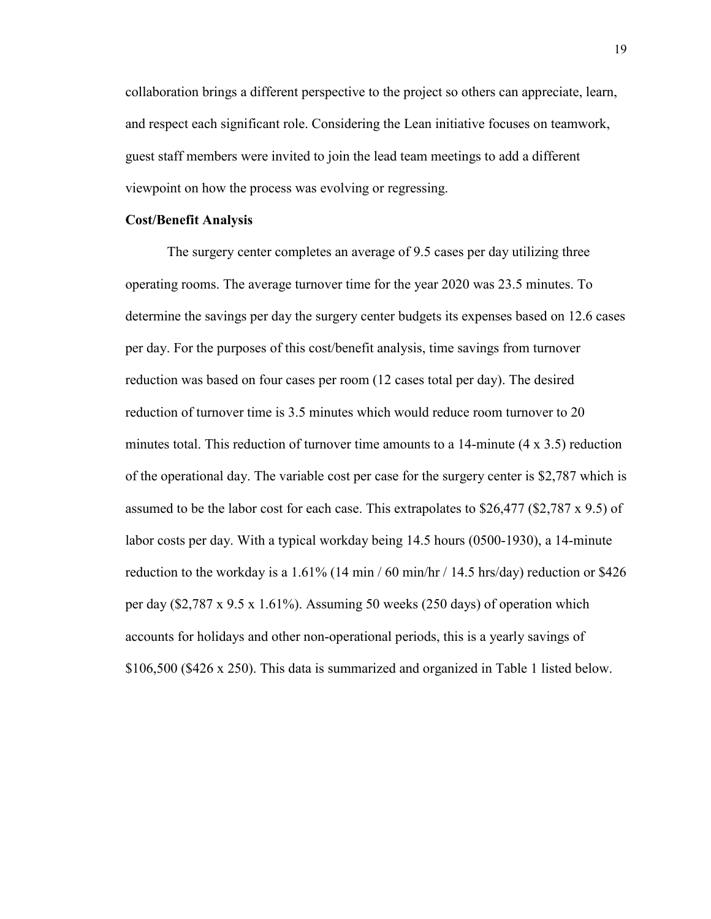collaboration brings a different perspective to the project so others can appreciate, learn, and respect each significant role. Considering the Lean initiative focuses on teamwork, guest staff members were invited to join the lead team meetings to add a different viewpoint on how the process was evolving or regressing.

**Cost/Benefit Analysis**

The surgery center completes an average of 9.5 cases per day utilizing three operating rooms. The average turnover time for the year 2020 was 23.5 minutes. To determine the savings per day the surgery center budgets its expenses based on 12.6 cases per day. For the purposes of this cost/benefit analysis, time savings from turnover reduction was based on four cases per room (12 cases total per day). The desired reduction of turnover time is 3.5 minutes which would reduce room turnover to 20 minutes total. This reduction of turnover time amounts to a 14-minute (4 x 3.5) reduction of the operational day. The variable cost per case for the surgery center is $2,787 which is assumed to be the labor cost for each case. This extrapolates to $26,477 ($2,787 x 9.5) of labor costs per day. With a typical workday being 14.5 hours (0500-1930), a 14-minute reduction to the workday is a 1.61% (14 min / 60 min/hr / 14.5 hrs/day) reduction or $426 per day ($2,787 x 9.5 x 1.61%). Assuming 50 weeks (250 days) of operation which accounts for holidays and other non-operational periods, this is a yearly savings of $106,500 ($426 x 250). This data is summarized and organized in Table 1 listed below.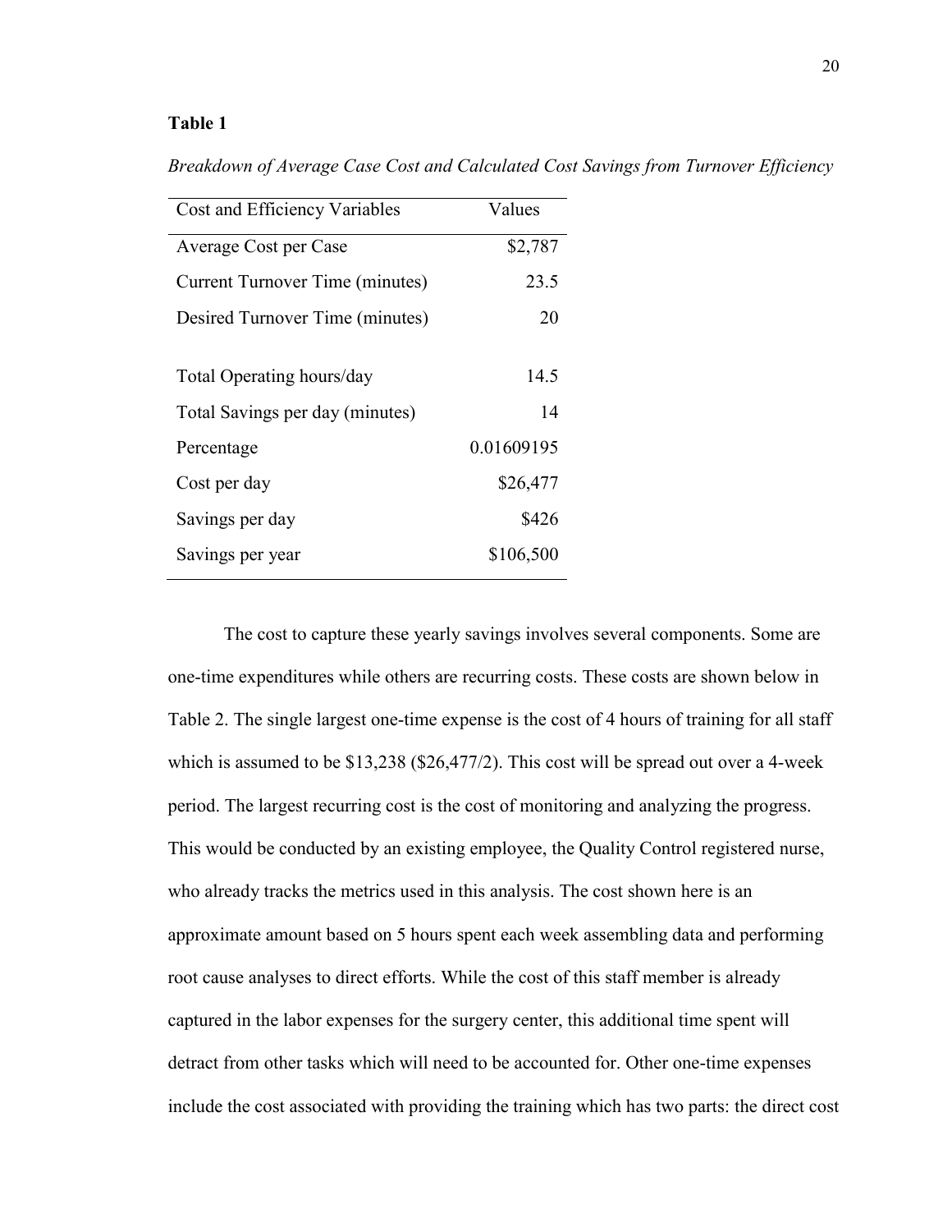**Table 1**

*Breakdown of Average Case Cost and Calculated Cost Savings from Turnover Efficiency*

| Cost and Efficiency Variables | Values |
|---|---|
| Average Cost per Case | \$2,787 |
| Current Turnover Time (minutes) | 23.5 |
| Desired Turnover Time (minutes) | 20 |
| | |
| Total Operating hours/day | 14.5 |
| Total Savings per day (minutes) | 14 |
| Percentage | 0.01609195 |
| Cost per day | \$26,477 |
| Savings per day | \$426 |
| Savings per year | \$106,500 |

The cost to capture these yearly savings involves several components. Some are one-time expenditures while others are recurring costs. These costs are shown below in Table 2. The single largest one-time expense is the cost of 4 hours of training for all staff which is assumed to be \$13,238 (\$26,477/2). This cost will be spread out over a 4-week period. The largest recurring cost is the cost of monitoring and analyzing the progress. This would be conducted by an existing employee, the Quality Control registered nurse, who already tracks the metrics used in this analysis. The cost shown here is an approximate amount based on 5 hours spent each week assembling data and performing root cause analyses to direct efforts. While the cost of this staff member is already captured in the labor expenses for the surgery center, this additional time spent will detract from other tasks which will need to be accounted for. Other one-time expenses include the cost associated with providing the training which has two parts: the direct cost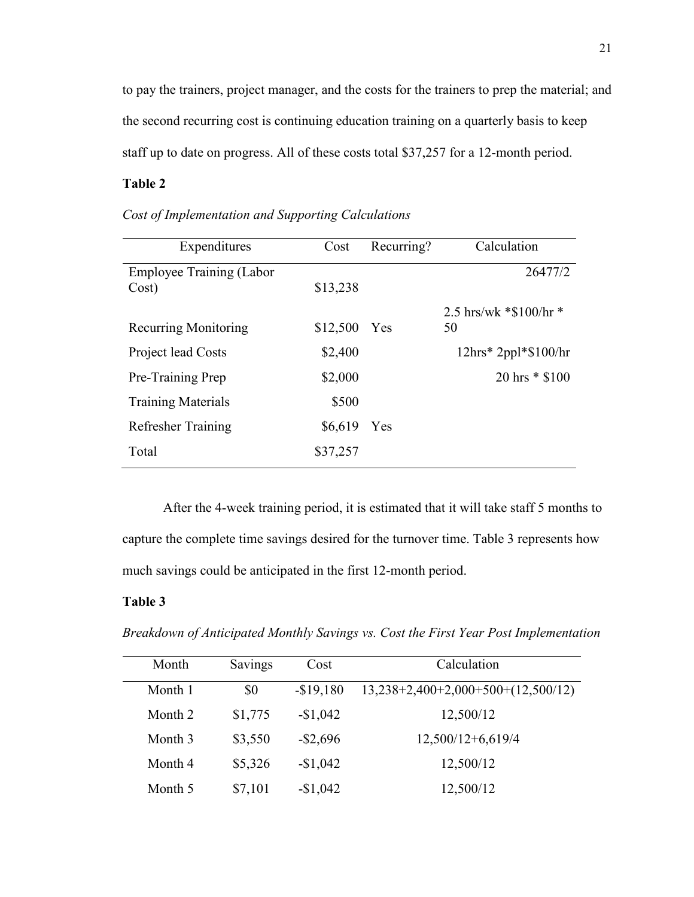to pay the trainers, project manager, and the costs for the trainers to prep the material; and the second recurring cost is continuing education training on a quarterly basis to keep staff up to date on progress. All of these costs total $37,257 for a 12-month period.

**Table 2**

*Cost of Implementation and Supporting Calculations*

| Expenditures | Cost | Recurring? | Calculation |
|---|---|---|---|
| Employee Training (Labor Cost) | $13,238 | | 26477/2 |
| Recurring Monitoring | $12,500 | Yes | 2.5 hrs/wk *$100/hr * 50 |
| Project lead Costs | $2,400 | | 12hrs* 2ppl*$100/hr |
| Pre-Training Prep | $2,000 | | 20 hrs * $100 |
| Training Materials | $500 | | |
| Refresher Training | $6,619 | Yes | |
| Total | $37,257 | | |

After the 4-week training period, it is estimated that it will take staff 5 months to capture the complete time savings desired for the turnover time. Table 3 represents how much savings could be anticipated in the first 12-month period.

**Table 3**

*Breakdown of Anticipated Monthly Savings vs. Cost the First Year Post Implementation*

| Month | Savings | Cost | Calculation |
|---|---|---|---|
| Month 1 | $0 | -$19,180 | 13,238+2,400+2,000+500+(12,500/12) |
| Month 2 | $1,775 | -$1,042 | 12,500/12 |
| Month 3 | $3,550 | -$2,696 | 12,500/12+6,619/4 |
| Month 4 | $5,326 | -$1,042 | 12,500/12 |
| Month 5 | $7,101 | -$1,042 | 12,500/12 |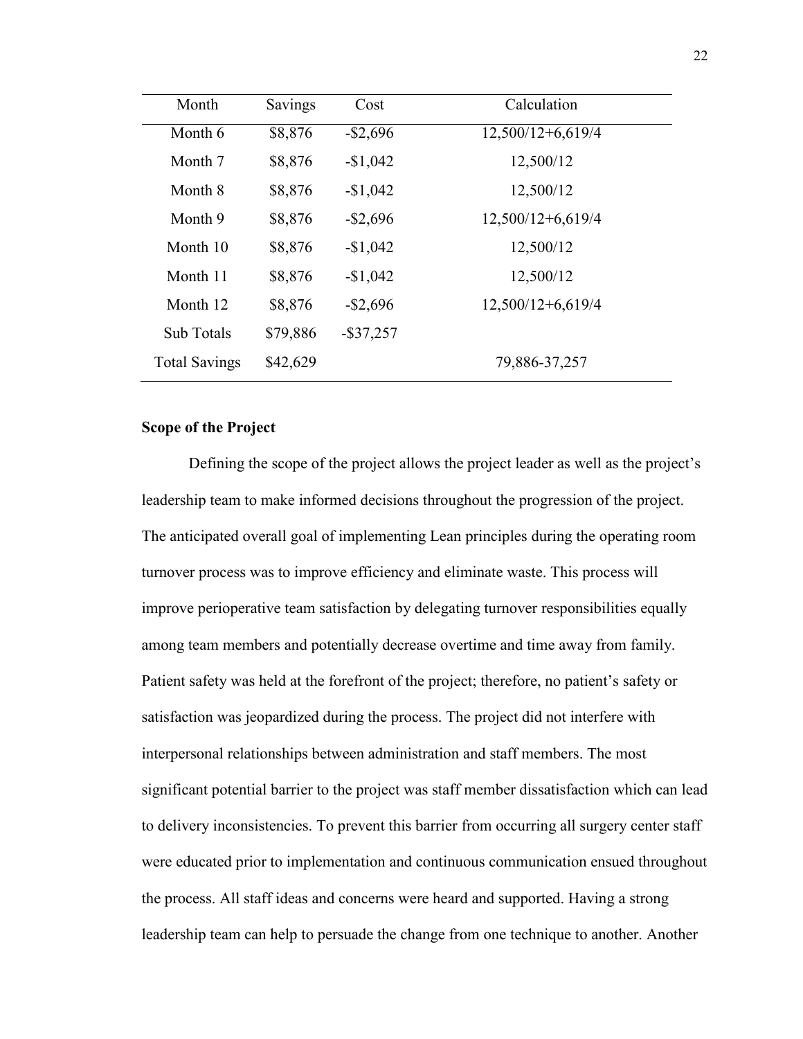| Month | Savings | Cost | Calculation |
|---|---|---|---|
| Month 6 | $8,876 | -$2,696 | 12,500/12+6,619/4 |
| Month 7 | $8,876 | -$1,042 | 12,500/12 |
| Month 8 | $8,876 | -$1,042 | 12,500/12 |
| Month 9 | $8,876 | -$2,696 | 12,500/12+6,619/4 |
| Month 10 | $8,876 | -$1,042 | 12,500/12 |
| Month 11 | $8,876 | -$1,042 | 12,500/12 |
| Month 12 | $8,876 | -$2,696 | 12,500/12+6,619/4 |
| Sub Totals | $79,886 | -$37,257 | |
| Total Savings | $42,629 | | 79,886-37,257 |

**Scope of the Project**

Defining the scope of the project allows the project leader as well as the project's leadership team to make informed decisions throughout the progression of the project. The anticipated overall goal of implementing Lean principles during the operating room turnover process was to improve efficiency and eliminate waste. This process will improve perioperative team satisfaction by delegating turnover responsibilities equally among team members and potentially decrease overtime and time away from family. Patient safety was held at the forefront of the project; therefore, no patient's safety or satisfaction was jeopardized during the process. The project did not interfere with interpersonal relationships between administration and staff members. The most significant potential barrier to the project was staff member dissatisfaction which can lead to delivery inconsistencies. To prevent this barrier from occurring all surgery center staff were educated prior to implementation and continuous communication ensued throughout the process. All staff ideas and concerns were heard and supported. Having a strong leadership team can help to persuade the change from one technique to another. Another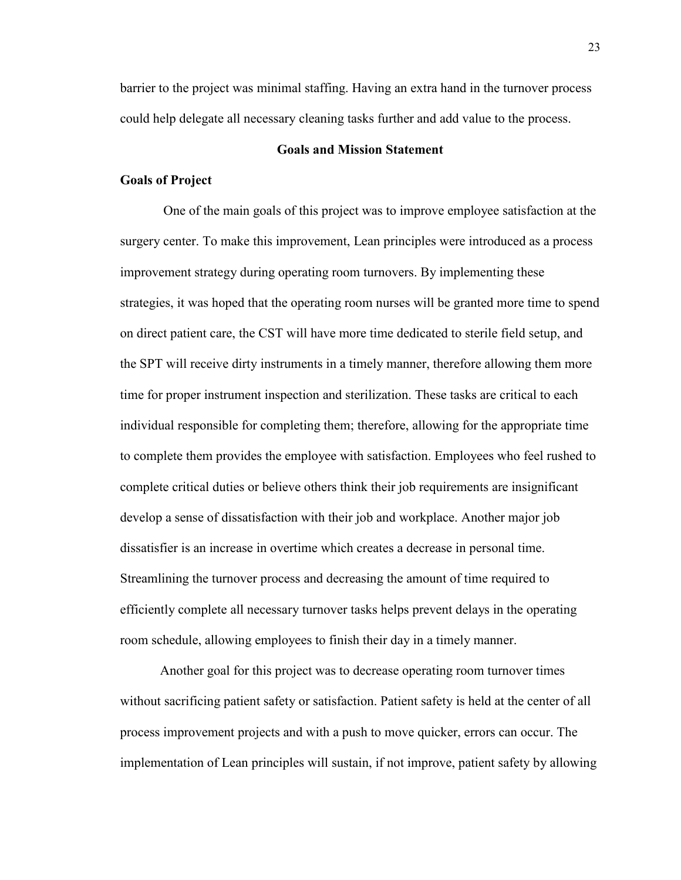barrier to the project was minimal staffing. Having an extra hand in the turnover process could help delegate all necessary cleaning tasks further and add value to the process.

## Goals and Mission Statement

### Goals of Project

One of the main goals of this project was to improve employee satisfaction at the surgery center. To make this improvement, Lean principles were introduced as a process improvement strategy during operating room turnovers. By implementing these strategies, it was hoped that the operating room nurses will be granted more time to spend on direct patient care, the CST will have more time dedicated to sterile field setup, and the SPT will receive dirty instruments in a timely manner, therefore allowing them more time for proper instrument inspection and sterilization. These tasks are critical to each individual responsible for completing them; therefore, allowing for the appropriate time to complete them provides the employee with satisfaction. Employees who feel rushed to complete critical duties or believe others think their job requirements are insignificant develop a sense of dissatisfaction with their job and workplace. Another major job dissatisfier is an increase in overtime which creates a decrease in personal time. Streamlining the turnover process and decreasing the amount of time required to efficiently complete all necessary turnover tasks helps prevent delays in the operating room schedule, allowing employees to finish their day in a timely manner.

Another goal for this project was to decrease operating room turnover times without sacrificing patient safety or satisfaction. Patient safety is held at the center of all process improvement projects and with a push to move quicker, errors can occur. The implementation of Lean principles will sustain, if not improve, patient safety by allowing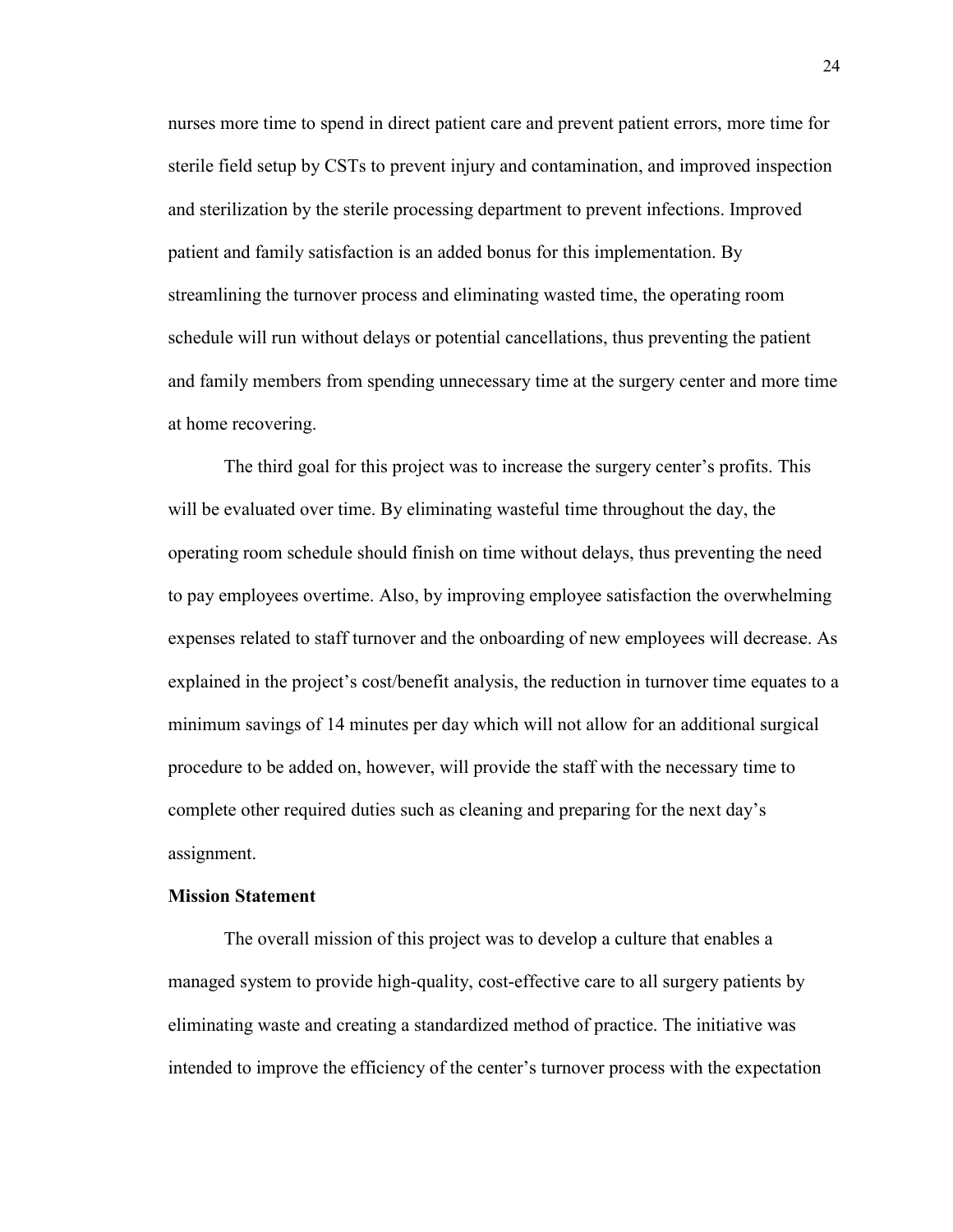nurses more time to spend in direct patient care and prevent patient errors, more time for sterile field setup by CSTs to prevent injury and contamination, and improved inspection and sterilization by the sterile processing department to prevent infections. Improved patient and family satisfaction is an added bonus for this implementation. By streamlining the turnover process and eliminating wasted time, the operating room schedule will run without delays or potential cancellations, thus preventing the patient and family members from spending unnecessary time at the surgery center and more time at home recovering.

The third goal for this project was to increase the surgery center's profits. This will be evaluated over time. By eliminating wasteful time throughout the day, the operating room schedule should finish on time without delays, thus preventing the need to pay employees overtime. Also, by improving employee satisfaction the overwhelming expenses related to staff turnover and the onboarding of new employees will decrease. As explained in the project's cost/benefit analysis, the reduction in turnover time equates to a minimum savings of 14 minutes per day which will not allow for an additional surgical procedure to be added on, however, will provide the staff with the necessary time to complete other required duties such as cleaning and preparing for the next day's assignment.

**Mission Statement**

The overall mission of this project was to develop a culture that enables a managed system to provide high-quality, cost-effective care to all surgery patients by eliminating waste and creating a standardized method of practice. The initiative was intended to improve the efficiency of the center's turnover process with the expectation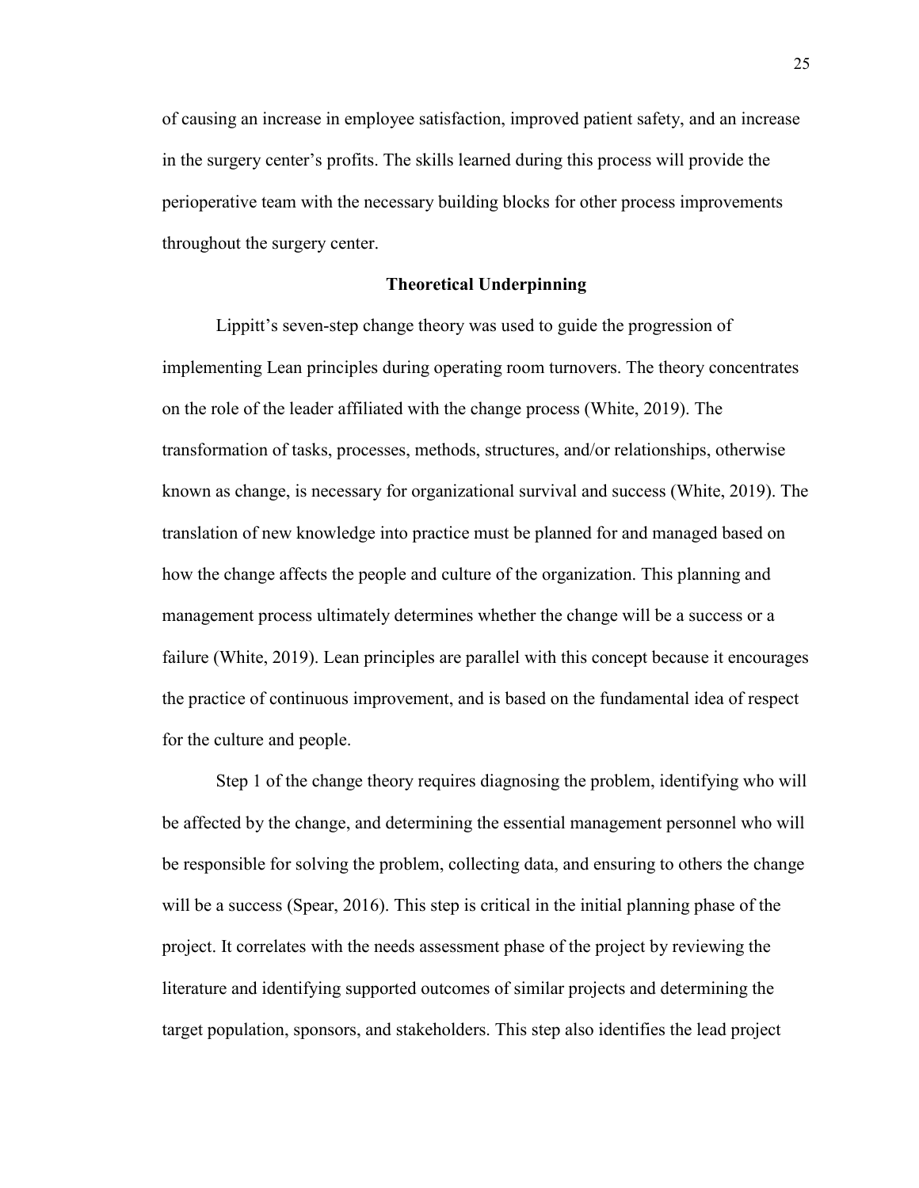of causing an increase in employee satisfaction, improved patient safety, and an increase in the surgery center's profits. The skills learned during this process will provide the perioperative team with the necessary building blocks for other process improvements throughout the surgery center.

## Theoretical Underpinning

Lippitt's seven-step change theory was used to guide the progression of implementing Lean principles during operating room turnovers. The theory concentrates on the role of the leader affiliated with the change process (White, 2019). The transformation of tasks, processes, methods, structures, and/or relationships, otherwise known as change, is necessary for organizational survival and success (White, 2019). The translation of new knowledge into practice must be planned for and managed based on how the change affects the people and culture of the organization. This planning and management process ultimately determines whether the change will be a success or a failure (White, 2019). Lean principles are parallel with this concept because it encourages the practice of continuous improvement, and is based on the fundamental idea of respect for the culture and people.

Step 1 of the change theory requires diagnosing the problem, identifying who will be affected by the change, and determining the essential management personnel who will be responsible for solving the problem, collecting data, and ensuring to others the change will be a success (Spear, 2016). This step is critical in the initial planning phase of the project. It correlates with the needs assessment phase of the project by reviewing the literature and identifying supported outcomes of similar projects and determining the target population, sponsors, and stakeholders. This step also identifies the lead project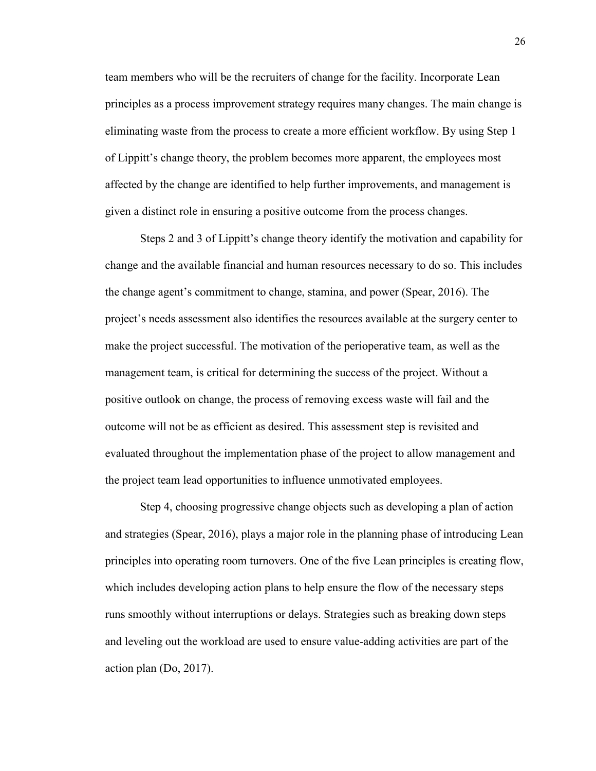team members who will be the recruiters of change for the facility. Incorporate Lean principles as a process improvement strategy requires many changes. The main change is eliminating waste from the process to create a more efficient workflow. By using Step 1 of Lippitt's change theory, the problem becomes more apparent, the employees most affected by the change are identified to help further improvements, and management is given a distinct role in ensuring a positive outcome from the process changes.

Steps 2 and 3 of Lippitt's change theory identify the motivation and capability for change and the available financial and human resources necessary to do so. This includes the change agent's commitment to change, stamina, and power (Spear, 2016). The project's needs assessment also identifies the resources available at the surgery center to make the project successful. The motivation of the perioperative team, as well as the management team, is critical for determining the success of the project. Without a positive outlook on change, the process of removing excess waste will fail and the outcome will not be as efficient as desired. This assessment step is revisited and evaluated throughout the implementation phase of the project to allow management and the project team lead opportunities to influence unmotivated employees.

Step 4, choosing progressive change objects such as developing a plan of action and strategies (Spear, 2016), plays a major role in the planning phase of introducing Lean principles into operating room turnovers. One of the five Lean principles is creating flow, which includes developing action plans to help ensure the flow of the necessary steps runs smoothly without interruptions or delays. Strategies such as breaking down steps and leveling out the workload are used to ensure value-adding activities are part of the action plan (Do, 2017).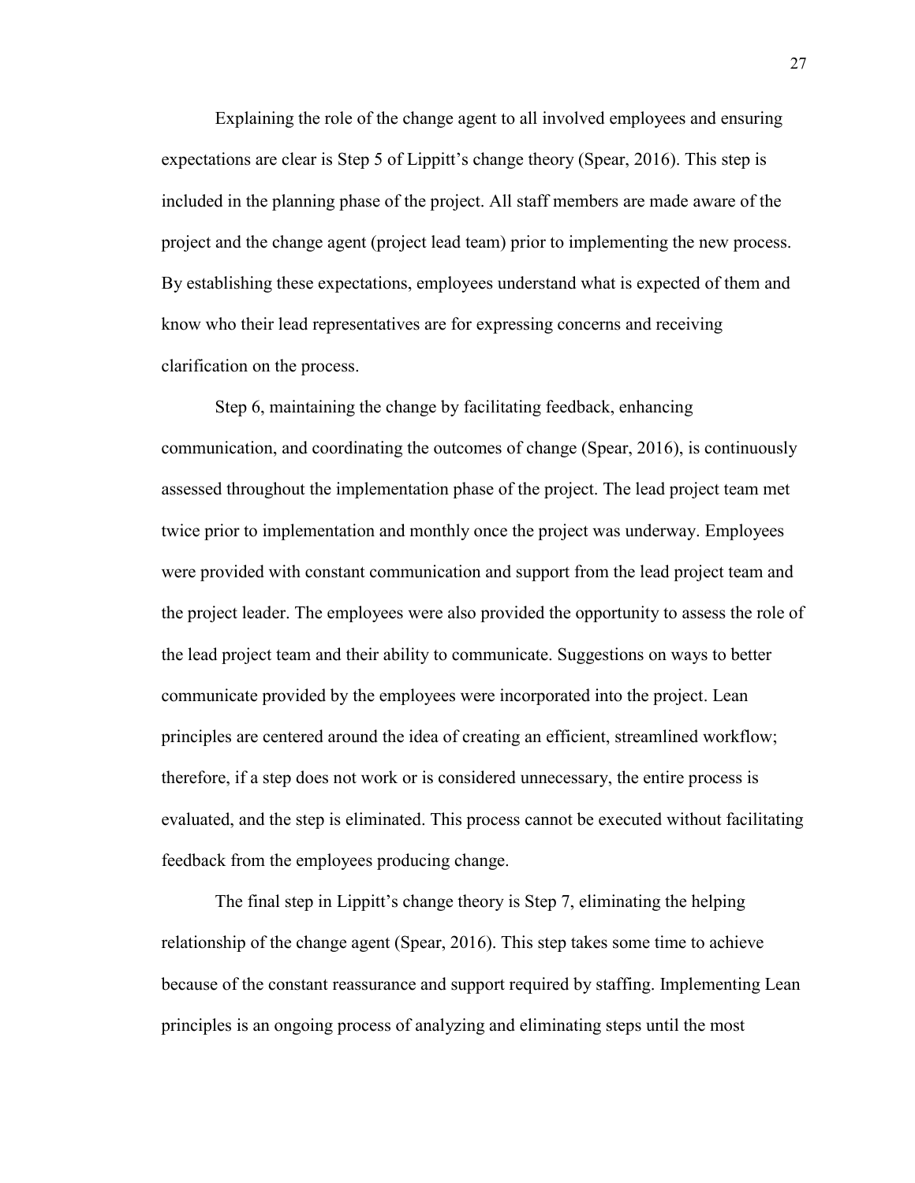Explaining the role of the change agent to all involved employees and ensuring expectations are clear is Step 5 of Lippitt's change theory (Spear, 2016). This step is included in the planning phase of the project. All staff members are made aware of the project and the change agent (project lead team) prior to implementing the new process. By establishing these expectations, employees understand what is expected of them and know who their lead representatives are for expressing concerns and receiving clarification on the process.

Step 6, maintaining the change by facilitating feedback, enhancing communication, and coordinating the outcomes of change (Spear, 2016), is continuously assessed throughout the implementation phase of the project. The lead project team met twice prior to implementation and monthly once the project was underway. Employees were provided with constant communication and support from the lead project team and the project leader. The employees were also provided the opportunity to assess the role of the lead project team and their ability to communicate. Suggestions on ways to better communicate provided by the employees were incorporated into the project. Lean principles are centered around the idea of creating an efficient, streamlined workflow; therefore, if a step does not work or is considered unnecessary, the entire process is evaluated, and the step is eliminated. This process cannot be executed without facilitating feedback from the employees producing change.

The final step in Lippitt's change theory is Step 7, eliminating the helping relationship of the change agent (Spear, 2016). This step takes some time to achieve because of the constant reassurance and support required by staffing. Implementing Lean principles is an ongoing process of analyzing and eliminating steps until the most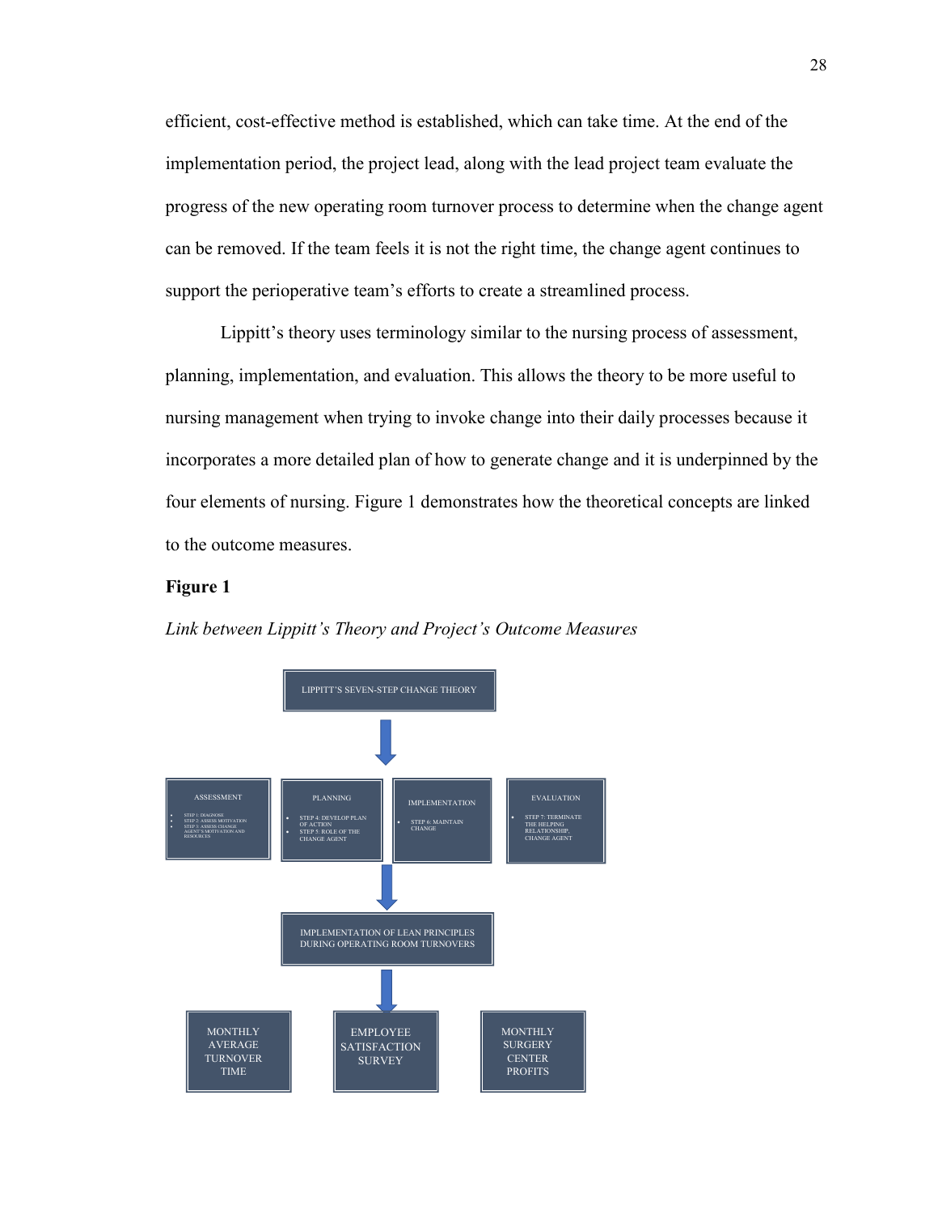efficient, cost-effective method is established, which can take time. At the end of the implementation period, the project lead, along with the lead project team evaluate the progress of the new operating room turnover process to determine when the change agent can be removed. If the team feels it is not the right time, the change agent continues to support the perioperative team's efforts to create a streamlined process.

Lippitt's theory uses terminology similar to the nursing process of assessment, planning, implementation, and evaluation. This allows the theory to be more useful to nursing management when trying to invoke change into their daily processes because it incorporates a more detailed plan of how to generate change and it is underpinned by the four elements of nursing. Figure 1 demonstrates how the theoretical concepts are linked to the outcome measures.

**Figure 1**

*Link between Lippitt's Theory and Project's Outcome Measures*

LIPPITT'S SEVEN-STEP CHANGE THEORY

ASSESSMENT
- STEP 1: DIAGNOSE
- STEP 2: ASSESS MOTIVATION
- STEP 3: ASSESS CHANGE AGENT'S MOTIVATION AND RESOURCES

PLANNING
- STEP 4: DEVELOP PLAN OF ACTION
- STEP 5: ROLE OF THE CHANGE AGENT

IMPLEMENTATION
- STEP 6: MAINTAIN CHANGE

EVALUATION
- STEP 7: TERMINATE THE HELPING RELATIONSHIP, CHANGE AGENT

IMPLEMENTATION OF LEAN PRINCIPLES DURING OPERATING ROOM TURNOVERS

MONTHLY AVERAGE TURNOVER TIME

EMPLOYEE SATISFACTION SURVEY

MONTHLY SURGERY CENTER PROFITS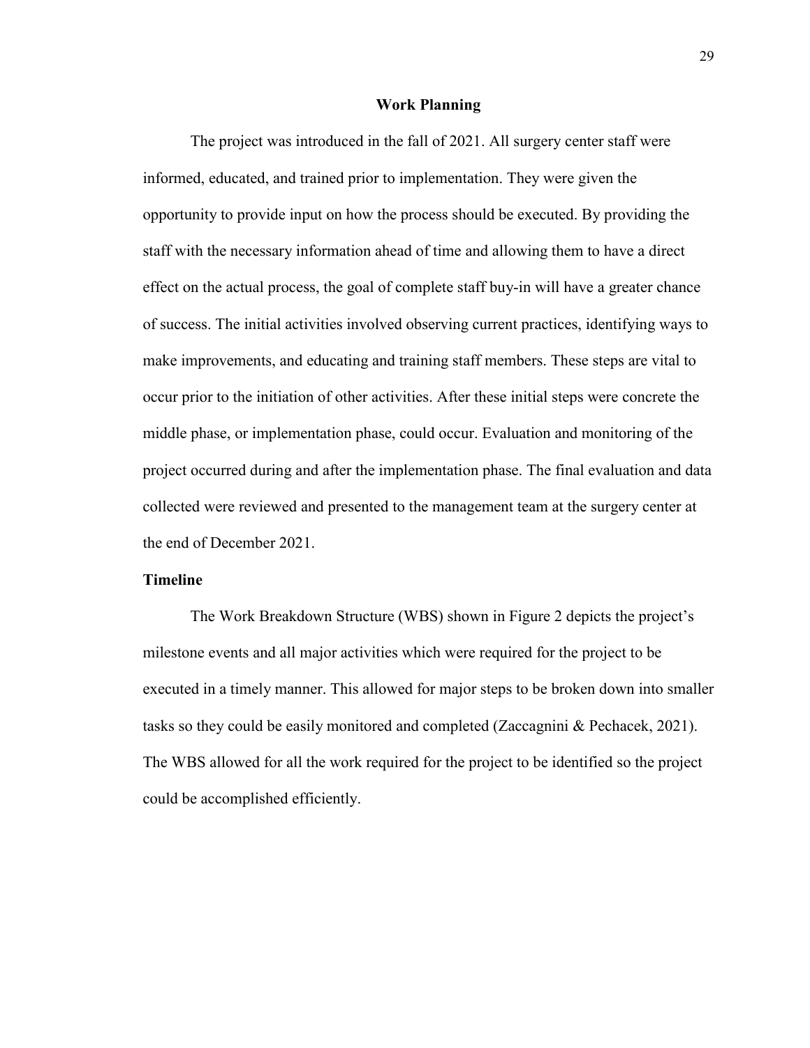## Work Planning

The project was introduced in the fall of 2021. All surgery center staff were informed, educated, and trained prior to implementation. They were given the opportunity to provide input on how the process should be executed. By providing the staff with the necessary information ahead of time and allowing them to have a direct effect on the actual process, the goal of complete staff buy-in will have a greater chance of success. The initial activities involved observing current practices, identifying ways to make improvements, and educating and training staff members. These steps are vital to occur prior to the initiation of other activities. After these initial steps were concrete the middle phase, or implementation phase, could occur. Evaluation and monitoring of the project occurred during and after the implementation phase. The final evaluation and data collected were reviewed and presented to the management team at the surgery center at the end of December 2021.

### Timeline

The Work Breakdown Structure (WBS) shown in Figure 2 depicts the project's milestone events and all major activities which were required for the project to be executed in a timely manner. This allowed for major steps to be broken down into smaller tasks so they could be easily monitored and completed (Zaccagnini & Pechacek, 2021). The WBS allowed for all the work required for the project to be identified so the project could be accomplished efficiently.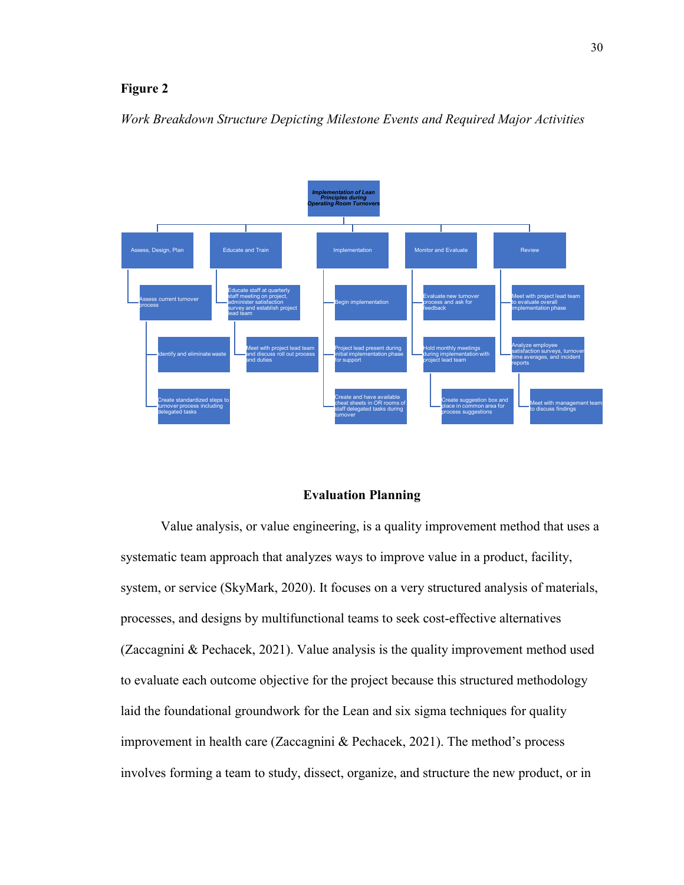**Figure 2**

*Work Breakdown Structure Depicting Milestone Events and Required Major Activities*

- ***Implementation of Lean Principles during Operating Room Turnovers***
  - Assess, Design, Plan
    - Assess current turnover process
      - Identify and eliminate waste
      - Create standardized steps to turnover process including delegated tasks
  - Educate and Train
    - Educate staff at quarterly staff meeting on project, administer satisfaction survey and establish project lead team
      - Meet with project lead team and discuss roll out process and duties
  - Implementation
    - Begin implementation
    - Project lead present during initial implementation phase for support
    - Create and have available cheat sheets in OR rooms of staff delegated tasks during turnover
  - Monitor and Evaluate
    - Evaluate new turnover process and ask for feedback
    - Hold monthly meetings during implementation with project lead team
      - Create suggestion box and place in common area for process suggestions
  - Review
    - Meet with project lead team to evaluate overall implementation phase
    - Analyze employee satisfaction surveys, turnover time averages, and incident reports
      - Meet with management team to discuss findings

## Evaluation Planning

Value analysis, or value engineering, is a quality improvement method that uses a systematic team approach that analyzes ways to improve value in a product, facility, system, or service (SkyMark, 2020). It focuses on a very structured analysis of materials, processes, and designs by multifunctional teams to seek cost-effective alternatives (Zaccagnini & Pechacek, 2021). Value analysis is the quality improvement method used to evaluate each outcome objective for the project because this structured methodology laid the foundational groundwork for the Lean and six sigma techniques for quality improvement in health care (Zaccagnini & Pechacek, 2021). The method's process involves forming a team to study, dissect, organize, and structure the new product, or in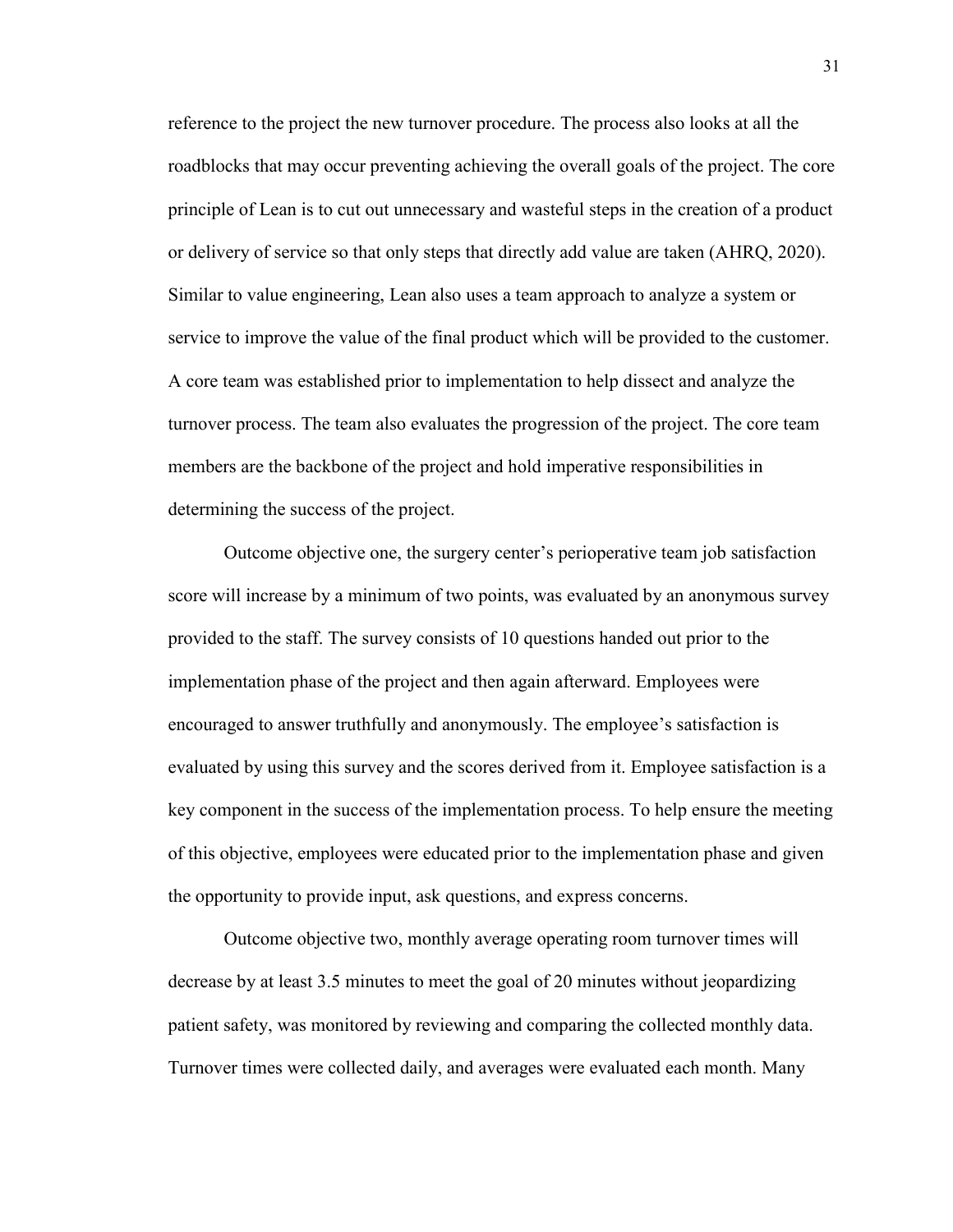reference to the project the new turnover procedure. The process also looks at all the roadblocks that may occur preventing achieving the overall goals of the project. The core principle of Lean is to cut out unnecessary and wasteful steps in the creation of a product or delivery of service so that only steps that directly add value are taken (AHRQ, 2020). Similar to value engineering, Lean also uses a team approach to analyze a system or service to improve the value of the final product which will be provided to the customer. A core team was established prior to implementation to help dissect and analyze the turnover process. The team also evaluates the progression of the project. The core team members are the backbone of the project and hold imperative responsibilities in determining the success of the project.

Outcome objective one, the surgery center's perioperative team job satisfaction score will increase by a minimum of two points, was evaluated by an anonymous survey provided to the staff. The survey consists of 10 questions handed out prior to the implementation phase of the project and then again afterward. Employees were encouraged to answer truthfully and anonymously. The employee's satisfaction is evaluated by using this survey and the scores derived from it. Employee satisfaction is a key component in the success of the implementation process. To help ensure the meeting of this objective, employees were educated prior to the implementation phase and given the opportunity to provide input, ask questions, and express concerns.

Outcome objective two, monthly average operating room turnover times will decrease by at least 3.5 minutes to meet the goal of 20 minutes without jeopardizing patient safety, was monitored by reviewing and comparing the collected monthly data. Turnover times were collected daily, and averages were evaluated each month. Many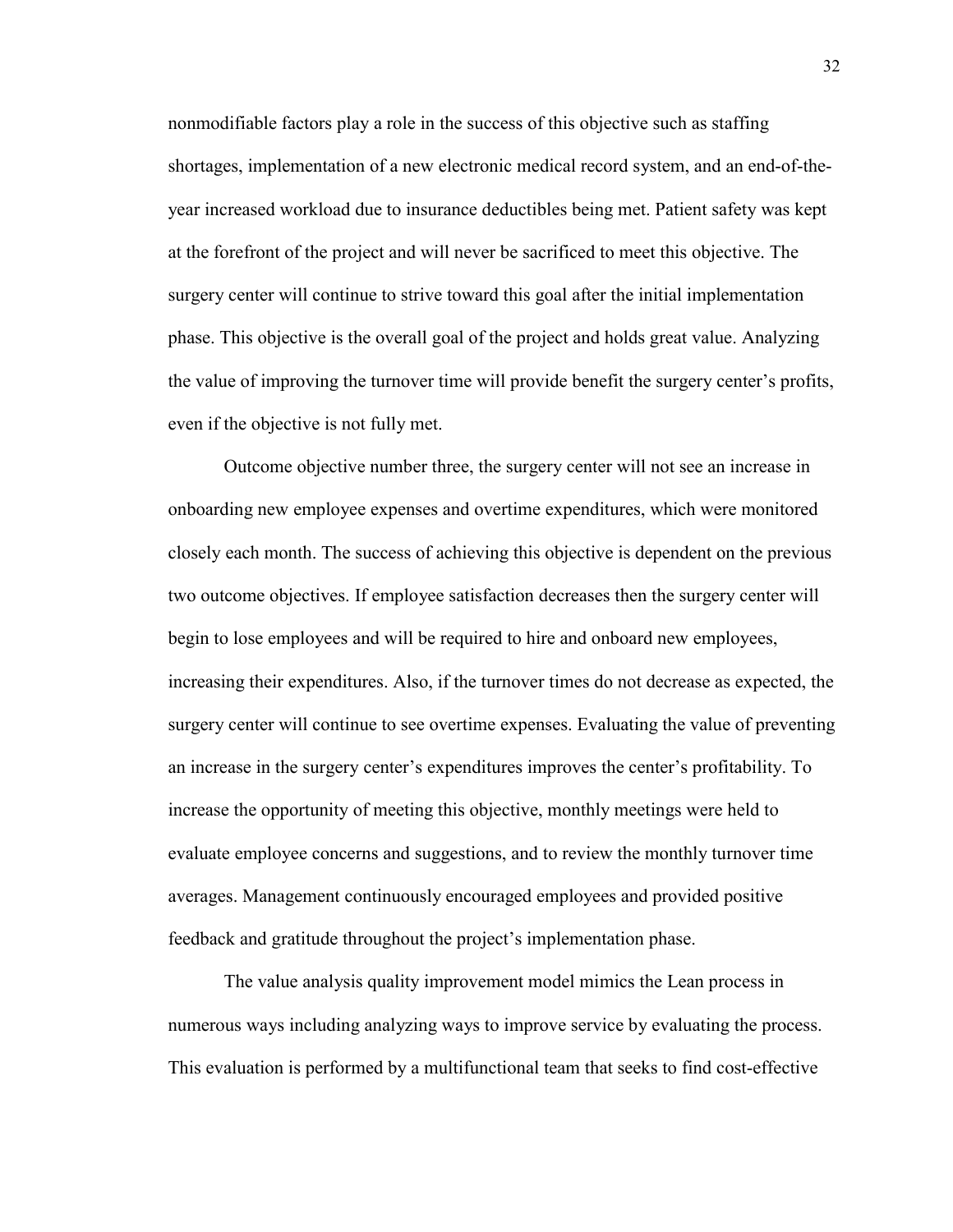nonmodifiable factors play a role in the success of this objective such as staffing shortages, implementation of a new electronic medical record system, and an end-of-the-year increased workload due to insurance deductibles being met. Patient safety was kept at the forefront of the project and will never be sacrificed to meet this objective. The surgery center will continue to strive toward this goal after the initial implementation phase. This objective is the overall goal of the project and holds great value. Analyzing the value of improving the turnover time will provide benefit the surgery center's profits, even if the objective is not fully met.

Outcome objective number three, the surgery center will not see an increase in onboarding new employee expenses and overtime expenditures, which were monitored closely each month. The success of achieving this objective is dependent on the previous two outcome objectives. If employee satisfaction decreases then the surgery center will begin to lose employees and will be required to hire and onboard new employees, increasing their expenditures. Also, if the turnover times do not decrease as expected, the surgery center will continue to see overtime expenses. Evaluating the value of preventing an increase in the surgery center's expenditures improves the center's profitability. To increase the opportunity of meeting this objective, monthly meetings were held to evaluate employee concerns and suggestions, and to review the monthly turnover time averages. Management continuously encouraged employees and provided positive feedback and gratitude throughout the project's implementation phase.

The value analysis quality improvement model mimics the Lean process in numerous ways including analyzing ways to improve service by evaluating the process. This evaluation is performed by a multifunctional team that seeks to find cost-effective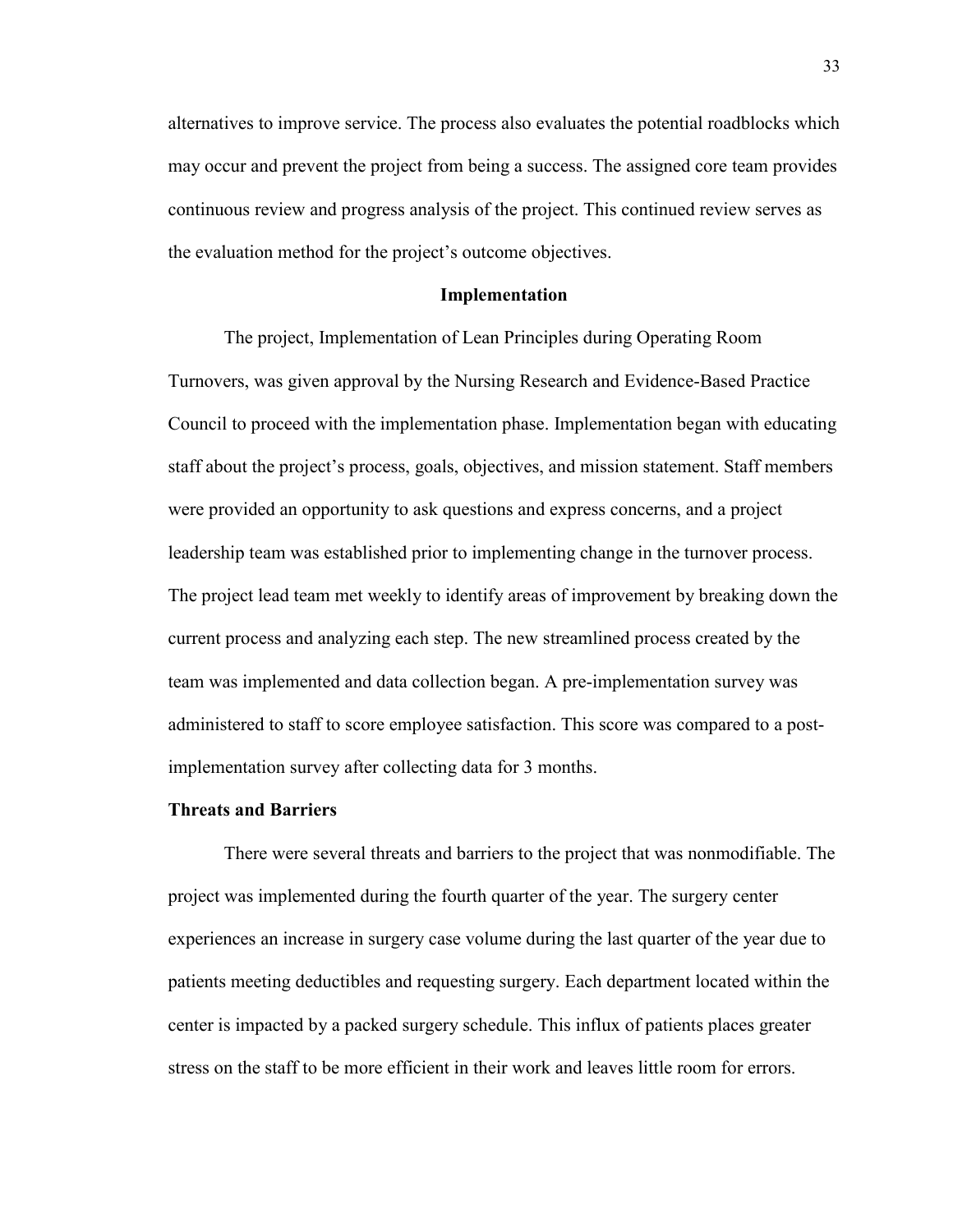alternatives to improve service. The process also evaluates the potential roadblocks which may occur and prevent the project from being a success. The assigned core team provides continuous review and progress analysis of the project. This continued review serves as the evaluation method for the project's outcome objectives.

## Implementation

The project, Implementation of Lean Principles during Operating Room Turnovers, was given approval by the Nursing Research and Evidence-Based Practice Council to proceed with the implementation phase. Implementation began with educating staff about the project's process, goals, objectives, and mission statement. Staff members were provided an opportunity to ask questions and express concerns, and a project leadership team was established prior to implementing change in the turnover process. The project lead team met weekly to identify areas of improvement by breaking down the current process and analyzing each step. The new streamlined process created by the team was implemented and data collection began. A pre-implementation survey was administered to staff to score employee satisfaction. This score was compared to a post-implementation survey after collecting data for 3 months.

### Threats and Barriers

There were several threats and barriers to the project that was nonmodifiable. The project was implemented during the fourth quarter of the year. The surgery center experiences an increase in surgery case volume during the last quarter of the year due to patients meeting deductibles and requesting surgery. Each department located within the center is impacted by a packed surgery schedule. This influx of patients places greater stress on the staff to be more efficient in their work and leaves little room for errors.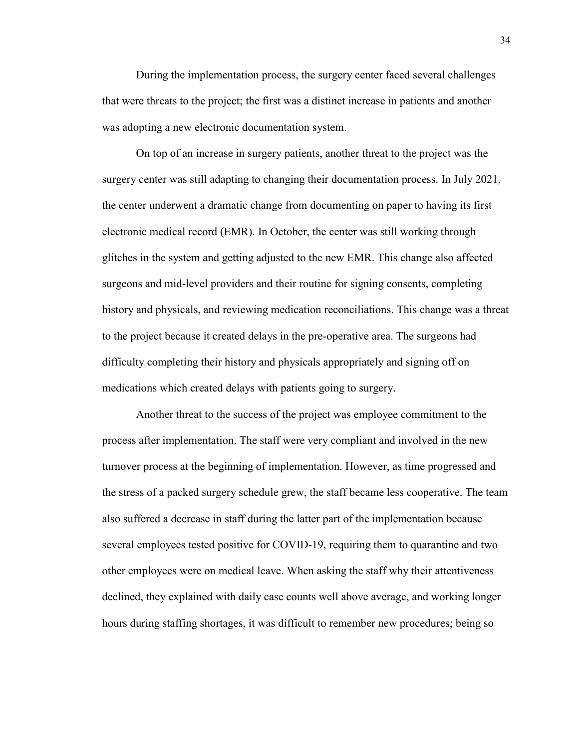During the implementation process, the surgery center faced several challenges that were threats to the project; the first was a distinct increase in patients and another was adopting a new electronic documentation system.

On top of an increase in surgery patients, another threat to the project was the surgery center was still adapting to changing their documentation process. In July 2021, the center underwent a dramatic change from documenting on paper to having its first electronic medical record (EMR). In October, the center was still working through glitches in the system and getting adjusted to the new EMR. This change also affected surgeons and mid-level providers and their routine for signing consents, completing history and physicals, and reviewing medication reconciliations. This change was a threat to the project because it created delays in the pre-operative area. The surgeons had difficulty completing their history and physicals appropriately and signing off on medications which created delays with patients going to surgery.

Another threat to the success of the project was employee commitment to the process after implementation. The staff were very compliant and involved in the new turnover process at the beginning of implementation. However, as time progressed and the stress of a packed surgery schedule grew, the staff became less cooperative. The team also suffered a decrease in staff during the latter part of the implementation because several employees tested positive for COVID-19, requiring them to quarantine and two other employees were on medical leave. When asking the staff why their attentiveness declined, they explained with daily case counts well above average, and working longer hours during staffing shortages, it was difficult to remember new procedures; being so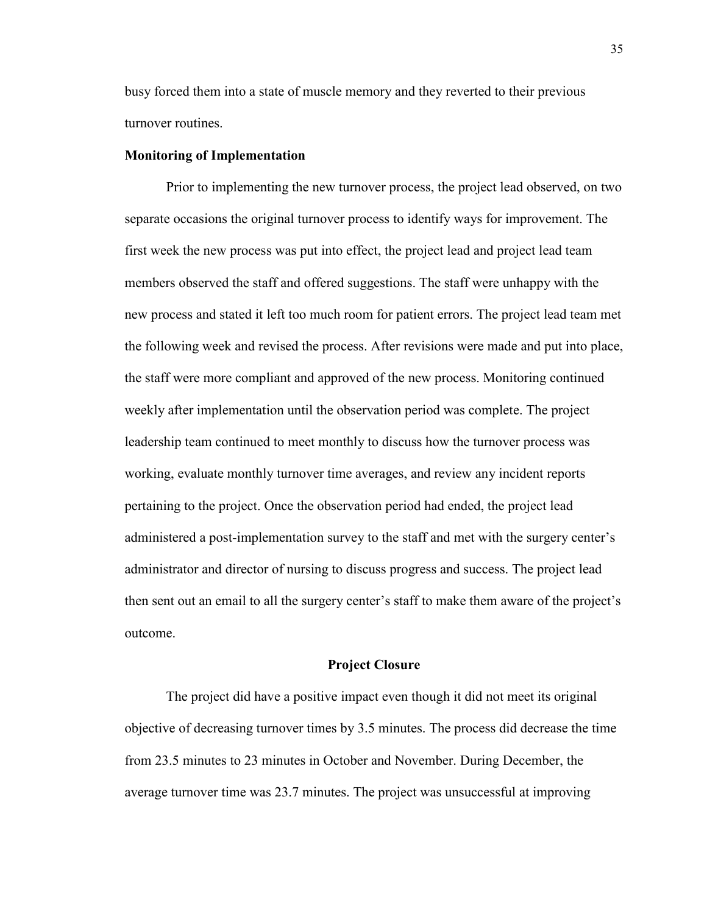busy forced them into a state of muscle memory and they reverted to their previous turnover routines.

### Monitoring of Implementation

Prior to implementing the new turnover process, the project lead observed, on two separate occasions the original turnover process to identify ways for improvement. The first week the new process was put into effect, the project lead and project lead team members observed the staff and offered suggestions. The staff were unhappy with the new process and stated it left too much room for patient errors. The project lead team met the following week and revised the process. After revisions were made and put into place, the staff were more compliant and approved of the new process. Monitoring continued weekly after implementation until the observation period was complete. The project leadership team continued to meet monthly to discuss how the turnover process was working, evaluate monthly turnover time averages, and review any incident reports pertaining to the project. Once the observation period had ended, the project lead administered a post-implementation survey to the staff and met with the surgery center's administrator and director of nursing to discuss progress and success. The project lead then sent out an email to all the surgery center's staff to make them aware of the project's outcome.

## Project Closure

The project did have a positive impact even though it did not meet its original objective of decreasing turnover times by 3.5 minutes. The process did decrease the time from 23.5 minutes to 23 minutes in October and November. During December, the average turnover time was 23.7 minutes. The project was unsuccessful at improving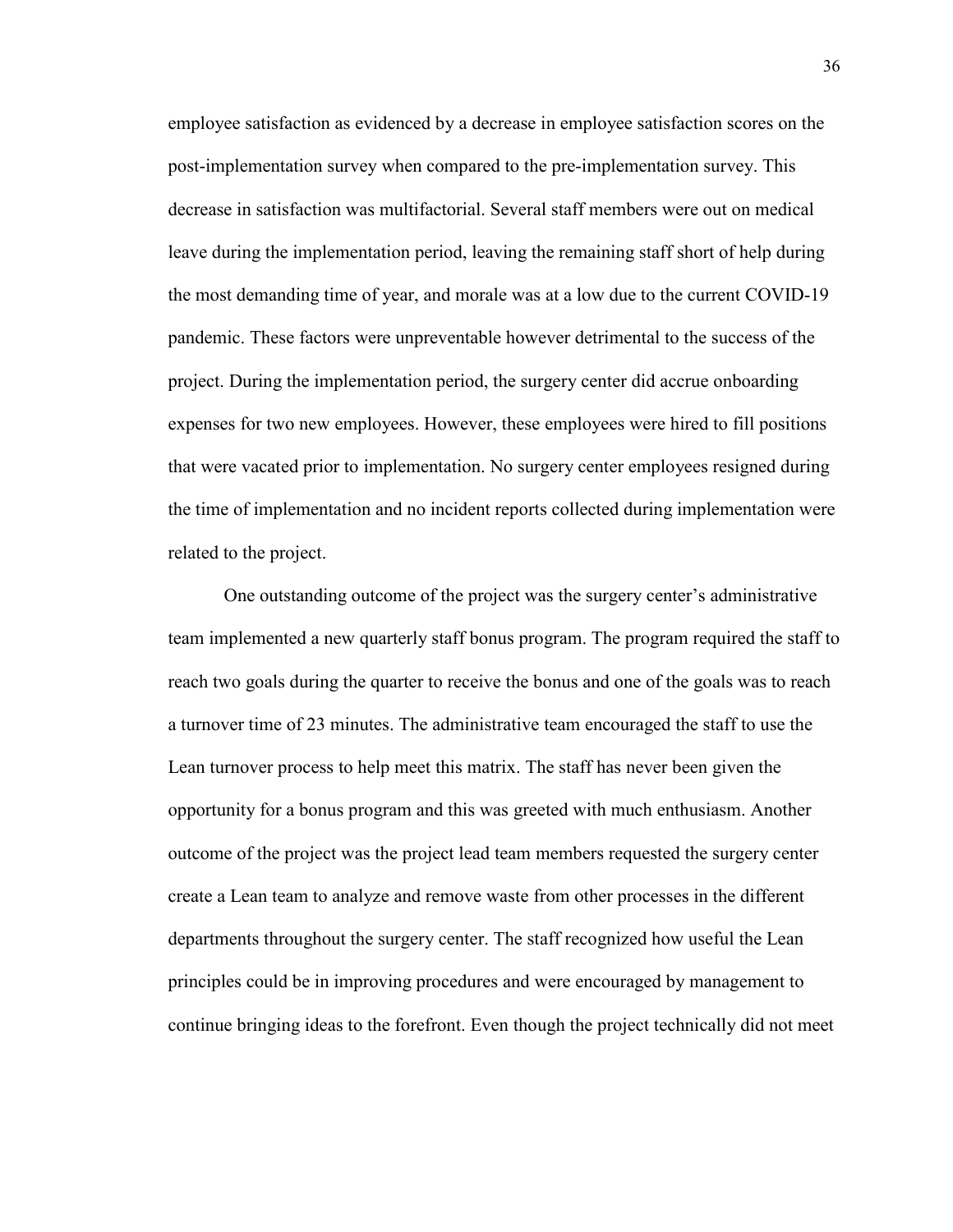employee satisfaction as evidenced by a decrease in employee satisfaction scores on the post-implementation survey when compared to the pre-implementation survey. This decrease in satisfaction was multifactorial. Several staff members were out on medical leave during the implementation period, leaving the remaining staff short of help during the most demanding time of year, and morale was at a low due to the current COVID-19 pandemic. These factors were unpreventable however detrimental to the success of the project. During the implementation period, the surgery center did accrue onboarding expenses for two new employees. However, these employees were hired to fill positions that were vacated prior to implementation. No surgery center employees resigned during the time of implementation and no incident reports collected during implementation were related to the project.

One outstanding outcome of the project was the surgery center's administrative team implemented a new quarterly staff bonus program. The program required the staff to reach two goals during the quarter to receive the bonus and one of the goals was to reach a turnover time of 23 minutes. The administrative team encouraged the staff to use the Lean turnover process to help meet this matrix. The staff has never been given the opportunity for a bonus program and this was greeted with much enthusiasm. Another outcome of the project was the project lead team members requested the surgery center create a Lean team to analyze and remove waste from other processes in the different departments throughout the surgery center. The staff recognized how useful the Lean principles could be in improving procedures and were encouraged by management to continue bringing ideas to the forefront. Even though the project technically did not meet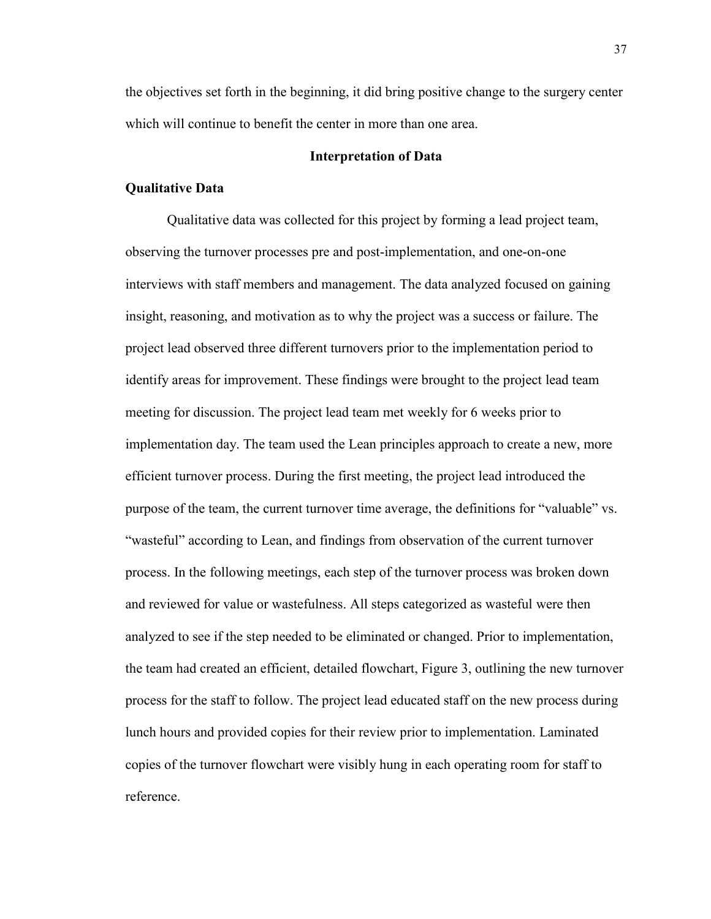the objectives set forth in the beginning, it did bring positive change to the surgery center which will continue to benefit the center in more than one area.

## Interpretation of Data

### Qualitative Data

Qualitative data was collected for this project by forming a lead project team, observing the turnover processes pre and post-implementation, and one-on-one interviews with staff members and management. The data analyzed focused on gaining insight, reasoning, and motivation as to why the project was a success or failure. The project lead observed three different turnovers prior to the implementation period to identify areas for improvement. These findings were brought to the project lead team meeting for discussion. The project lead team met weekly for 6 weeks prior to implementation day. The team used the Lean principles approach to create a new, more efficient turnover process. During the first meeting, the project lead introduced the purpose of the team, the current turnover time average, the definitions for "valuable" vs. "wasteful" according to Lean, and findings from observation of the current turnover process. In the following meetings, each step of the turnover process was broken down and reviewed for value or wastefulness. All steps categorized as wasteful were then analyzed to see if the step needed to be eliminated or changed. Prior to implementation, the team had created an efficient, detailed flowchart, Figure 3, outlining the new turnover process for the staff to follow. The project lead educated staff on the new process during lunch hours and provided copies for their review prior to implementation. Laminated copies of the turnover flowchart were visibly hung in each operating room for staff to reference.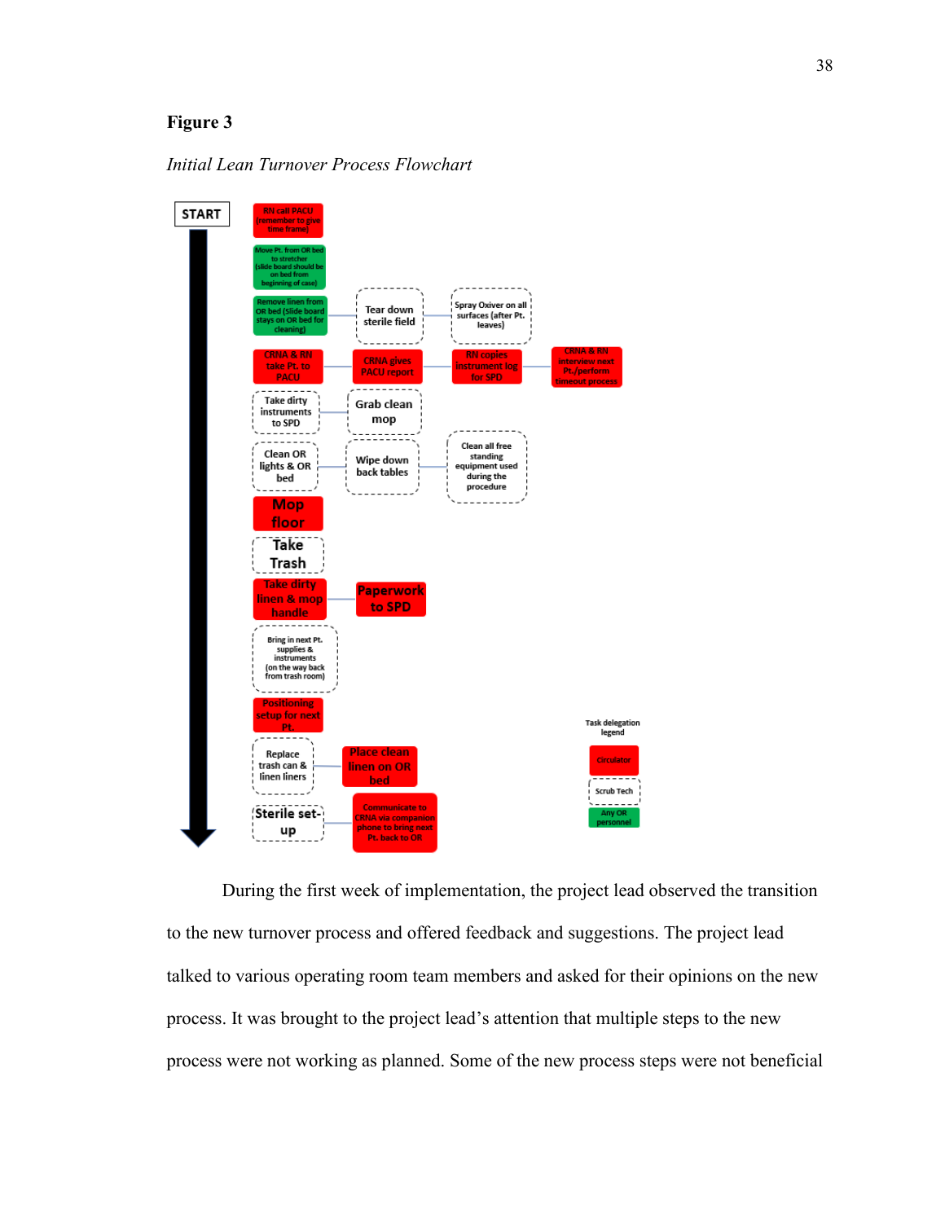**Figure 3**

*Initial Lean Turnover Process Flowchart*

START

- RN call PACU (remember to give time frame)
- Move Pt. from OR bed to stretcher (slide board should be on bed from beginning of case)
- Remove linen from OR bed (slide board stays on OR bed for cleaning) — Tear down sterile field — Spray Oxiver on all surfaces (after Pt. leaves)
- CRNA & RN take Pt. to PACU — CRNA gives PACU report — RN copies instrument log for SPD — CRNA & RN interview next Pt./perform timeout process
- Take dirty instruments to SPD — Grab clean mop
- Clean OR lights & OR bed — Wipe down back tables — Clean all free standing equipment used during the procedure
- Mop floor
- Take Trash
- Take dirty linen & mop handle — Paperwork to SPD
- Bring in next Pt. supplies & instruments (on the way back from trash room)
- Positioning setup for next Pt.
- Replace trash can & linen liners — Place clean linen on OR bed
- Sterile set-up — Communicate to CRNA via companion phone to bring next Pt. back to OR

Task delegation legend

- Circulator
- Scrub Tech
- Any OR personnel

During the first week of implementation, the project lead observed the transition to the new turnover process and offered feedback and suggestions. The project lead talked to various operating room team members and asked for their opinions on the new process. It was brought to the project lead's attention that multiple steps to the new process were not working as planned. Some of the new process steps were not beneficial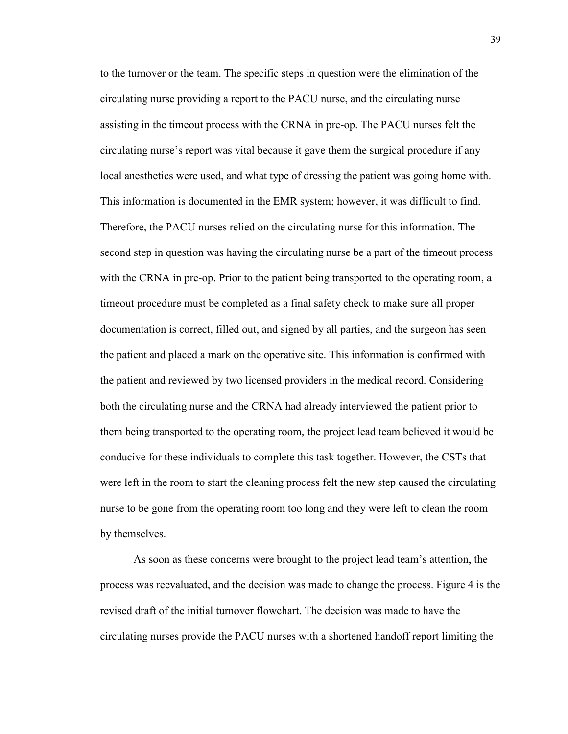to the turnover or the team. The specific steps in question were the elimination of the circulating nurse providing a report to the PACU nurse, and the circulating nurse assisting in the timeout process with the CRNA in pre-op. The PACU nurses felt the circulating nurse's report was vital because it gave them the surgical procedure if any local anesthetics were used, and what type of dressing the patient was going home with. This information is documented in the EMR system; however, it was difficult to find. Therefore, the PACU nurses relied on the circulating nurse for this information. The second step in question was having the circulating nurse be a part of the timeout process with the CRNA in pre-op. Prior to the patient being transported to the operating room, a timeout procedure must be completed as a final safety check to make sure all proper documentation is correct, filled out, and signed by all parties, and the surgeon has seen the patient and placed a mark on the operative site. This information is confirmed with the patient and reviewed by two licensed providers in the medical record. Considering both the circulating nurse and the CRNA had already interviewed the patient prior to them being transported to the operating room, the project lead team believed it would be conducive for these individuals to complete this task together. However, the CSTs that were left in the room to start the cleaning process felt the new step caused the circulating nurse to be gone from the operating room too long and they were left to clean the room by themselves.

As soon as these concerns were brought to the project lead team's attention, the process was reevaluated, and the decision was made to change the process. Figure 4 is the revised draft of the initial turnover flowchart. The decision was made to have the circulating nurses provide the PACU nurses with a shortened handoff report limiting the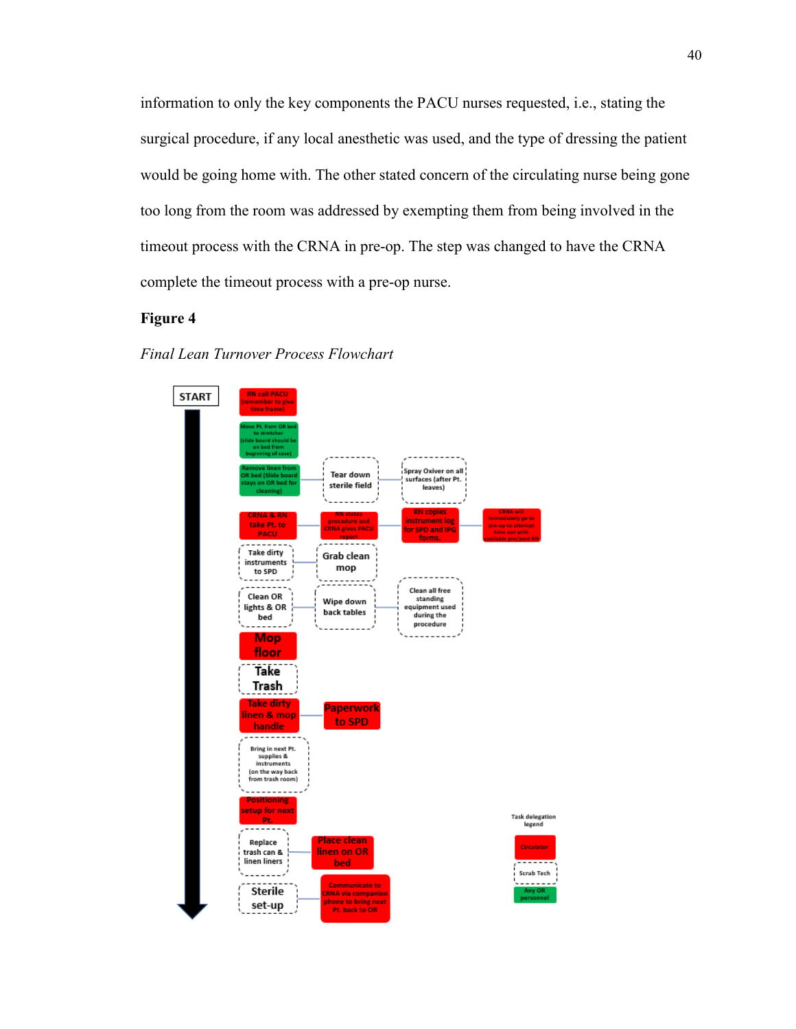information to only the key components the PACU nurses requested, i.e., stating the surgical procedure, if any local anesthetic was used, and the type of dressing the patient would be going home with. The other stated concern of the circulating nurse being gone too long from the room was addressed by exempting them from being involved in the timeout process with the CRNA in pre-op. The step was changed to have the CRNA complete the timeout process with a pre-op nurse.

**Figure 4**

*Final Lean Turnover Process Flowchart*

START

RN call PACU (remember to give time frame)

Move Pt. from OR bed to stretcher (slide board should be on bed from beginning of case)

Remove linen from OR bed (Slide board stays on OR bed for cleaning) — Tear down sterile field — Spray Oxiver on all surfaces (after Pt. leaves)

CRNA & RN take Pt. to PACU — RN states procedure and CRNA gives PACU report — RN copies instrument log for SPD and IPG forms. — CRNA will immediately go to pre-op to attempt time out with available pre/post RN

Take dirty instruments to SPD — Grab clean mop

Clean OR lights & OR bed — Wipe down back tables — Clean all free standing equipment used during the procedure

Mop floor

Take Trash

Take dirty linen & mop handle — Paperwork to SPD

Bring in next Pt. supplies & instruments (on the way back from trash room)

Positioning setup for next Pt.

Replace trash can & linen liners — Place clean linen on OR bed

Sterile set-up — Communicate to CRNA via companion phone to bring next Pt. back to OR

Task delegation legend

Circulator

Scrub Tech

Any OR personnel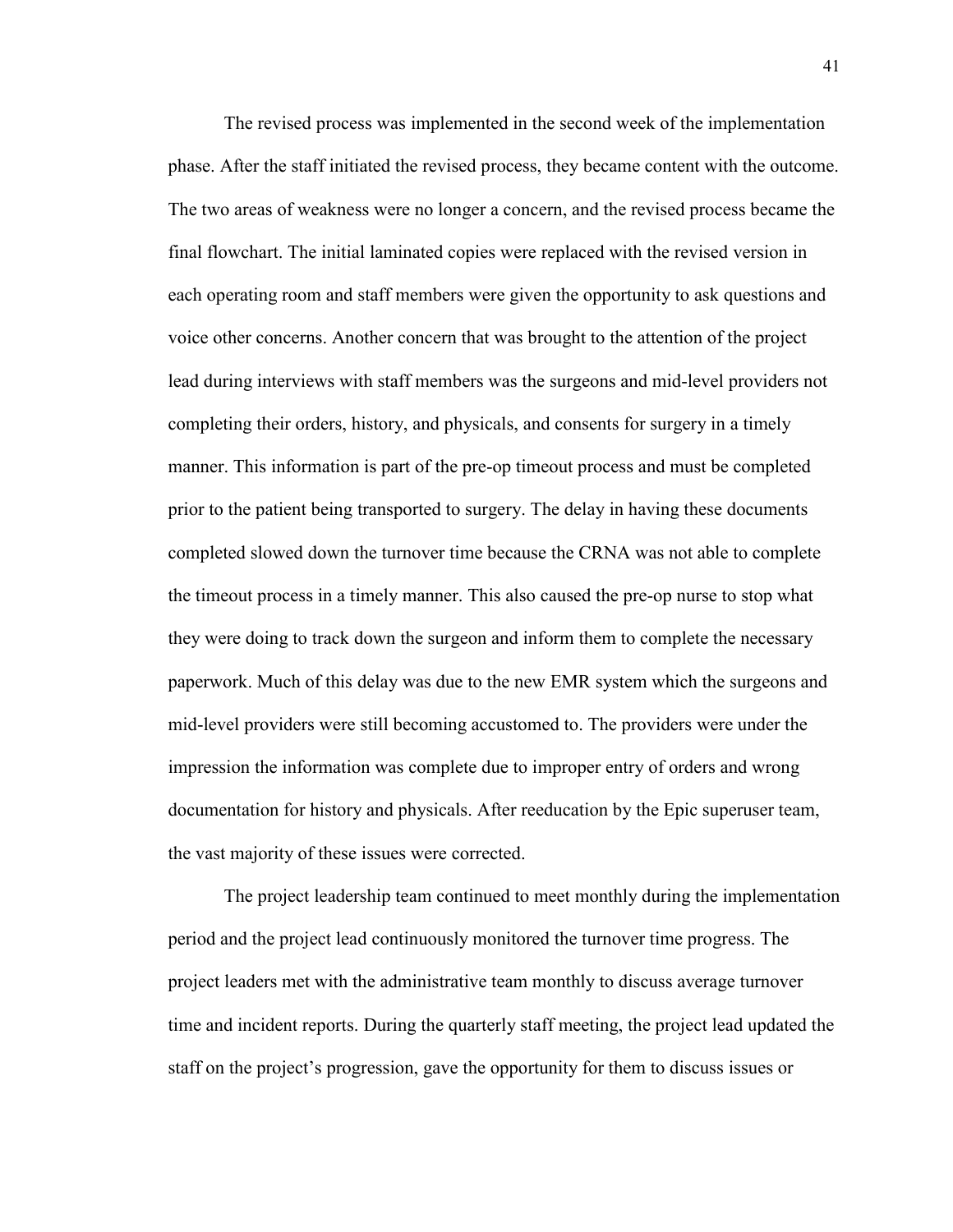The revised process was implemented in the second week of the implementation phase. After the staff initiated the revised process, they became content with the outcome. The two areas of weakness were no longer a concern, and the revised process became the final flowchart. The initial laminated copies were replaced with the revised version in each operating room and staff members were given the opportunity to ask questions and voice other concerns. Another concern that was brought to the attention of the project lead during interviews with staff members was the surgeons and mid-level providers not completing their orders, history, and physicals, and consents for surgery in a timely manner. This information is part of the pre-op timeout process and must be completed prior to the patient being transported to surgery. The delay in having these documents completed slowed down the turnover time because the CRNA was not able to complete the timeout process in a timely manner. This also caused the pre-op nurse to stop what they were doing to track down the surgeon and inform them to complete the necessary paperwork. Much of this delay was due to the new EMR system which the surgeons and mid-level providers were still becoming accustomed to. The providers were under the impression the information was complete due to improper entry of orders and wrong documentation for history and physicals. After reeducation by the Epic superuser team, the vast majority of these issues were corrected.

The project leadership team continued to meet monthly during the implementation period and the project lead continuously monitored the turnover time progress. The project leaders met with the administrative team monthly to discuss average turnover time and incident reports. During the quarterly staff meeting, the project lead updated the staff on the project's progression, gave the opportunity for them to discuss issues or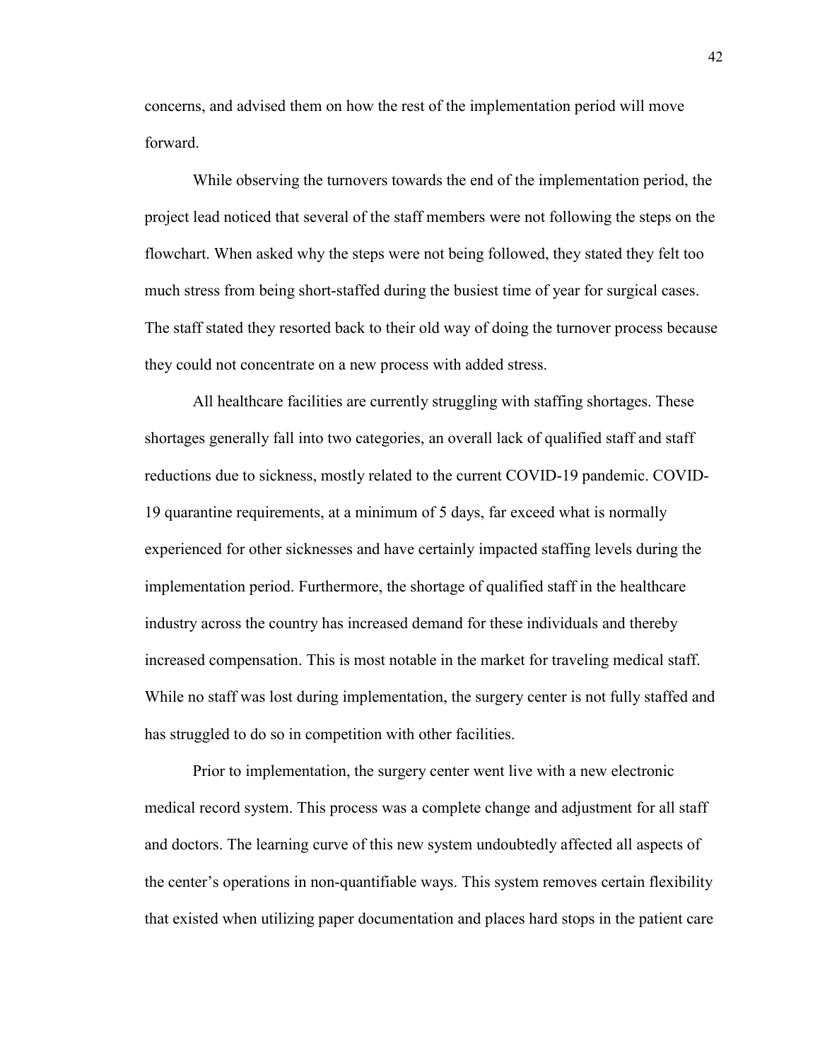concerns, and advised them on how the rest of the implementation period will move forward.

While observing the turnovers towards the end of the implementation period, the project lead noticed that several of the staff members were not following the steps on the flowchart. When asked why the steps were not being followed, they stated they felt too much stress from being short-staffed during the busiest time of year for surgical cases. The staff stated they resorted back to their old way of doing the turnover process because they could not concentrate on a new process with added stress.

All healthcare facilities are currently struggling with staffing shortages. These shortages generally fall into two categories, an overall lack of qualified staff and staff reductions due to sickness, mostly related to the current COVID-19 pandemic. COVID-19 quarantine requirements, at a minimum of 5 days, far exceed what is normally experienced for other sicknesses and have certainly impacted staffing levels during the implementation period. Furthermore, the shortage of qualified staff in the healthcare industry across the country has increased demand for these individuals and thereby increased compensation. This is most notable in the market for traveling medical staff. While no staff was lost during implementation, the surgery center is not fully staffed and has struggled to do so in competition with other facilities.

Prior to implementation, the surgery center went live with a new electronic medical record system. This process was a complete change and adjustment for all staff and doctors. The learning curve of this new system undoubtedly affected all aspects of the center's operations in non-quantifiable ways. This system removes certain flexibility that existed when utilizing paper documentation and places hard stops in the patient care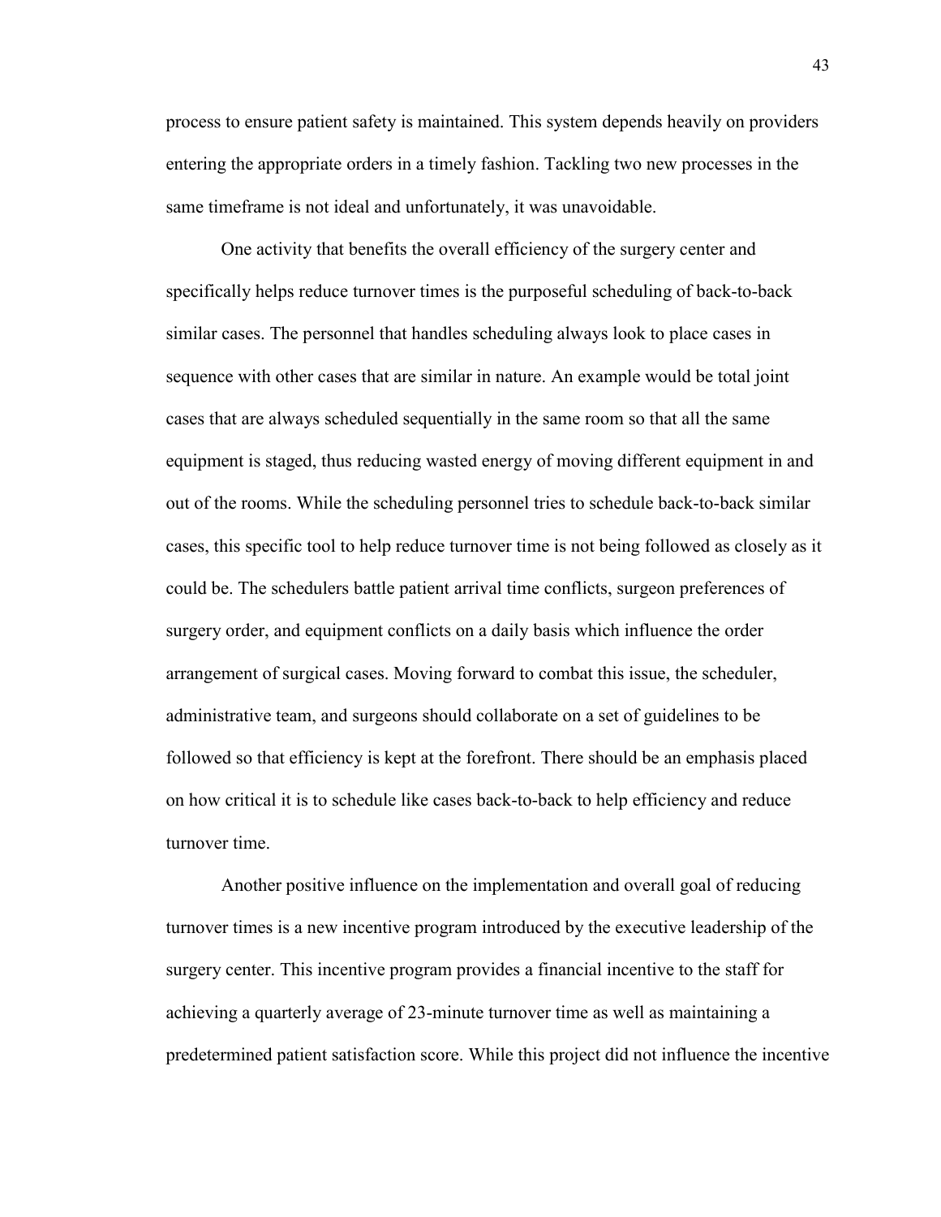process to ensure patient safety is maintained. This system depends heavily on providers entering the appropriate orders in a timely fashion. Tackling two new processes in the same timeframe is not ideal and unfortunately, it was unavoidable.

One activity that benefits the overall efficiency of the surgery center and specifically helps reduce turnover times is the purposeful scheduling of back-to-back similar cases. The personnel that handles scheduling always look to place cases in sequence with other cases that are similar in nature. An example would be total joint cases that are always scheduled sequentially in the same room so that all the same equipment is staged, thus reducing wasted energy of moving different equipment in and out of the rooms. While the scheduling personnel tries to schedule back-to-back similar cases, this specific tool to help reduce turnover time is not being followed as closely as it could be. The schedulers battle patient arrival time conflicts, surgeon preferences of surgery order, and equipment conflicts on a daily basis which influence the order arrangement of surgical cases. Moving forward to combat this issue, the scheduler, administrative team, and surgeons should collaborate on a set of guidelines to be followed so that efficiency is kept at the forefront. There should be an emphasis placed on how critical it is to schedule like cases back-to-back to help efficiency and reduce turnover time.

Another positive influence on the implementation and overall goal of reducing turnover times is a new incentive program introduced by the executive leadership of the surgery center. This incentive program provides a financial incentive to the staff for achieving a quarterly average of 23-minute turnover time as well as maintaining a predetermined patient satisfaction score. While this project did not influence the incentive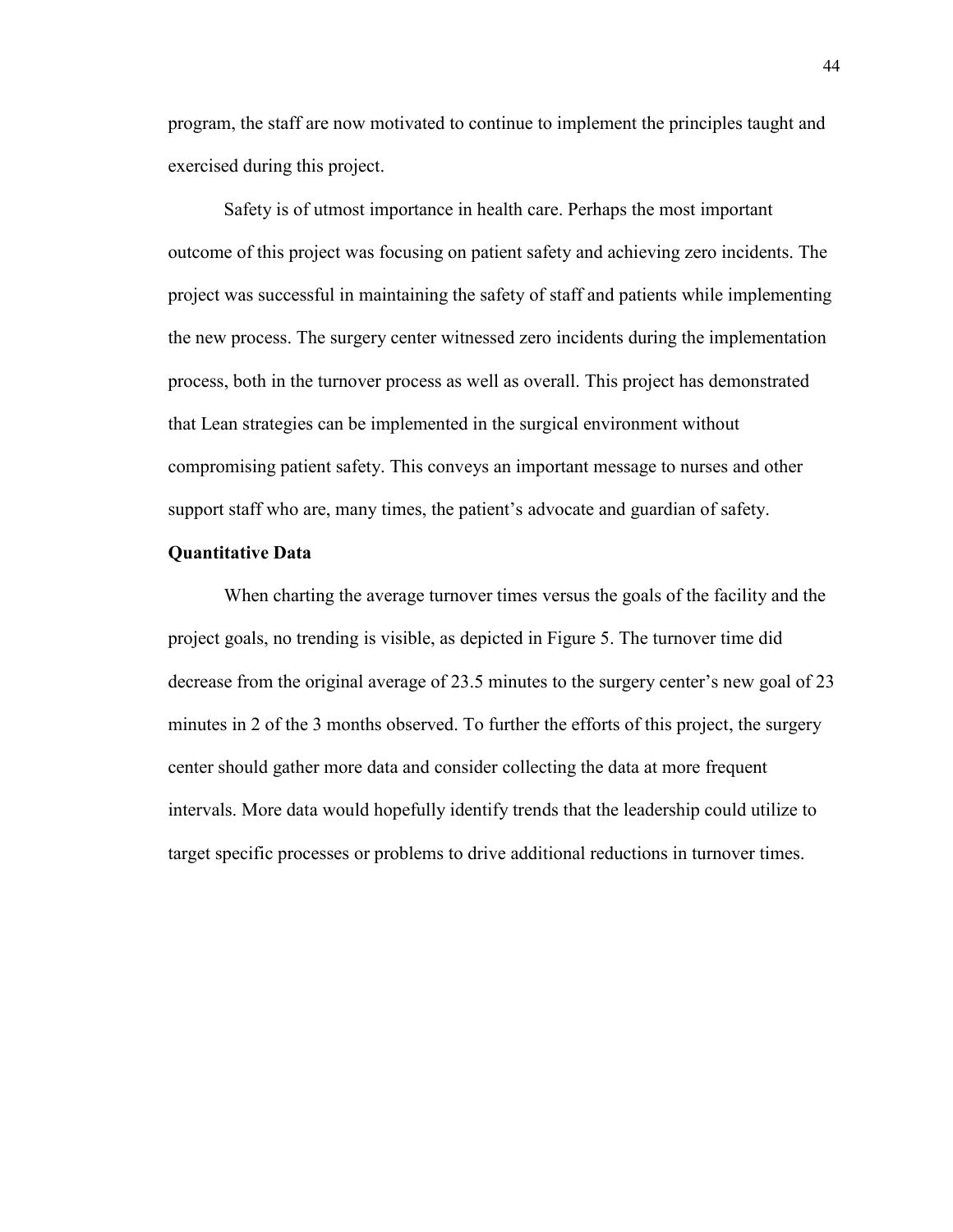program, the staff are now motivated to continue to implement the principles taught and exercised during this project.

Safety is of utmost importance in health care. Perhaps the most important outcome of this project was focusing on patient safety and achieving zero incidents. The project was successful in maintaining the safety of staff and patients while implementing the new process. The surgery center witnessed zero incidents during the implementation process, both in the turnover process as well as overall. This project has demonstrated that Lean strategies can be implemented in the surgical environment without compromising patient safety. This conveys an important message to nurses and other support staff who are, many times, the patient's advocate and guardian of safety.

**Quantitative Data**

When charting the average turnover times versus the goals of the facility and the project goals, no trending is visible, as depicted in Figure 5. The turnover time did decrease from the original average of 23.5 minutes to the surgery center's new goal of 23 minutes in 2 of the 3 months observed. To further the efforts of this project, the surgery center should gather more data and consider collecting the data at more frequent intervals. More data would hopefully identify trends that the leadership could utilize to target specific processes or problems to drive additional reductions in turnover times.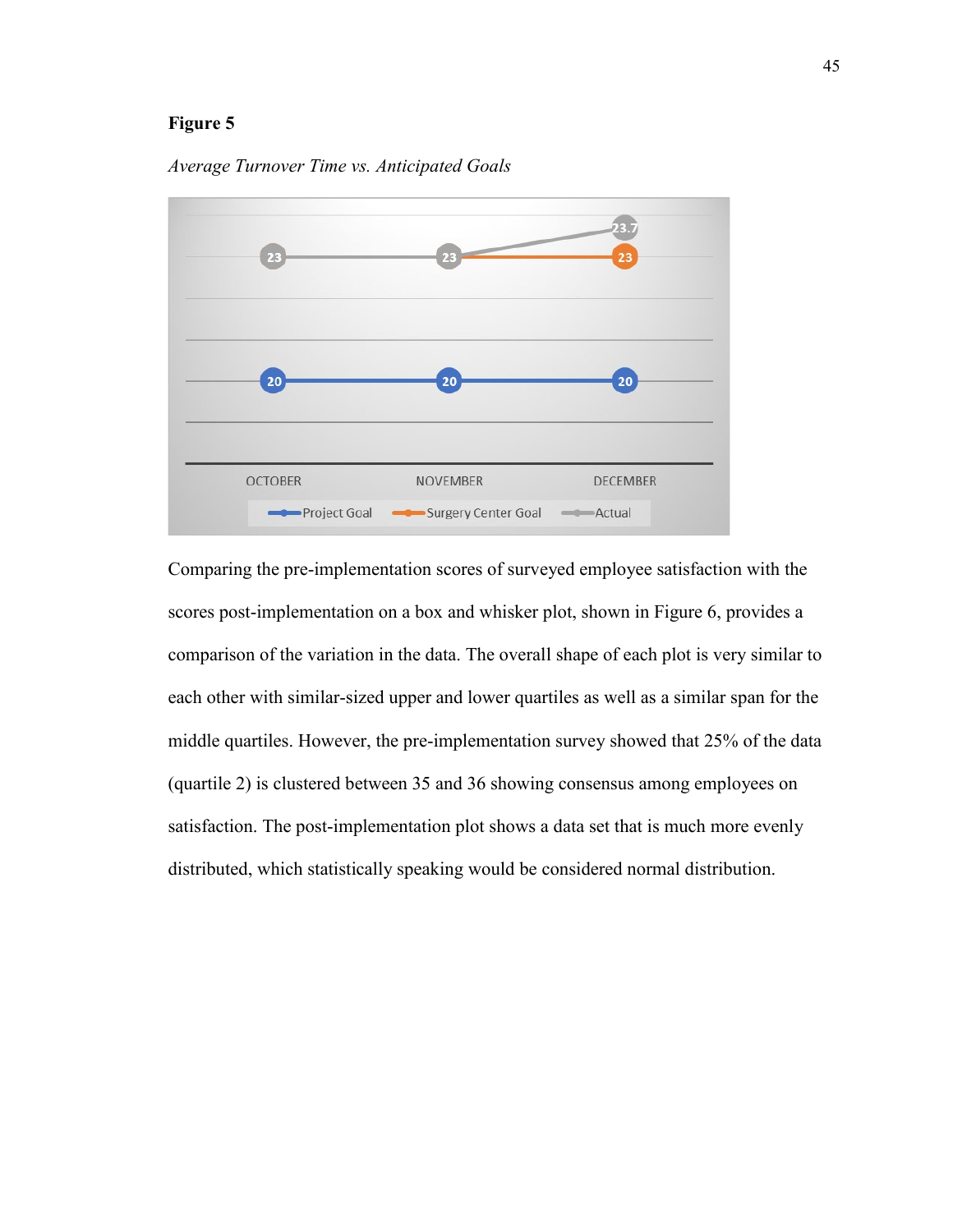**Figure 5**

*Average Turnover Time vs. Anticipated Goals*

Comparing the pre-implementation scores of surveyed employee satisfaction with the scores post-implementation on a box and whisker plot, shown in Figure 6, provides a comparison of the variation in the data. The overall shape of each plot is very similar to each other with similar-sized upper and lower quartiles as well as a similar span for the middle quartiles. However, the pre-implementation survey showed that 25% of the data (quartile 2) is clustered between 35 and 36 showing consensus among employees on satisfaction. The post-implementation plot shows a data set that is much more evenly distributed, which statistically speaking would be considered normal distribution.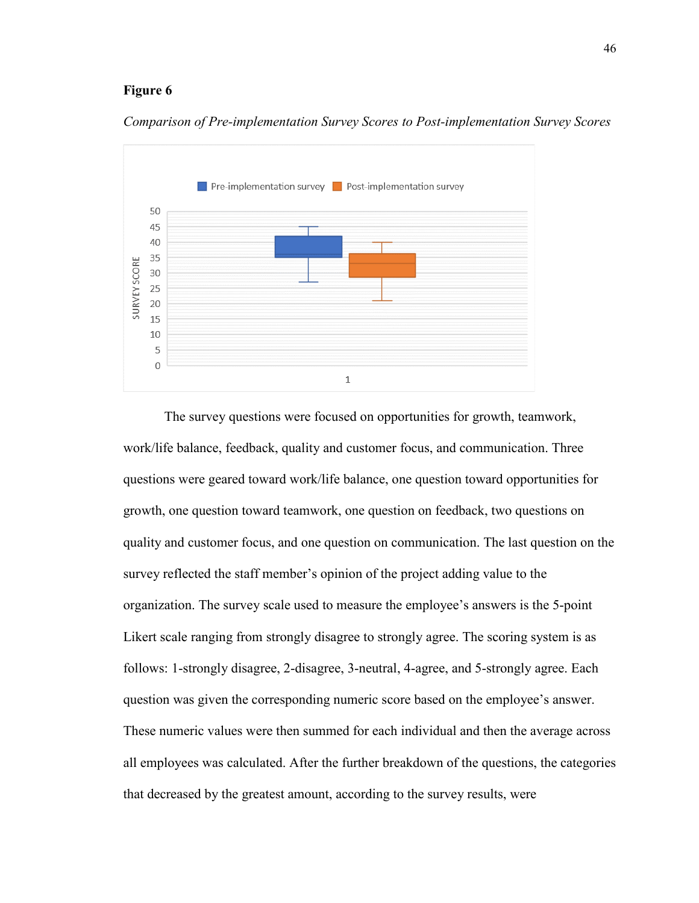**Figure 6**

*Comparison of Pre-implementation Survey Scores to Post-implementation Survey Scores*

The survey questions were focused on opportunities for growth, teamwork, work/life balance, feedback, quality and customer focus, and communication. Three questions were geared toward work/life balance, one question toward opportunities for growth, one question toward teamwork, one question on feedback, two questions on quality and customer focus, and one question on communication. The last question on the survey reflected the staff member's opinion of the project adding value to the organization. The survey scale used to measure the employee's answers is the 5-point Likert scale ranging from strongly disagree to strongly agree. The scoring system is as follows: 1-strongly disagree, 2-disagree, 3-neutral, 4-agree, and 5-strongly agree. Each question was given the corresponding numeric score based on the employee's answer. These numeric values were then summed for each individual and then the average across all employees was calculated. After the further breakdown of the questions, the categories that decreased by the greatest amount, according to the survey results, were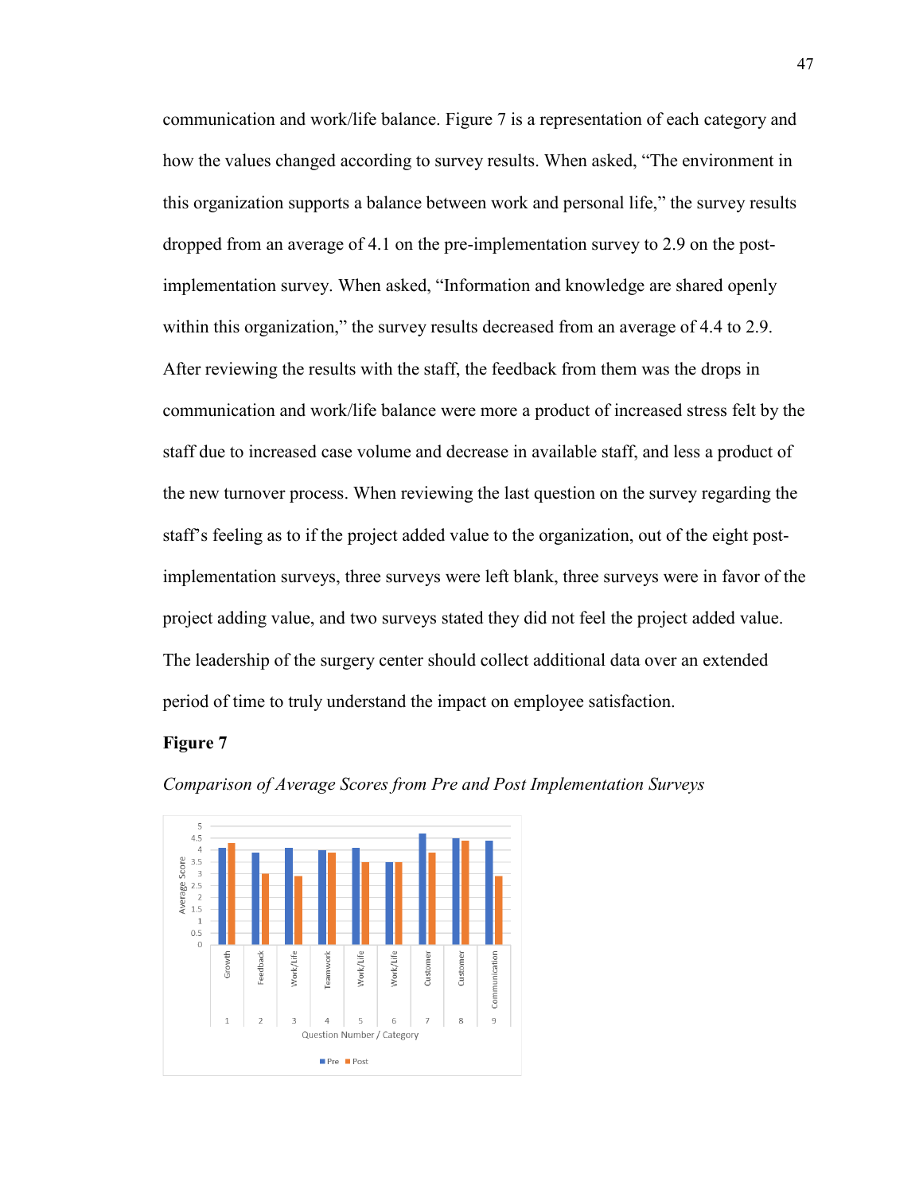communication and work/life balance. Figure 7 is a representation of each category and how the values changed according to survey results. When asked, "The environment in this organization supports a balance between work and personal life," the survey results dropped from an average of 4.1 on the pre-implementation survey to 2.9 on the post-implementation survey. When asked, "Information and knowledge are shared openly within this organization," the survey results decreased from an average of 4.4 to 2.9. After reviewing the results with the staff, the feedback from them was the drops in communication and work/life balance were more a product of increased stress felt by the staff due to increased case volume and decrease in available staff, and less a product of the new turnover process. When reviewing the last question on the survey regarding the staff's feeling as to if the project added value to the organization, out of the eight post-implementation surveys, three surveys were left blank, three surveys were in favor of the project adding value, and two surveys stated they did not feel the project added value. The leadership of the surgery center should collect additional data over an extended period of time to truly understand the impact on employee satisfaction.

**Figure 7**

*Comparison of Average Scores from Pre and Post Implementation Surveys*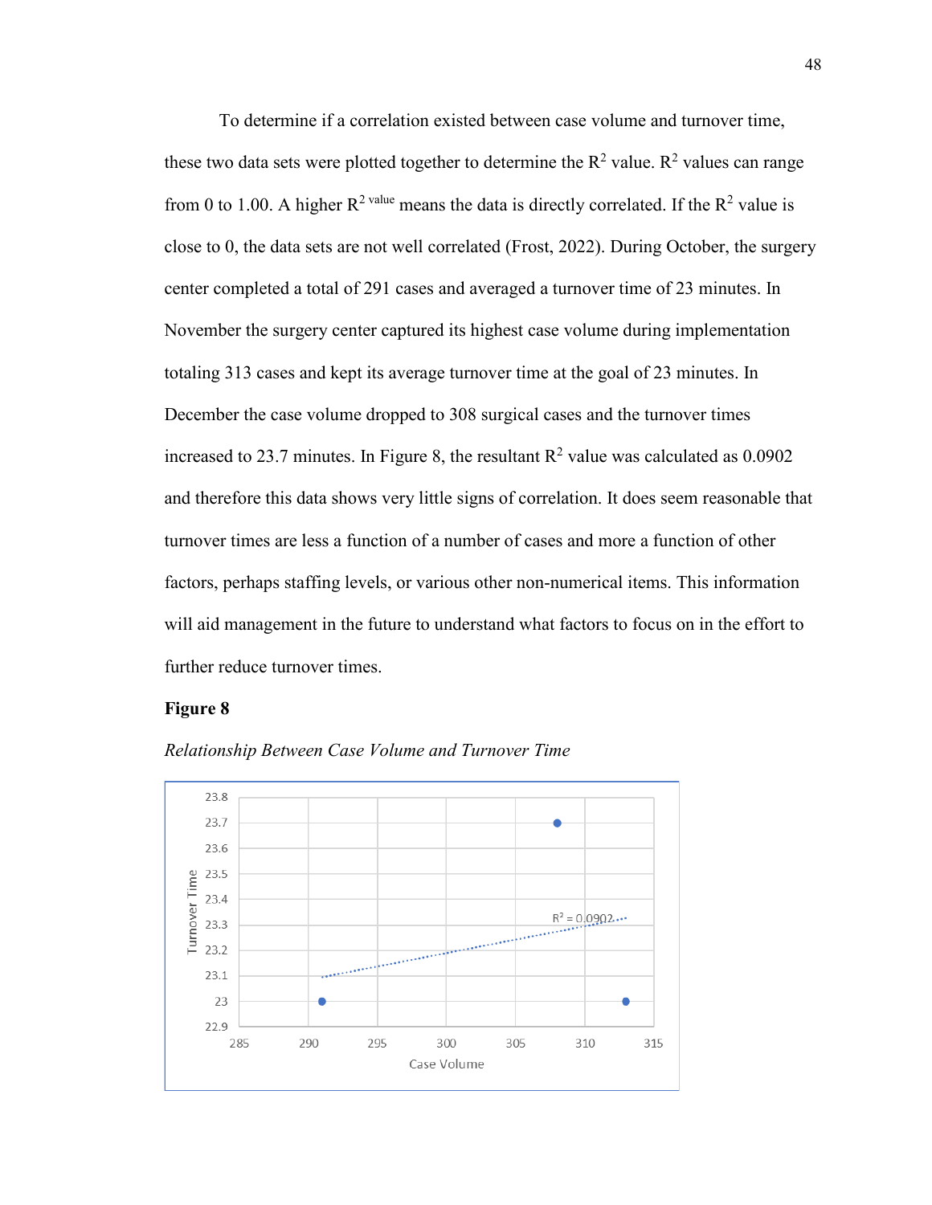To determine if a correlation existed between case volume and turnover time, these two data sets were plotted together to determine the $R^2$ value. $R^2$ values can range from 0 to 1.00. A higher $R^{2 \text{ value}}$ means the data is directly correlated. If the $R^2$ value is close to 0, the data sets are not well correlated (Frost, 2022). During October, the surgery center completed a total of 291 cases and averaged a turnover time of 23 minutes. In November the surgery center captured its highest case volume during implementation totaling 313 cases and kept its average turnover time at the goal of 23 minutes. In December the case volume dropped to 308 surgical cases and the turnover times increased to 23.7 minutes. In Figure 8, the resultant $R^2$ value was calculated as 0.0902 and therefore this data shows very little signs of correlation. It does seem reasonable that turnover times are less a function of a number of cases and more a function of other factors, perhaps staffing levels, or various other non-numerical items. This information will aid management in the future to understand what factors to focus on in the effort to further reduce turnover times.

**Figure 8**

*Relationship Between Case Volume and Turnover Time*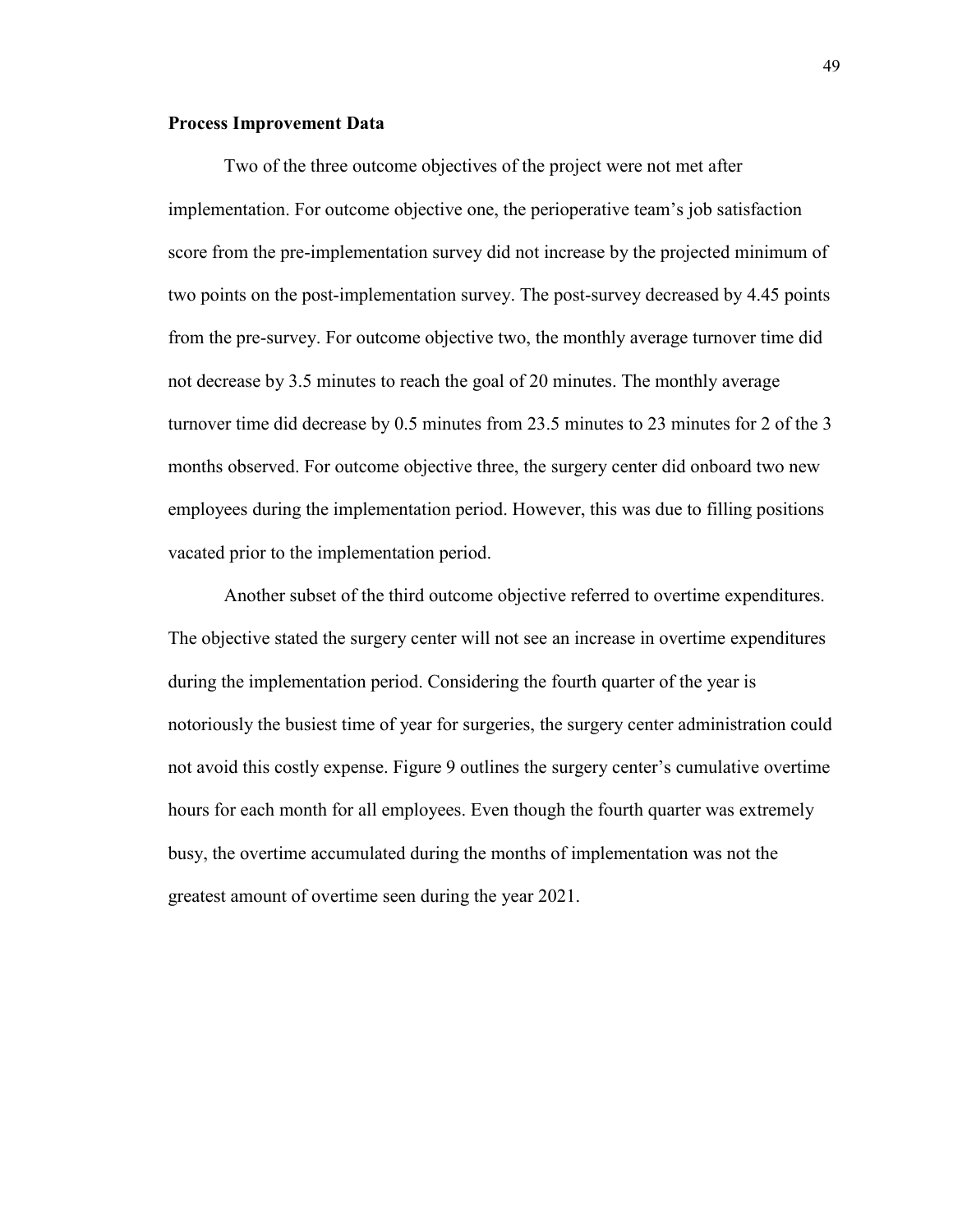### Process Improvement Data

Two of the three outcome objectives of the project were not met after implementation. For outcome objective one, the perioperative team's job satisfaction score from the pre-implementation survey did not increase by the projected minimum of two points on the post-implementation survey. The post-survey decreased by 4.45 points from the pre-survey. For outcome objective two, the monthly average turnover time did not decrease by 3.5 minutes to reach the goal of 20 minutes. The monthly average turnover time did decrease by 0.5 minutes from 23.5 minutes to 23 minutes for 2 of the 3 months observed. For outcome objective three, the surgery center did onboard two new employees during the implementation period. However, this was due to filling positions vacated prior to the implementation period.

Another subset of the third outcome objective referred to overtime expenditures. The objective stated the surgery center will not see an increase in overtime expenditures during the implementation period. Considering the fourth quarter of the year is notoriously the busiest time of year for surgeries, the surgery center administration could not avoid this costly expense. Figure 9 outlines the surgery center's cumulative overtime hours for each month for all employees. Even though the fourth quarter was extremely busy, the overtime accumulated during the months of implementation was not the greatest amount of overtime seen during the year 2021.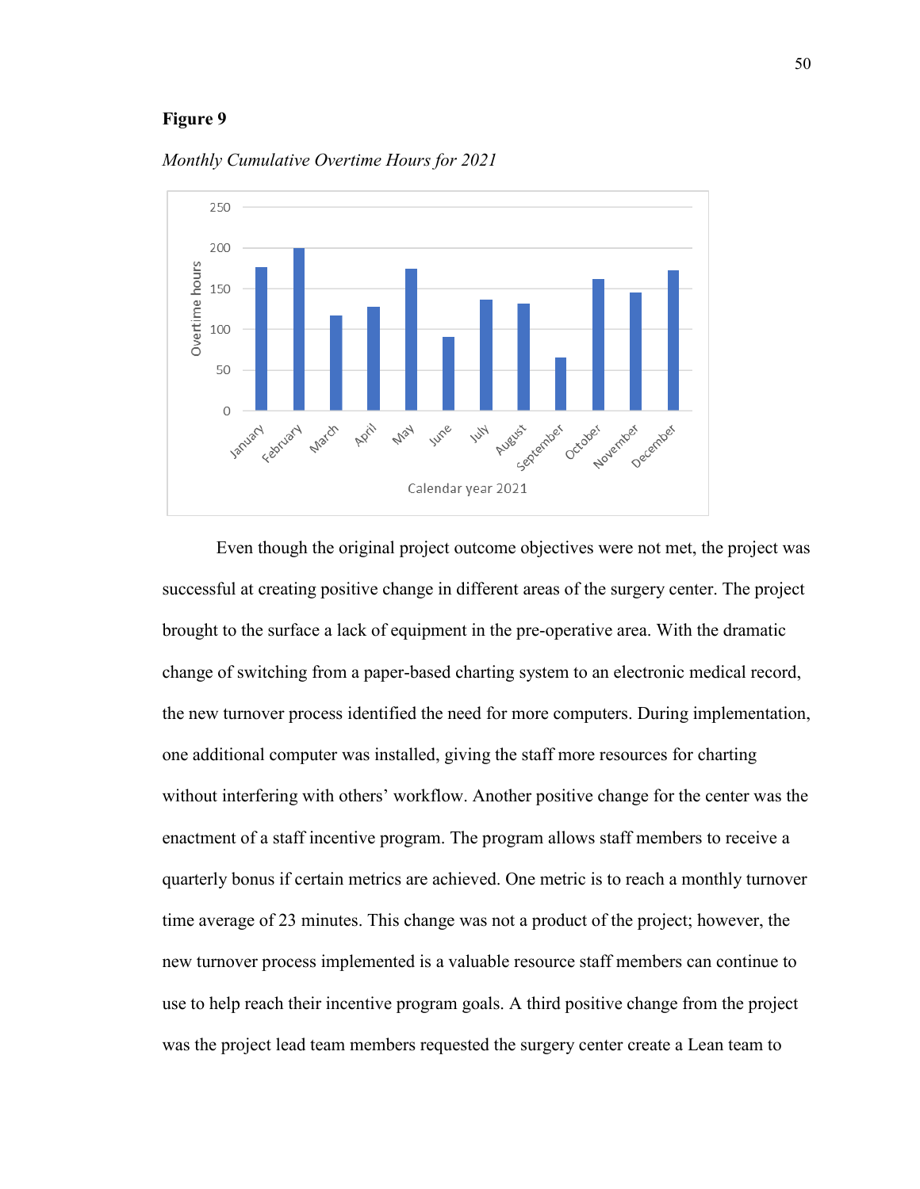**Figure 9**

*Monthly Cumulative Overtime Hours for 2021*

Even though the original project outcome objectives were not met, the project was successful at creating positive change in different areas of the surgery center. The project brought to the surface a lack of equipment in the pre-operative area. With the dramatic change of switching from a paper-based charting system to an electronic medical record, the new turnover process identified the need for more computers. During implementation, one additional computer was installed, giving the staff more resources for charting without interfering with others' workflow. Another positive change for the center was the enactment of a staff incentive program. The program allows staff members to receive a quarterly bonus if certain metrics are achieved. One metric is to reach a monthly turnover time average of 23 minutes. This change was not a product of the project; however, the new turnover process implemented is a valuable resource staff members can continue to use to help reach their incentive program goals. A third positive change from the project was the project lead team members requested the surgery center create a Lean team to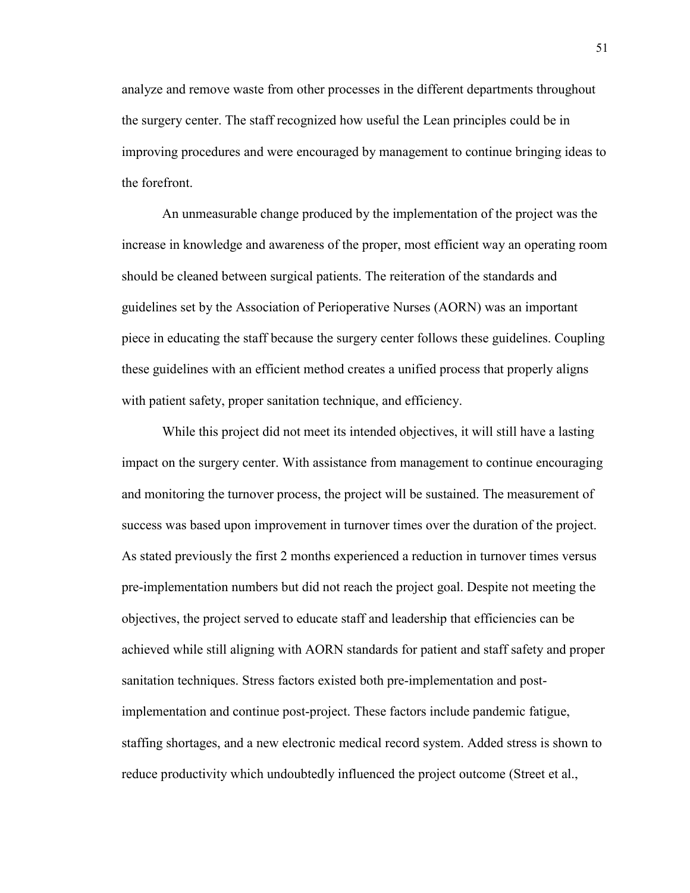analyze and remove waste from other processes in the different departments throughout the surgery center. The staff recognized how useful the Lean principles could be in improving procedures and were encouraged by management to continue bringing ideas to the forefront.

An unmeasurable change produced by the implementation of the project was the increase in knowledge and awareness of the proper, most efficient way an operating room should be cleaned between surgical patients. The reiteration of the standards and guidelines set by the Association of Perioperative Nurses (AORN) was an important piece in educating the staff because the surgery center follows these guidelines. Coupling these guidelines with an efficient method creates a unified process that properly aligns with patient safety, proper sanitation technique, and efficiency.

While this project did not meet its intended objectives, it will still have a lasting impact on the surgery center. With assistance from management to continue encouraging and monitoring the turnover process, the project will be sustained. The measurement of success was based upon improvement in turnover times over the duration of the project. As stated previously the first 2 months experienced a reduction in turnover times versus pre-implementation numbers but did not reach the project goal. Despite not meeting the objectives, the project served to educate staff and leadership that efficiencies can be achieved while still aligning with AORN standards for patient and staff safety and proper sanitation techniques. Stress factors existed both pre-implementation and post-implementation and continue post-project. These factors include pandemic fatigue, staffing shortages, and a new electronic medical record system. Added stress is shown to reduce productivity which undoubtedly influenced the project outcome (Street et al.,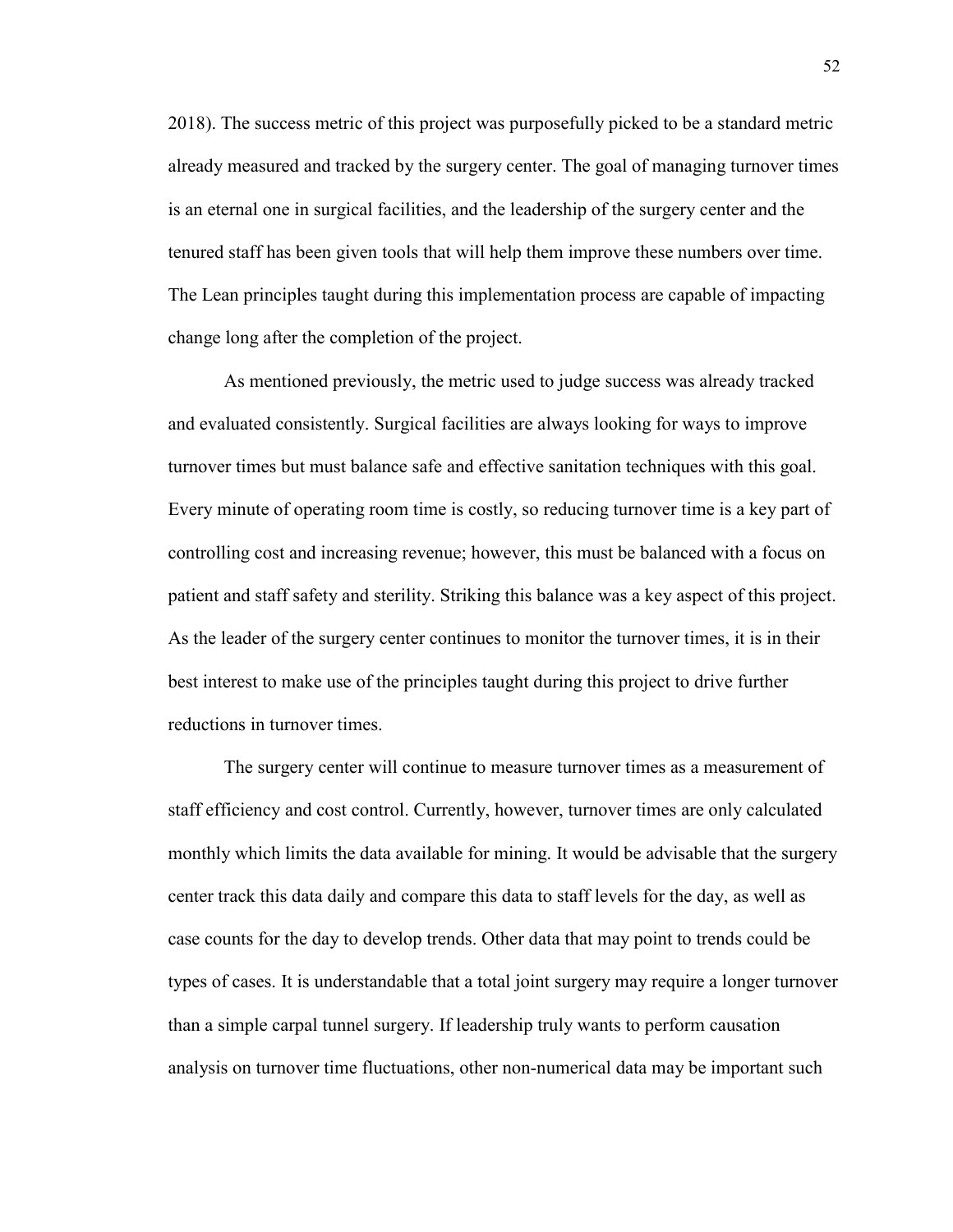2018). The success metric of this project was purposefully picked to be a standard metric already measured and tracked by the surgery center. The goal of managing turnover times is an eternal one in surgical facilities, and the leadership of the surgery center and the tenured staff has been given tools that will help them improve these numbers over time. The Lean principles taught during this implementation process are capable of impacting change long after the completion of the project.

As mentioned previously, the metric used to judge success was already tracked and evaluated consistently. Surgical facilities are always looking for ways to improve turnover times but must balance safe and effective sanitation techniques with this goal. Every minute of operating room time is costly, so reducing turnover time is a key part of controlling cost and increasing revenue; however, this must be balanced with a focus on patient and staff safety and sterility. Striking this balance was a key aspect of this project. As the leader of the surgery center continues to monitor the turnover times, it is in their best interest to make use of the principles taught during this project to drive further reductions in turnover times.

The surgery center will continue to measure turnover times as a measurement of staff efficiency and cost control. Currently, however, turnover times are only calculated monthly which limits the data available for mining. It would be advisable that the surgery center track this data daily and compare this data to staff levels for the day, as well as case counts for the day to develop trends. Other data that may point to trends could be types of cases. It is understandable that a total joint surgery may require a longer turnover than a simple carpal tunnel surgery. If leadership truly wants to perform causation analysis on turnover time fluctuations, other non-numerical data may be important such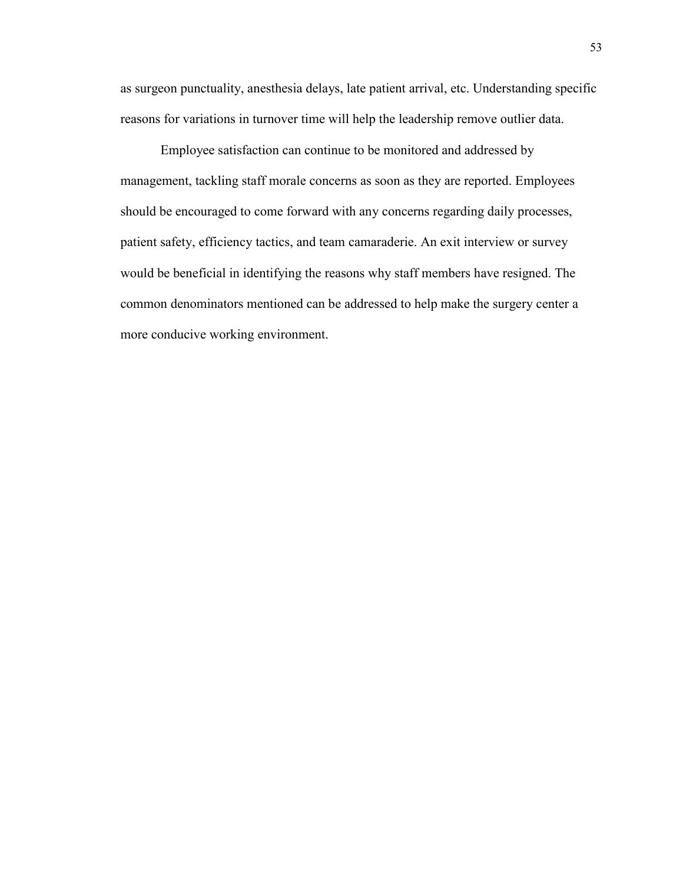as surgeon punctuality, anesthesia delays, late patient arrival, etc. Understanding specific reasons for variations in turnover time will help the leadership remove outlier data.

Employee satisfaction can continue to be monitored and addressed by management, tackling staff morale concerns as soon as they are reported. Employees should be encouraged to come forward with any concerns regarding daily processes, patient safety, efficiency tactics, and team camaraderie. An exit interview or survey would be beneficial in identifying the reasons why staff members have resigned. The common denominators mentioned can be addressed to help make the surgery center a more conducive working environment.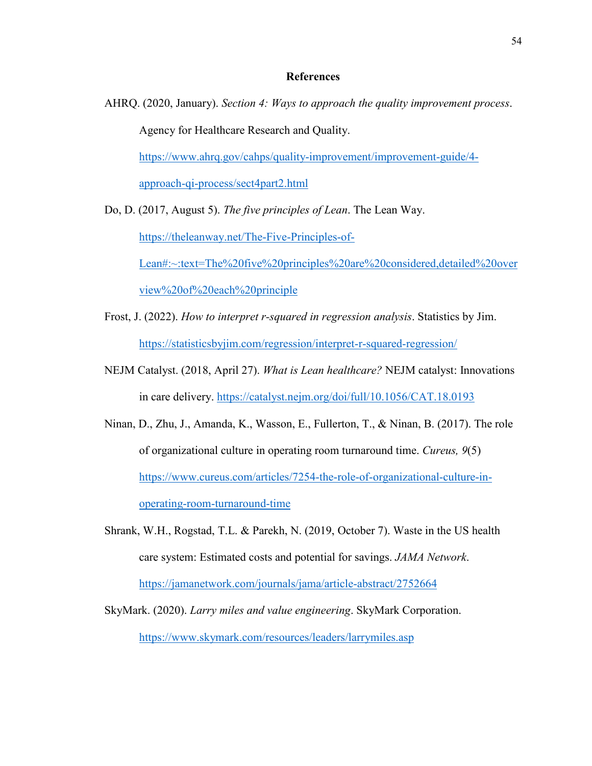# References

AHRQ. (2020, January). *Section 4: Ways to approach the quality improvement process*. Agency for Healthcare Research and Quality. https://www.ahrq.gov/cahps/quality-improvement/improvement-guide/4-approach-qi-process/sect4part2.html

Do, D. (2017, August 5). *The five principles of Lean*. The Lean Way. https://theleanway.net/The-Five-Principles-of-Lean#:~:text=The%20five%20principles%20are%20considered,detailed%20overview%20of%20each%20principle

Frost, J. (2022). *How to interpret r-squared in regression analysis*. Statistics by Jim. https://statisticsbyjim.com/regression/interpret-r-squared-regression/

NEJM Catalyst. (2018, April 27). *What is Lean healthcare?* NEJM catalyst: Innovations in care delivery. https://catalyst.nejm.org/doi/full/10.1056/CAT.18.0193

Ninan, D., Zhu, J., Amanda, K., Wasson, E., Fullerton, T., & Ninan, B. (2017). The role of organizational culture in operating room turnaround time. *Cureus, 9*(5) https://www.cureus.com/articles/7254-the-role-of-organizational-culture-in-operating-room-turnaround-time

Shrank, W.H., Rogstad, T.L. & Parekh, N. (2019, October 7). Waste in the US health care system: Estimated costs and potential for savings. *JAMA Network*. https://jamanetwork.com/journals/jama/article-abstract/2752664

SkyMark. (2020). *Larry miles and value engineering*. SkyMark Corporation. https://www.skymark.com/resources/leaders/larrymiles.asp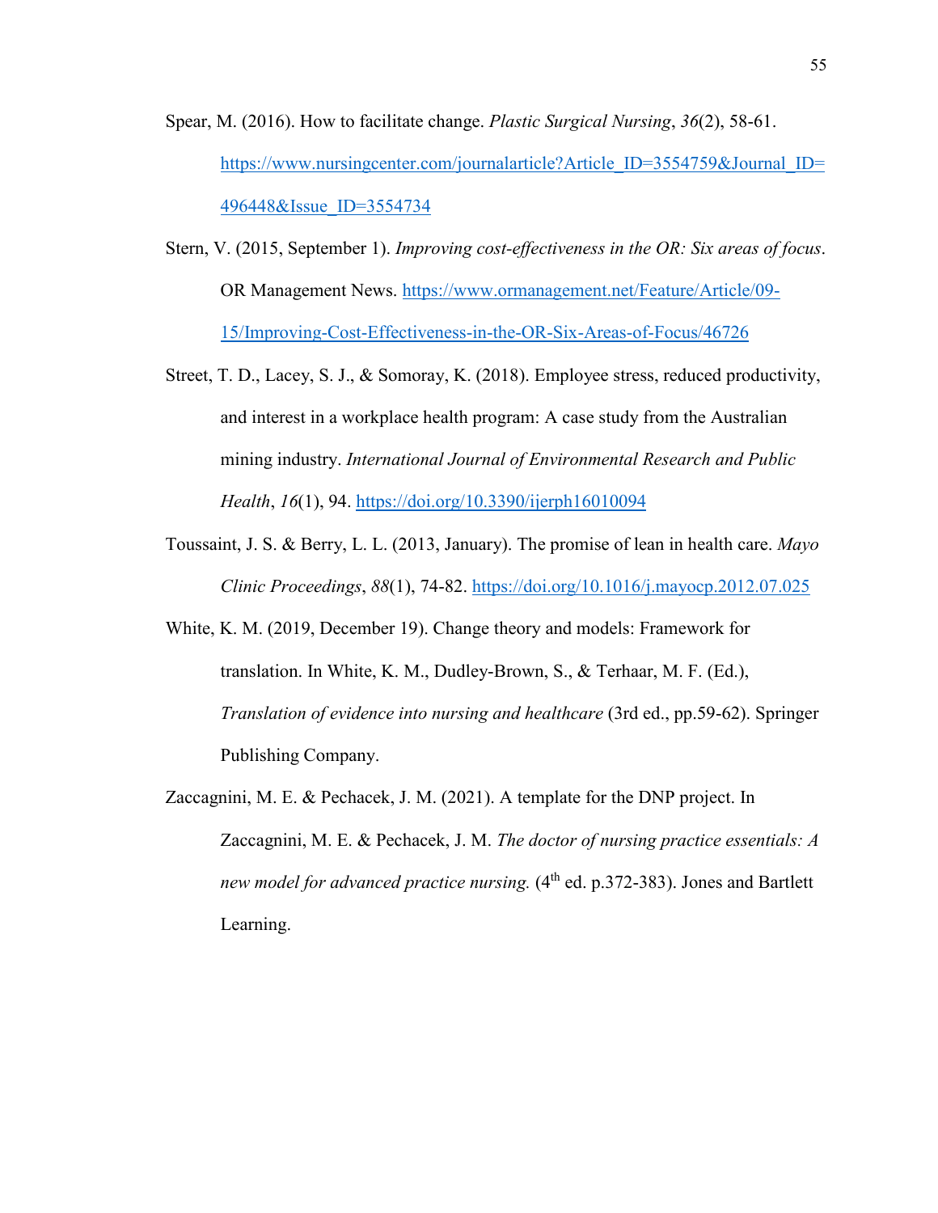Spear, M. (2016). How to facilitate change. *Plastic Surgical Nursing*, *36*(2), 58-61. https://www.nursingcenter.com/journalarticle?Article_ID=3554759&Journal_ID=496448&Issue_ID=3554734

Stern, V. (2015, September 1). *Improving cost-effectiveness in the OR: Six areas of focus*. OR Management News. https://www.ormanagement.net/Feature/Article/09-15/Improving-Cost-Effectiveness-in-the-OR-Six-Areas-of-Focus/46726

Street, T. D., Lacey, S. J., & Somoray, K. (2018). Employee stress, reduced productivity, and interest in a workplace health program: A case study from the Australian mining industry. *International Journal of Environmental Research and Public Health*, *16*(1), 94. https://doi.org/10.3390/ijerph16010094

Toussaint, J. S. & Berry, L. L. (2013, January). The promise of lean in health care. *Mayo Clinic Proceedings*, *88*(1), 74-82. https://doi.org/10.1016/j.mayocp.2012.07.025

White, K. M. (2019, December 19). Change theory and models: Framework for translation. In White, K. M., Dudley-Brown, S., & Terhaar, M. F. (Ed.), *Translation of evidence into nursing and healthcare* (3rd ed., pp.59-62). Springer Publishing Company.

Zaccagnini, M. E. & Pechacek, J. M. (2021). A template for the DNP project. In Zaccagnini, M. E. & Pechacek, J. M. *The doctor of nursing practice essentials: A new model for advanced practice nursing.* (4th ed. p.372-383). Jones and Bartlett Learning.